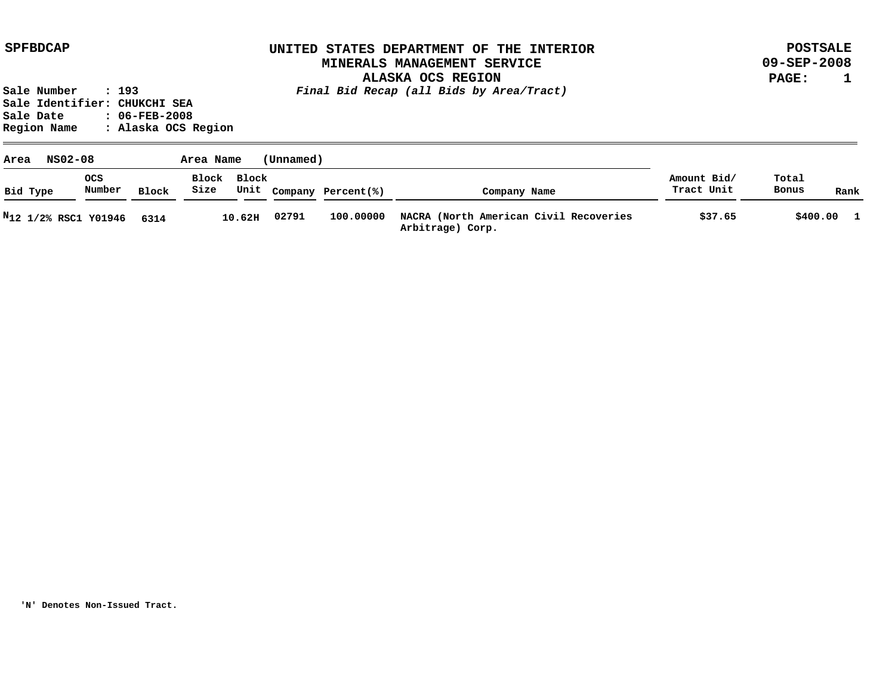SPFBDCAP

# UNITED STATES DEPARTMENT OF THE INTERIOR
## MINERALS MANAGEMENT SERVICE
## ALASKA OCS REGION

POSTSALE
09-SEP-2008

*Final Bid Recap (all Bids by Area/Tract)*

Sale Number : 193
Sale Identifier: CHUKCHI SEA
Sale Date : 06-FEB-2008
Region Name : Alaska OCS Region

Area NS02-08 Area Name (Unnamed)

| Bid Type | OCS Number | Block | Block Size | Block Unit | Company | Percent(%) | Company Name | Amount Bid/ Tract Unit | Total Bonus | Rank |
|---|---|---|---|---|---|---|---|---|---|---|
| N 12 1/2% RSC1 | Y01946 | 6314 | 10.62 | H | 02791 | 100.00000 | NACRA (North American Civil Recoveries Arbitrage) Corp. | $37.65 | $400.00 | 1 |

'N' Denotes Non-Issued Tract.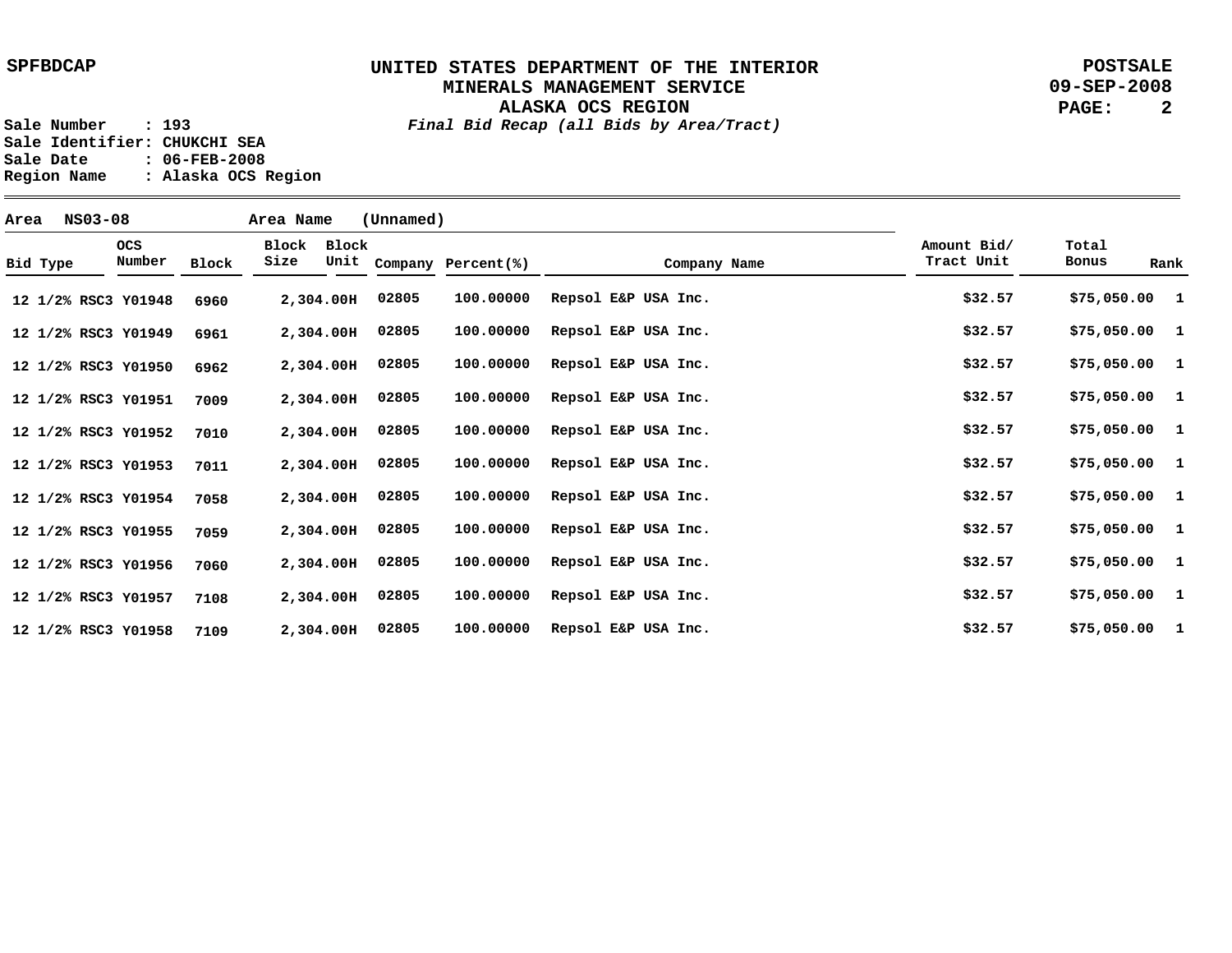SPFBDCAP

# UNITED STATES DEPARTMENT OF THE INTERIOR
## MINERALS MANAGEMENT SERVICE
## ALASKA OCS REGION

*Final Bid Recap (all Bids by Area/Tract)*

POSTSALE
09-SEP-2008

Sale Number : 193
Sale Identifier: CHUKCHI SEA
Sale Date : 06-FEB-2008
Region Name : Alaska OCS Region

Area NS03-08 Area Name (Unnamed)

| Bid Type | OCS Number | Block | Block Size | Block Unit | Company | Percent(%) | Company Name | Amount Bid/ Tract Unit | Total Bonus | Rank |
|---|---|---|---|---|---|---|---|---|---|---|
| 12 1/2% RSC3 | Y01948 | 6960 | 2,304.00 | H | 02805 | 100.00000 | Repsol E&P USA Inc. | $32.57 | $75,050.00 | 1 |
| 12 1/2% RSC3 | Y01949 | 6961 | 2,304.00 | H | 02805 | 100.00000 | Repsol E&P USA Inc. | $32.57 | $75,050.00 | 1 |
| 12 1/2% RSC3 | Y01950 | 6962 | 2,304.00 | H | 02805 | 100.00000 | Repsol E&P USA Inc. | $32.57 | $75,050.00 | 1 |
| 12 1/2% RSC3 | Y01951 | 7009 | 2,304.00 | H | 02805 | 100.00000 | Repsol E&P USA Inc. | $32.57 | $75,050.00 | 1 |
| 12 1/2% RSC3 | Y01952 | 7010 | 2,304.00 | H | 02805 | 100.00000 | Repsol E&P USA Inc. | $32.57 | $75,050.00 | 1 |
| 12 1/2% RSC3 | Y01953 | 7011 | 2,304.00 | H | 02805 | 100.00000 | Repsol E&P USA Inc. | $32.57 | $75,050.00 | 1 |
| 12 1/2% RSC3 | Y01954 | 7058 | 2,304.00 | H | 02805 | 100.00000 | Repsol E&P USA Inc. | $32.57 | $75,050.00 | 1 |
| 12 1/2% RSC3 | Y01955 | 7059 | 2,304.00 | H | 02805 | 100.00000 | Repsol E&P USA Inc. | $32.57 | $75,050.00 | 1 |
| 12 1/2% RSC3 | Y01956 | 7060 | 2,304.00 | H | 02805 | 100.00000 | Repsol E&P USA Inc. | $32.57 | $75,050.00 | 1 |
| 12 1/2% RSC3 | Y01957 | 7108 | 2,304.00 | H | 02805 | 100.00000 | Repsol E&P USA Inc. | $32.57 | $75,050.00 | 1 |
| 12 1/2% RSC3 | Y01958 | 7109 | 2,304.00 | H | 02805 | 100.00000 | Repsol E&P USA Inc. | $32.57 | $75,050.00 | 1 |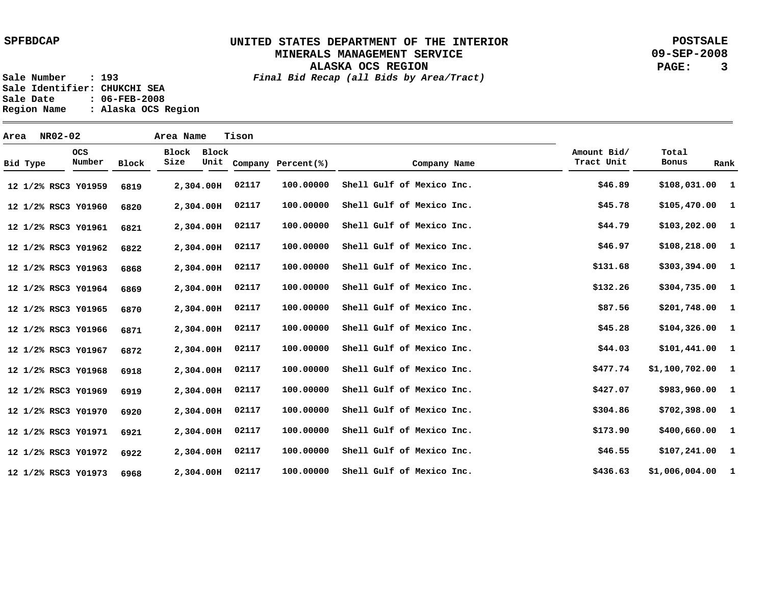SPFBDCAP

# UNITED STATES DEPARTMENT OF THE INTERIOR
## MINERALS MANAGEMENT SERVICE
## ALASKA OCS REGION
*Final Bid Recap (all Bids by Area/Tract)*

POSTSALE
09-SEP-2008

Sale Number : 193
Sale Identifier: CHUKCHI SEA
Sale Date : 06-FEB-2008
Region Name : Alaska OCS Region

Area NR02-02 Area Name Tison

| Bid Type | OCS Number | Block | Block Size | Block Unit | Company | Percent(%) | Company Name | Amount Bid/ Tract Unit | Total Bonus | Rank |
|---|---|---|---|---|---|---|---|---|---|---|
| 12 1/2% RSC3 | Y01959 | 6819 | 2,304.00 | H | 02117 | 100.00000 | Shell Gulf of Mexico Inc. | $46.89 | $108,031.00 | 1 |
| 12 1/2% RSC3 | Y01960 | 6820 | 2,304.00 | H | 02117 | 100.00000 | Shell Gulf of Mexico Inc. | $45.78 | $105,470.00 | 1 |
| 12 1/2% RSC3 | Y01961 | 6821 | 2,304.00 | H | 02117 | 100.00000 | Shell Gulf of Mexico Inc. | $44.79 | $103,202.00 | 1 |
| 12 1/2% RSC3 | Y01962 | 6822 | 2,304.00 | H | 02117 | 100.00000 | Shell Gulf of Mexico Inc. | $46.97 | $108,218.00 | 1 |
| 12 1/2% RSC3 | Y01963 | 6868 | 2,304.00 | H | 02117 | 100.00000 | Shell Gulf of Mexico Inc. | $131.68 | $303,394.00 | 1 |
| 12 1/2% RSC3 | Y01964 | 6869 | 2,304.00 | H | 02117 | 100.00000 | Shell Gulf of Mexico Inc. | $132.26 | $304,735.00 | 1 |
| 12 1/2% RSC3 | Y01965 | 6870 | 2,304.00 | H | 02117 | 100.00000 | Shell Gulf of Mexico Inc. | $87.56 | $201,748.00 | 1 |
| 12 1/2% RSC3 | Y01966 | 6871 | 2,304.00 | H | 02117 | 100.00000 | Shell Gulf of Mexico Inc. | $45.28 | $104,326.00 | 1 |
| 12 1/2% RSC3 | Y01967 | 6872 | 2,304.00 | H | 02117 | 100.00000 | Shell Gulf of Mexico Inc. | $44.03 | $101,441.00 | 1 |
| 12 1/2% RSC3 | Y01968 | 6918 | 2,304.00 | H | 02117 | 100.00000 | Shell Gulf of Mexico Inc. | $477.74 | $1,100,702.00 | 1 |
| 12 1/2% RSC3 | Y01969 | 6919 | 2,304.00 | H | 02117 | 100.00000 | Shell Gulf of Mexico Inc. | $427.07 | $983,960.00 | 1 |
| 12 1/2% RSC3 | Y01970 | 6920 | 2,304.00 | H | 02117 | 100.00000 | Shell Gulf of Mexico Inc. | $304.86 | $702,398.00 | 1 |
| 12 1/2% RSC3 | Y01971 | 6921 | 2,304.00 | H | 02117 | 100.00000 | Shell Gulf of Mexico Inc. | $173.90 | $400,660.00 | 1 |
| 12 1/2% RSC3 | Y01972 | 6922 | 2,304.00 | H | 02117 | 100.00000 | Shell Gulf of Mexico Inc. | $46.55 | $107,241.00 | 1 |
| 12 1/2% RSC3 | Y01973 | 6968 | 2,304.00 | H | 02117 | 100.00000 | Shell Gulf of Mexico Inc. | $436.63 | $1,006,004.00 | 1 |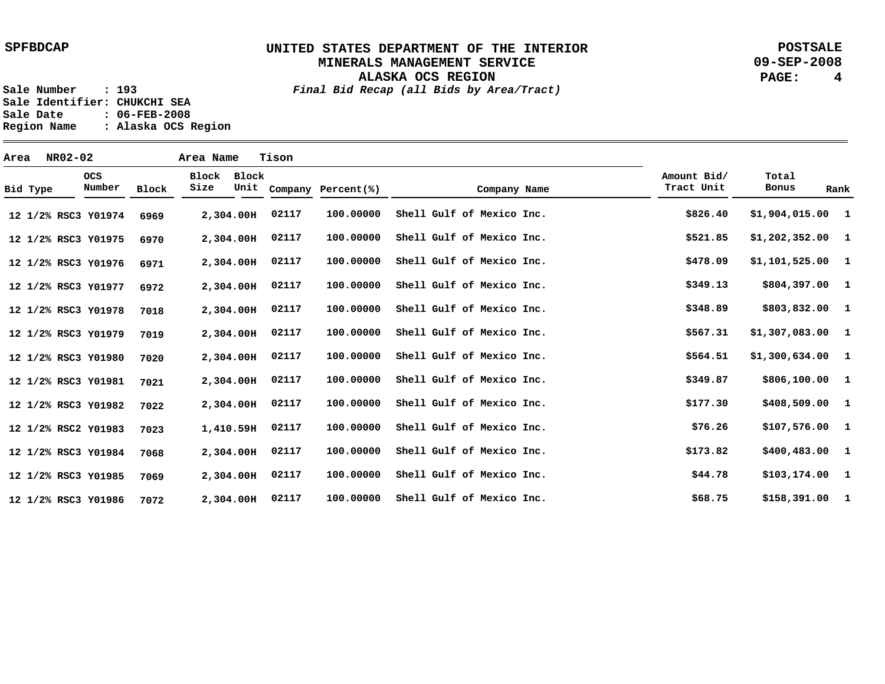SPFBDCAP

# UNITED STATES DEPARTMENT OF THE INTERIOR
## MINERALS MANAGEMENT SERVICE
## ALASKA OCS REGION

POSTSALE
09-SEP-2008

*Final Bid Recap (all Bids by Area/Tract)*

Sale Number : 193
Sale Identifier: CHUKCHI SEA
Sale Date : 06-FEB-2008
Region Name : Alaska OCS Region

Area NR02-02 Area Name Tison

| Bid Type | OCS Number | Block | Block Size | Block Unit | Company | Percent(%) | Company Name | Amount Bid/ Tract Unit | Total Bonus | Rank |
|---|---|---|---|---|---|---|---|---|---|---|
| 12 1/2% RSC3 | Y01974 | 6969 | 2,304.00 | H | 02117 | 100.00000 | Shell Gulf of Mexico Inc. | $826.40 | $1,904,015.00 | 1 |
| 12 1/2% RSC3 | Y01975 | 6970 | 2,304.00 | H | 02117 | 100.00000 | Shell Gulf of Mexico Inc. | $521.85 | $1,202,352.00 | 1 |
| 12 1/2% RSC3 | Y01976 | 6971 | 2,304.00 | H | 02117 | 100.00000 | Shell Gulf of Mexico Inc. | $478.09 | $1,101,525.00 | 1 |
| 12 1/2% RSC3 | Y01977 | 6972 | 2,304.00 | H | 02117 | 100.00000 | Shell Gulf of Mexico Inc. | $349.13 | $804,397.00 | 1 |
| 12 1/2% RSC3 | Y01978 | 7018 | 2,304.00 | H | 02117 | 100.00000 | Shell Gulf of Mexico Inc. | $348.89 | $803,832.00 | 1 |
| 12 1/2% RSC3 | Y01979 | 7019 | 2,304.00 | H | 02117 | 100.00000 | Shell Gulf of Mexico Inc. | $567.31 | $1,307,083.00 | 1 |
| 12 1/2% RSC3 | Y01980 | 7020 | 2,304.00 | H | 02117 | 100.00000 | Shell Gulf of Mexico Inc. | $564.51 | $1,300,634.00 | 1 |
| 12 1/2% RSC3 | Y01981 | 7021 | 2,304.00 | H | 02117 | 100.00000 | Shell Gulf of Mexico Inc. | $349.87 | $806,100.00 | 1 |
| 12 1/2% RSC3 | Y01982 | 7022 | 2,304.00 | H | 02117 | 100.00000 | Shell Gulf of Mexico Inc. | $177.30 | $408,509.00 | 1 |
| 12 1/2% RSC2 | Y01983 | 7023 | 1,410.59 | H | 02117 | 100.00000 | Shell Gulf of Mexico Inc. | $76.26 | $107,576.00 | 1 |
| 12 1/2% RSC3 | Y01984 | 7068 | 2,304.00 | H | 02117 | 100.00000 | Shell Gulf of Mexico Inc. | $173.82 | $400,483.00 | 1 |
| 12 1/2% RSC3 | Y01985 | 7069 | 2,304.00 | H | 02117 | 100.00000 | Shell Gulf of Mexico Inc. | $44.78 | $103,174.00 | 1 |
| 12 1/2% RSC3 | Y01986 | 7072 | 2,304.00 | H | 02117 | 100.00000 | Shell Gulf of Mexico Inc. | $68.75 | $158,391.00 | 1 |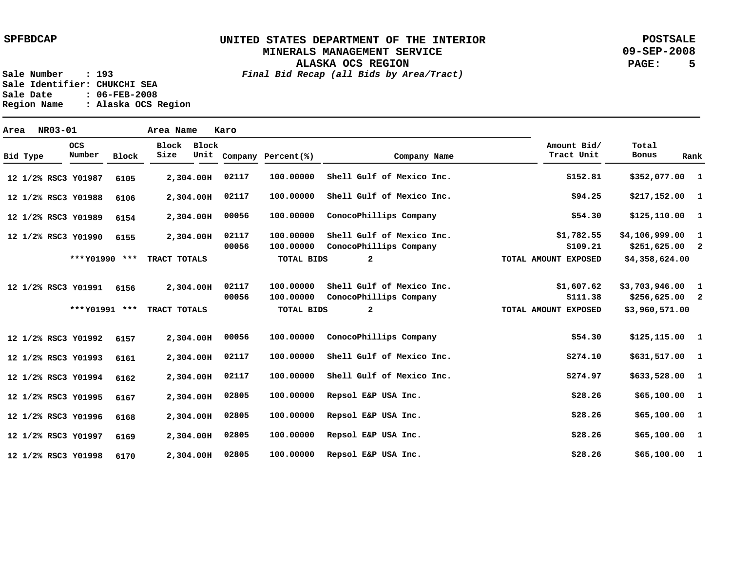UNITED STATES DEPARTMENT OF THE INTERIOR
MINERALS MANAGEMENT SERVICE
ALASKA OCS REGION
*Final Bid Recap (all Bids by Area/Tract)*

SPFBDCAP | POSTSALE | 09-SEP-2008

Sale Number : 193
Sale Identifier: CHUKCHI SEA
Sale Date : 06-FEB-2008
Region Name : Alaska OCS Region

Area NR03-01 Area Name Karo

| Bid Type | OCS Number | Block | Block Size | Block Unit | Company | Percent(%) | Company Name | Amount Bid/ Tract Unit | Total Bonus | Rank |
|---|---|---|---|---|---|---|---|---|---|---|
| 12 1/2% RSC3 | Y01987 | 6105 | 2,304.00 | H | 02117 | 100.00000 | Shell Gulf of Mexico Inc. | $152.81 | $352,077.00 | 1 |
| 12 1/2% RSC3 | Y01988 | 6106 | 2,304.00 | H | 02117 | 100.00000 | Shell Gulf of Mexico Inc. | $94.25 | $217,152.00 | 1 |
| 12 1/2% RSC3 | Y01989 | 6154 | 2,304.00 | H | 00056 | 100.00000 | ConocoPhillips Company | $54.30 | $125,110.00 | 1 |
| 12 1/2% RSC3 | Y01990 | 6155 | 2,304.00 | H | 02117 | 100.00000 | Shell Gulf of Mexico Inc. | $1,782.55 | $4,106,999.00 | 1 |
| | | | | | 00056 | 100.00000 | ConocoPhillips Company | $109.21 | $251,625.00 | 2 |
| | ***Y01990 *** | | TRACT TOTALS | | | TOTAL BIDS | 2 | TOTAL AMOUNT EXPOSED | $4,358,624.00 | |
| 12 1/2% RSC3 | Y01991 | 6156 | 2,304.00 | H | 02117 | 100.00000 | Shell Gulf of Mexico Inc. | $1,607.62 | $3,703,946.00 | 1 |
| | | | | | 00056 | 100.00000 | ConocoPhillips Company | $111.38 | $256,625.00 | 2 |
| | ***Y01991 *** | | TRACT TOTALS | | | TOTAL BIDS | 2 | TOTAL AMOUNT EXPOSED | $3,960,571.00 | |
| 12 1/2% RSC3 | Y01992 | 6157 | 2,304.00 | H | 00056 | 100.00000 | ConocoPhillips Company | $54.30 | $125,115.00 | 1 |
| 12 1/2% RSC3 | Y01993 | 6161 | 2,304.00 | H | 02117 | 100.00000 | Shell Gulf of Mexico Inc. | $274.10 | $631,517.00 | 1 |
| 12 1/2% RSC3 | Y01994 | 6162 | 2,304.00 | H | 02117 | 100.00000 | Shell Gulf of Mexico Inc. | $274.97 | $633,528.00 | 1 |
| 12 1/2% RSC3 | Y01995 | 6167 | 2,304.00 | H | 02805 | 100.00000 | Repsol E&P USA Inc. | $28.26 | $65,100.00 | 1 |
| 12 1/2% RSC3 | Y01996 | 6168 | 2,304.00 | H | 02805 | 100.00000 | Repsol E&P USA Inc. | $28.26 | $65,100.00 | 1 |
| 12 1/2% RSC3 | Y01997 | 6169 | 2,304.00 | H | 02805 | 100.00000 | Repsol E&P USA Inc. | $28.26 | $65,100.00 | 1 |
| 12 1/2% RSC3 | Y01998 | 6170 | 2,304.00 | H | 02805 | 100.00000 | Repsol E&P USA Inc. | $28.26 | $65,100.00 | 1 |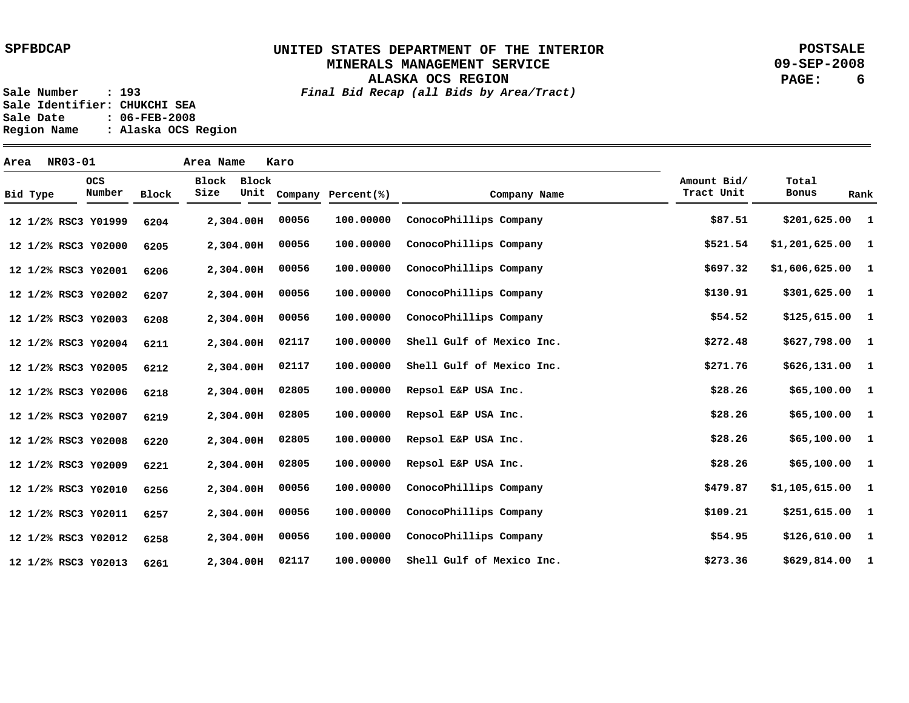SPFBDCAP

# UNITED STATES DEPARTMENT OF THE INTERIOR
## MINERALS MANAGEMENT SERVICE
## ALASKA OCS REGION

POSTSALE
09-SEP-2008

*Final Bid Recap (all Bids by Area/Tract)*

Sale Number : 193
Sale Identifier: CHUKCHI SEA
Sale Date : 06-FEB-2008
Region Name : Alaska OCS Region

Area NR03-01 Area Name Karo

| Bid Type | OCS Number | Block | Block Size | Block Unit | Company | Percent(%) | Company Name | Amount Bid/ Tract Unit | Total Bonus | Rank |
|---|---|---|---|---|---|---|---|---|---|---|
| 12 1/2% RSC3 | Y01999 | 6204 | 2,304.00 | H | 00056 | 100.00000 | ConocoPhillips Company | $87.51 | $201,625.00 | 1 |
| 12 1/2% RSC3 | Y02000 | 6205 | 2,304.00 | H | 00056 | 100.00000 | ConocoPhillips Company | $521.54 | $1,201,625.00 | 1 |
| 12 1/2% RSC3 | Y02001 | 6206 | 2,304.00 | H | 00056 | 100.00000 | ConocoPhillips Company | $697.32 | $1,606,625.00 | 1 |
| 12 1/2% RSC3 | Y02002 | 6207 | 2,304.00 | H | 00056 | 100.00000 | ConocoPhillips Company | $130.91 | $301,625.00 | 1 |
| 12 1/2% RSC3 | Y02003 | 6208 | 2,304.00 | H | 00056 | 100.00000 | ConocoPhillips Company | $54.52 | $125,615.00 | 1 |
| 12 1/2% RSC3 | Y02004 | 6211 | 2,304.00 | H | 02117 | 100.00000 | Shell Gulf of Mexico Inc. | $272.48 | $627,798.00 | 1 |
| 12 1/2% RSC3 | Y02005 | 6212 | 2,304.00 | H | 02117 | 100.00000 | Shell Gulf of Mexico Inc. | $271.76 | $626,131.00 | 1 |
| 12 1/2% RSC3 | Y02006 | 6218 | 2,304.00 | H | 02805 | 100.00000 | Repsol E&P USA Inc. | $28.26 | $65,100.00 | 1 |
| 12 1/2% RSC3 | Y02007 | 6219 | 2,304.00 | H | 02805 | 100.00000 | Repsol E&P USA Inc. | $28.26 | $65,100.00 | 1 |
| 12 1/2% RSC3 | Y02008 | 6220 | 2,304.00 | H | 02805 | 100.00000 | Repsol E&P USA Inc. | $28.26 | $65,100.00 | 1 |
| 12 1/2% RSC3 | Y02009 | 6221 | 2,304.00 | H | 02805 | 100.00000 | Repsol E&P USA Inc. | $28.26 | $65,100.00 | 1 |
| 12 1/2% RSC3 | Y02010 | 6256 | 2,304.00 | H | 00056 | 100.00000 | ConocoPhillips Company | $479.87 | $1,105,615.00 | 1 |
| 12 1/2% RSC3 | Y02011 | 6257 | 2,304.00 | H | 00056 | 100.00000 | ConocoPhillips Company | $109.21 | $251,615.00 | 1 |
| 12 1/2% RSC3 | Y02012 | 6258 | 2,304.00 | H | 00056 | 100.00000 | ConocoPhillips Company | $54.95 | $126,610.00 | 1 |
| 12 1/2% RSC3 | Y02013 | 6261 | 2,304.00 | H | 02117 | 100.00000 | Shell Gulf of Mexico Inc. | $273.36 | $629,814.00 | 1 |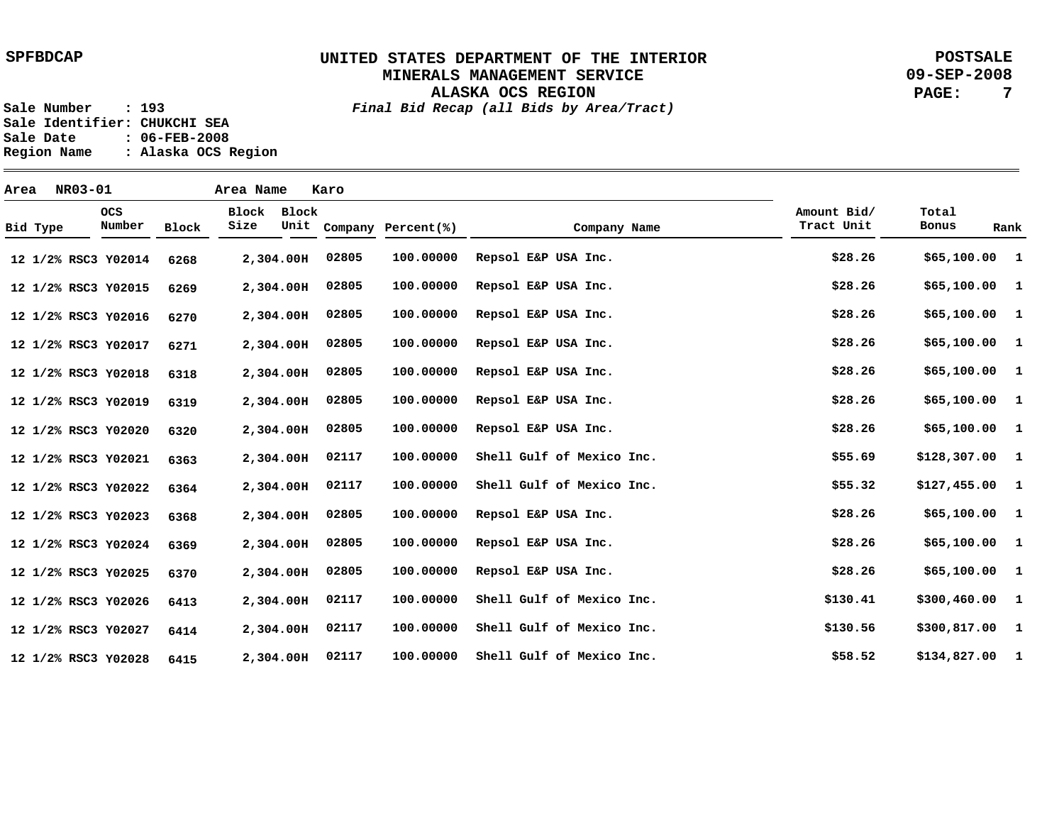SPFBDCAP

# UNITED STATES DEPARTMENT OF THE INTERIOR
## MINERALS MANAGEMENT SERVICE
## ALASKA OCS REGION
*Final Bid Recap (all Bids by Area/Tract)*

POSTSALE
09-SEP-2008

Sale Number : 193
Sale Identifier: CHUKCHI SEA
Sale Date : 06-FEB-2008
Region Name : Alaska OCS Region

Area NR03-01 Area Name Karo

| Bid Type | OCS Number | Block | Block Size | Block Unit | Company | Percent(%) | Company Name | Amount Bid/ Tract Unit | Total Bonus | Rank |
|---|---|---|---|---|---|---|---|---|---|---|
| 12 1/2% RSC3 | Y02014 | 6268 | 2,304.00 | H | 02805 | 100.00000 | Repsol E&P USA Inc. | $28.26 | $65,100.00 | 1 |
| 12 1/2% RSC3 | Y02015 | 6269 | 2,304.00 | H | 02805 | 100.00000 | Repsol E&P USA Inc. | $28.26 | $65,100.00 | 1 |
| 12 1/2% RSC3 | Y02016 | 6270 | 2,304.00 | H | 02805 | 100.00000 | Repsol E&P USA Inc. | $28.26 | $65,100.00 | 1 |
| 12 1/2% RSC3 | Y02017 | 6271 | 2,304.00 | H | 02805 | 100.00000 | Repsol E&P USA Inc. | $28.26 | $65,100.00 | 1 |
| 12 1/2% RSC3 | Y02018 | 6318 | 2,304.00 | H | 02805 | 100.00000 | Repsol E&P USA Inc. | $28.26 | $65,100.00 | 1 |
| 12 1/2% RSC3 | Y02019 | 6319 | 2,304.00 | H | 02805 | 100.00000 | Repsol E&P USA Inc. | $28.26 | $65,100.00 | 1 |
| 12 1/2% RSC3 | Y02020 | 6320 | 2,304.00 | H | 02805 | 100.00000 | Repsol E&P USA Inc. | $28.26 | $65,100.00 | 1 |
| 12 1/2% RSC3 | Y02021 | 6363 | 2,304.00 | H | 02117 | 100.00000 | Shell Gulf of Mexico Inc. | $55.69 | $128,307.00 | 1 |
| 12 1/2% RSC3 | Y02022 | 6364 | 2,304.00 | H | 02117 | 100.00000 | Shell Gulf of Mexico Inc. | $55.32 | $127,455.00 | 1 |
| 12 1/2% RSC3 | Y02023 | 6368 | 2,304.00 | H | 02805 | 100.00000 | Repsol E&P USA Inc. | $28.26 | $65,100.00 | 1 |
| 12 1/2% RSC3 | Y02024 | 6369 | 2,304.00 | H | 02805 | 100.00000 | Repsol E&P USA Inc. | $28.26 | $65,100.00 | 1 |
| 12 1/2% RSC3 | Y02025 | 6370 | 2,304.00 | H | 02805 | 100.00000 | Repsol E&P USA Inc. | $28.26 | $65,100.00 | 1 |
| 12 1/2% RSC3 | Y02026 | 6413 | 2,304.00 | H | 02117 | 100.00000 | Shell Gulf of Mexico Inc. | $130.41 | $300,460.00 | 1 |
| 12 1/2% RSC3 | Y02027 | 6414 | 2,304.00 | H | 02117 | 100.00000 | Shell Gulf of Mexico Inc. | $130.56 | $300,817.00 | 1 |
| 12 1/2% RSC3 | Y02028 | 6415 | 2,304.00 | H | 02117 | 100.00000 | Shell Gulf of Mexico Inc. | $58.52 | $134,827.00 | 1 |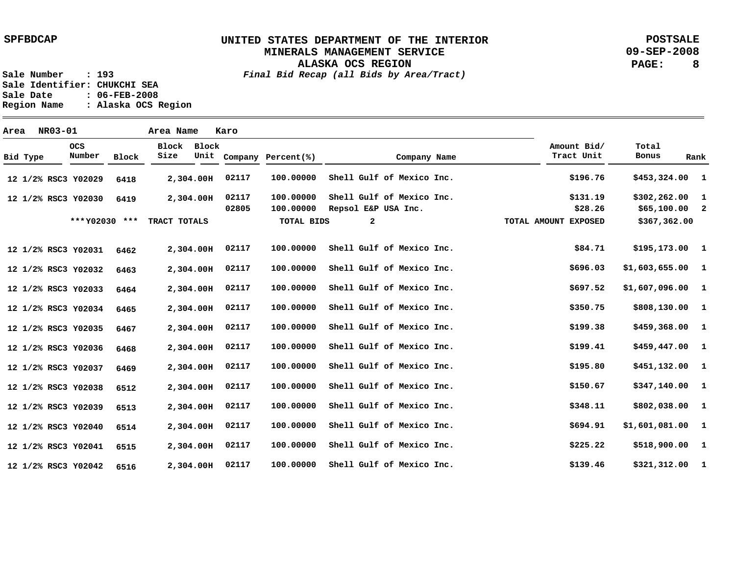SPFBDCAP

**UNITED STATES DEPARTMENT OF THE INTERIOR**
**MINERALS MANAGEMENT SERVICE**
**ALASKA OCS REGION**
*Final Bid Recap (all Bids by Area/Tract)*

POSTSALE
09-SEP-2008

Sale Number : 193
Sale Identifier: CHUKCHI SEA
Sale Date : 06-FEB-2008
Region Name : Alaska OCS Region

Area NR03-01 Area Name Karo

| Bid Type | OCS Number | Block | Block Size | Block Unit | Company | Percent(%) | Company Name | Amount Bid/ Tract Unit | Total Bonus | Rank |
|---|---|---|---|---|---|---|---|---|---|---|
| 12 1/2% RSC3 | Y02029 | 6418 | 2,304.00 | H | 02117 | 100.00000 | Shell Gulf of Mexico Inc. | $196.76 | $453,324.00 | 1 |
| 12 1/2% RSC3 | Y02030 | 6419 | 2,304.00 | H | 02117 | 100.00000 | Shell Gulf of Mexico Inc. | $131.19 | $302,262.00 | 1 |
| | | | | | 02805 | 100.00000 | Repsol E&P USA Inc. | $28.26 | $65,100.00 | 2 |
| | ***Y02030 *** | | TRACT TOTALS | | | TOTAL BIDS | 2 | TOTAL AMOUNT EXPOSED | $367,362.00 | |
| 12 1/2% RSC3 | Y02031 | 6462 | 2,304.00 | H | 02117 | 100.00000 | Shell Gulf of Mexico Inc. | $84.71 | $195,173.00 | 1 |
| 12 1/2% RSC3 | Y02032 | 6463 | 2,304.00 | H | 02117 | 100.00000 | Shell Gulf of Mexico Inc. | $696.03 | $1,603,655.00 | 1 |
| 12 1/2% RSC3 | Y02033 | 6464 | 2,304.00 | H | 02117 | 100.00000 | Shell Gulf of Mexico Inc. | $697.52 | $1,607,096.00 | 1 |
| 12 1/2% RSC3 | Y02034 | 6465 | 2,304.00 | H | 02117 | 100.00000 | Shell Gulf of Mexico Inc. | $350.75 | $808,130.00 | 1 |
| 12 1/2% RSC3 | Y02035 | 6467 | 2,304.00 | H | 02117 | 100.00000 | Shell Gulf of Mexico Inc. | $199.38 | $459,368.00 | 1 |
| 12 1/2% RSC3 | Y02036 | 6468 | 2,304.00 | H | 02117 | 100.00000 | Shell Gulf of Mexico Inc. | $199.41 | $459,447.00 | 1 |
| 12 1/2% RSC3 | Y02037 | 6469 | 2,304.00 | H | 02117 | 100.00000 | Shell Gulf of Mexico Inc. | $195.80 | $451,132.00 | 1 |
| 12 1/2% RSC3 | Y02038 | 6512 | 2,304.00 | H | 02117 | 100.00000 | Shell Gulf of Mexico Inc. | $150.67 | $347,140.00 | 1 |
| 12 1/2% RSC3 | Y02039 | 6513 | 2,304.00 | H | 02117 | 100.00000 | Shell Gulf of Mexico Inc. | $348.11 | $802,038.00 | 1 |
| 12 1/2% RSC3 | Y02040 | 6514 | 2,304.00 | H | 02117 | 100.00000 | Shell Gulf of Mexico Inc. | $694.91 | $1,601,081.00 | 1 |
| 12 1/2% RSC3 | Y02041 | 6515 | 2,304.00 | H | 02117 | 100.00000 | Shell Gulf of Mexico Inc. | $225.22 | $518,900.00 | 1 |
| 12 1/2% RSC3 | Y02042 | 6516 | 2,304.00 | H | 02117 | 100.00000 | Shell Gulf of Mexico Inc. | $139.46 | $321,312.00 | 1 |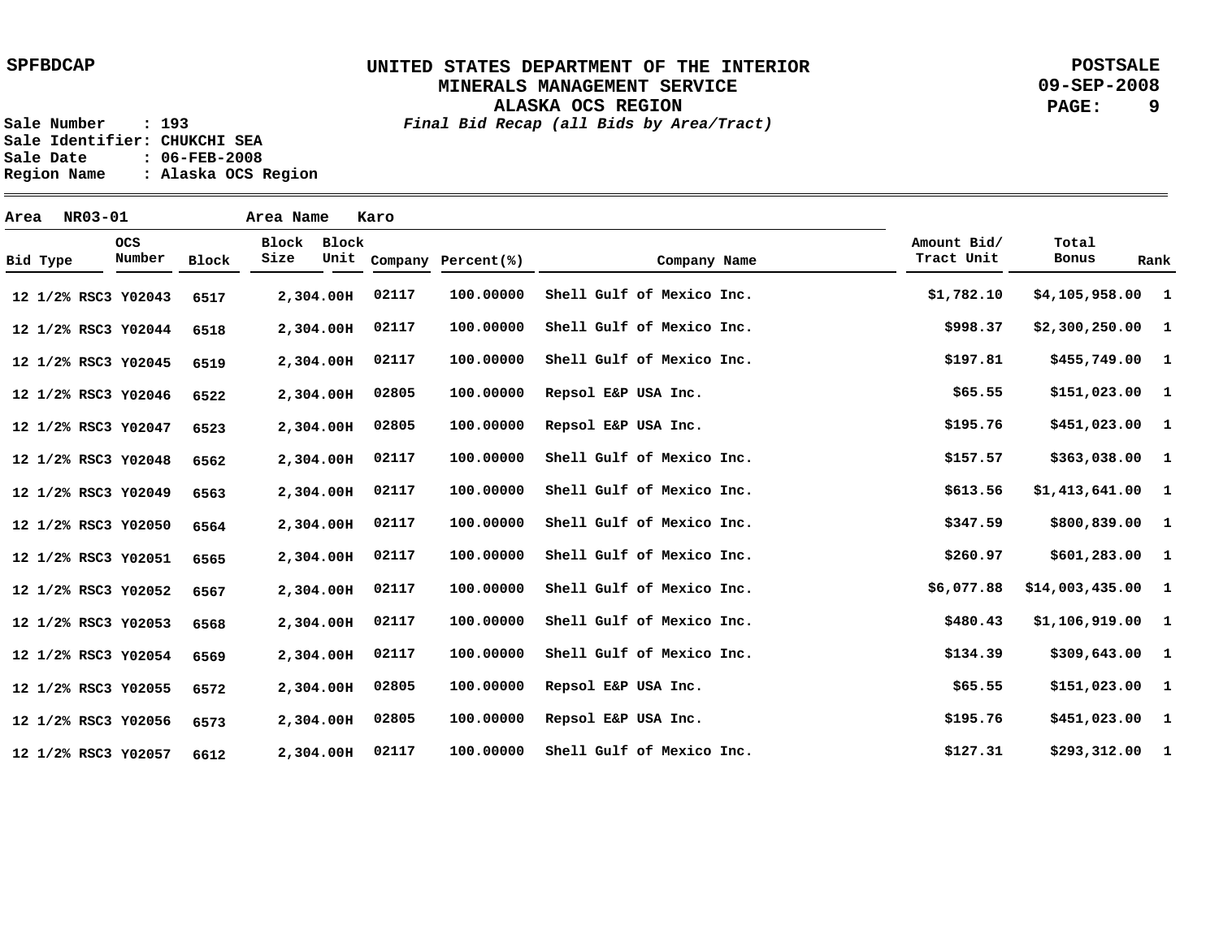SPFBDCAP

# UNITED STATES DEPARTMENT OF THE INTERIOR
## MINERALS MANAGEMENT SERVICE
## ALASKA OCS REGION

*Final Bid Recap (all Bids by Area/Tract)*

POSTSALE
09-SEP-2008

Sale Number : 193
Sale Identifier: CHUKCHI SEA
Sale Date : 06-FEB-2008
Region Name : Alaska OCS Region

Area NR03-01 Area Name Karo

| Bid Type | OCS Number | Block | Block Size | Block Unit | Company | Percent(%) | Company Name | Amount Bid/ Tract Unit | Total Bonus | Rank |
|---|---|---|---|---|---|---|---|---|---|---|
| 12 1/2% RSC3 | Y02043 | 6517 | 2,304.00 | H | 02117 | 100.00000 | Shell Gulf of Mexico Inc. | $1,782.10 | $4,105,958.00 | 1 |
| 12 1/2% RSC3 | Y02044 | 6518 | 2,304.00 | H | 02117 | 100.00000 | Shell Gulf of Mexico Inc. | $998.37 | $2,300,250.00 | 1 |
| 12 1/2% RSC3 | Y02045 | 6519 | 2,304.00 | H | 02117 | 100.00000 | Shell Gulf of Mexico Inc. | $197.81 | $455,749.00 | 1 |
| 12 1/2% RSC3 | Y02046 | 6522 | 2,304.00 | H | 02805 | 100.00000 | Repsol E&P USA Inc. | $65.55 | $151,023.00 | 1 |
| 12 1/2% RSC3 | Y02047 | 6523 | 2,304.00 | H | 02805 | 100.00000 | Repsol E&P USA Inc. | $195.76 | $451,023.00 | 1 |
| 12 1/2% RSC3 | Y02048 | 6562 | 2,304.00 | H | 02117 | 100.00000 | Shell Gulf of Mexico Inc. | $157.57 | $363,038.00 | 1 |
| 12 1/2% RSC3 | Y02049 | 6563 | 2,304.00 | H | 02117 | 100.00000 | Shell Gulf of Mexico Inc. | $613.56 | $1,413,641.00 | 1 |
| 12 1/2% RSC3 | Y02050 | 6564 | 2,304.00 | H | 02117 | 100.00000 | Shell Gulf of Mexico Inc. | $347.59 | $800,839.00 | 1 |
| 12 1/2% RSC3 | Y02051 | 6565 | 2,304.00 | H | 02117 | 100.00000 | Shell Gulf of Mexico Inc. | $260.97 | $601,283.00 | 1 |
| 12 1/2% RSC3 | Y02052 | 6567 | 2,304.00 | H | 02117 | 100.00000 | Shell Gulf of Mexico Inc. | $6,077.88 | $14,003,435.00 | 1 |
| 12 1/2% RSC3 | Y02053 | 6568 | 2,304.00 | H | 02117 | 100.00000 | Shell Gulf of Mexico Inc. | $480.43 | $1,106,919.00 | 1 |
| 12 1/2% RSC3 | Y02054 | 6569 | 2,304.00 | H | 02117 | 100.00000 | Shell Gulf of Mexico Inc. | $134.39 | $309,643.00 | 1 |
| 12 1/2% RSC3 | Y02055 | 6572 | 2,304.00 | H | 02805 | 100.00000 | Repsol E&P USA Inc. | $65.55 | $151,023.00 | 1 |
| 12 1/2% RSC3 | Y02056 | 6573 | 2,304.00 | H | 02805 | 100.00000 | Repsol E&P USA Inc. | $195.76 | $451,023.00 | 1 |
| 12 1/2% RSC3 | Y02057 | 6612 | 2,304.00 | H | 02117 | 100.00000 | Shell Gulf of Mexico Inc. | $127.31 | $293,312.00 | 1 |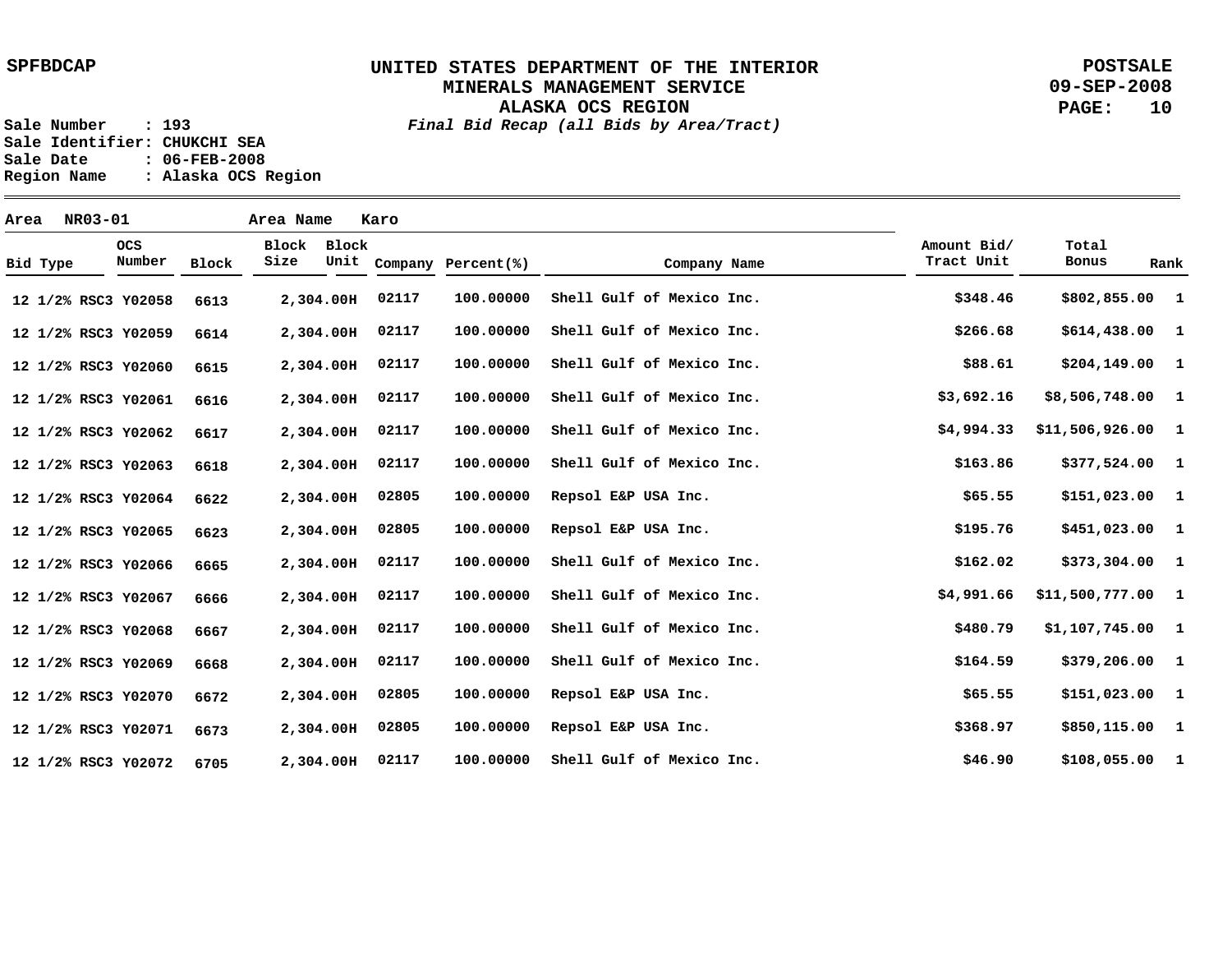SPFBDCAP

# UNITED STATES DEPARTMENT OF THE INTERIOR
## MINERALS MANAGEMENT SERVICE
## ALASKA OCS REGION

POSTSALE
09-SEP-2008
PAGE: 10

*Final Bid Recap (all Bids by Area/Tract)*

Sale Number : 193
Sale Identifier: CHUKCHI SEA
Sale Date : 06-FEB-2008
Region Name : Alaska OCS Region

Area NR03-01 Area Name Karo

| Bid Type | OCS Number | Block | Block Size | Block Unit | Company | Percent(%) | Company Name | Amount Bid/ Tract Unit | Total Bonus | Rank |
|---|---|---|---|---|---|---|---|---|---|---|
| 12 1/2% RSC3 | Y02058 | 6613 | 2,304.00 | H | 02117 | 100.00000 | Shell Gulf of Mexico Inc. | $348.46 | $802,855.00 | 1 |
| 12 1/2% RSC3 | Y02059 | 6614 | 2,304.00 | H | 02117 | 100.00000 | Shell Gulf of Mexico Inc. | $266.68 | $614,438.00 | 1 |
| 12 1/2% RSC3 | Y02060 | 6615 | 2,304.00 | H | 02117 | 100.00000 | Shell Gulf of Mexico Inc. | $88.61 | $204,149.00 | 1 |
| 12 1/2% RSC3 | Y02061 | 6616 | 2,304.00 | H | 02117 | 100.00000 | Shell Gulf of Mexico Inc. | $3,692.16 | $8,506,748.00 | 1 |
| 12 1/2% RSC3 | Y02062 | 6617 | 2,304.00 | H | 02117 | 100.00000 | Shell Gulf of Mexico Inc. | $4,994.33 | $11,506,926.00 | 1 |
| 12 1/2% RSC3 | Y02063 | 6618 | 2,304.00 | H | 02117 | 100.00000 | Shell Gulf of Mexico Inc. | $163.86 | $377,524.00 | 1 |
| 12 1/2% RSC3 | Y02064 | 6622 | 2,304.00 | H | 02805 | 100.00000 | Repsol E&P USA Inc. | $65.55 | $151,023.00 | 1 |
| 12 1/2% RSC3 | Y02065 | 6623 | 2,304.00 | H | 02805 | 100.00000 | Repsol E&P USA Inc. | $195.76 | $451,023.00 | 1 |
| 12 1/2% RSC3 | Y02066 | 6665 | 2,304.00 | H | 02117 | 100.00000 | Shell Gulf of Mexico Inc. | $162.02 | $373,304.00 | 1 |
| 12 1/2% RSC3 | Y02067 | 6666 | 2,304.00 | H | 02117 | 100.00000 | Shell Gulf of Mexico Inc. | $4,991.66 | $11,500,777.00 | 1 |
| 12 1/2% RSC3 | Y02068 | 6667 | 2,304.00 | H | 02117 | 100.00000 | Shell Gulf of Mexico Inc. | $480.79 | $1,107,745.00 | 1 |
| 12 1/2% RSC3 | Y02069 | 6668 | 2,304.00 | H | 02117 | 100.00000 | Shell Gulf of Mexico Inc. | $164.59 | $379,206.00 | 1 |
| 12 1/2% RSC3 | Y02070 | 6672 | 2,304.00 | H | 02805 | 100.00000 | Repsol E&P USA Inc. | $65.55 | $151,023.00 | 1 |
| 12 1/2% RSC3 | Y02071 | 6673 | 2,304.00 | H | 02805 | 100.00000 | Repsol E&P USA Inc. | $368.97 | $850,115.00 | 1 |
| 12 1/2% RSC3 | Y02072 | 6705 | 2,304.00 | H | 02117 | 100.00000 | Shell Gulf of Mexico Inc. | $46.90 | $108,055.00 | 1 |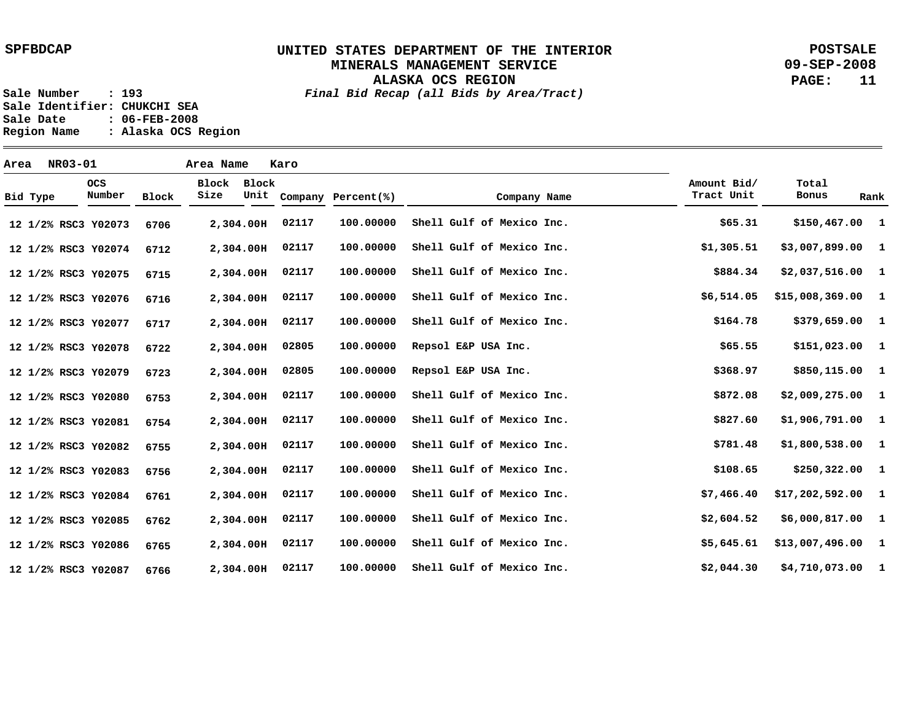UNITED STATES DEPARTMENT OF THE INTERIOR
MINERALS MANAGEMENT SERVICE
ALASKA OCS REGION
*Final Bid Recap (all Bids by Area/Tract)*

SPFBDCAP

POSTSALE
09-SEP-2008

Sale Number : 193
Sale Identifier: CHUKCHI SEA
Sale Date : 06-FEB-2008
Region Name : Alaska OCS Region

Area NR03-01 Area Name Karo

| Bid Type | OCS Number | Block | Block Size | Block Unit | Company | Percent(%) | Company Name | Amount Bid/ Tract Unit | Total Bonus | Rank |
|---|---|---|---|---|---|---|---|---|---|---|
| 12 1/2% RSC3 | Y02073 | 6706 | 2,304.00 | H | 02117 | 100.00000 | Shell Gulf of Mexico Inc. | $65.31 | $150,467.00 | 1 |
| 12 1/2% RSC3 | Y02074 | 6712 | 2,304.00 | H | 02117 | 100.00000 | Shell Gulf of Mexico Inc. | $1,305.51 | $3,007,899.00 | 1 |
| 12 1/2% RSC3 | Y02075 | 6715 | 2,304.00 | H | 02117 | 100.00000 | Shell Gulf of Mexico Inc. | $884.34 | $2,037,516.00 | 1 |
| 12 1/2% RSC3 | Y02076 | 6716 | 2,304.00 | H | 02117 | 100.00000 | Shell Gulf of Mexico Inc. | $6,514.05 | $15,008,369.00 | 1 |
| 12 1/2% RSC3 | Y02077 | 6717 | 2,304.00 | H | 02117 | 100.00000 | Shell Gulf of Mexico Inc. | $164.78 | $379,659.00 | 1 |
| 12 1/2% RSC3 | Y02078 | 6722 | 2,304.00 | H | 02805 | 100.00000 | Repsol E&P USA Inc. | $65.55 | $151,023.00 | 1 |
| 12 1/2% RSC3 | Y02079 | 6723 | 2,304.00 | H | 02805 | 100.00000 | Repsol E&P USA Inc. | $368.97 | $850,115.00 | 1 |
| 12 1/2% RSC3 | Y02080 | 6753 | 2,304.00 | H | 02117 | 100.00000 | Shell Gulf of Mexico Inc. | $872.08 | $2,009,275.00 | 1 |
| 12 1/2% RSC3 | Y02081 | 6754 | 2,304.00 | H | 02117 | 100.00000 | Shell Gulf of Mexico Inc. | $827.60 | $1,906,791.00 | 1 |
| 12 1/2% RSC3 | Y02082 | 6755 | 2,304.00 | H | 02117 | 100.00000 | Shell Gulf of Mexico Inc. | $781.48 | $1,800,538.00 | 1 |
| 12 1/2% RSC3 | Y02083 | 6756 | 2,304.00 | H | 02117 | 100.00000 | Shell Gulf of Mexico Inc. | $108.65 | $250,322.00 | 1 |
| 12 1/2% RSC3 | Y02084 | 6761 | 2,304.00 | H | 02117 | 100.00000 | Shell Gulf of Mexico Inc. | $7,466.40 | $17,202,592.00 | 1 |
| 12 1/2% RSC3 | Y02085 | 6762 | 2,304.00 | H | 02117 | 100.00000 | Shell Gulf of Mexico Inc. | $2,604.52 | $6,000,817.00 | 1 |
| 12 1/2% RSC3 | Y02086 | 6765 | 2,304.00 | H | 02117 | 100.00000 | Shell Gulf of Mexico Inc. | $5,645.61 | $13,007,496.00 | 1 |
| 12 1/2% RSC3 | Y02087 | 6766 | 2,304.00 | H | 02117 | 100.00000 | Shell Gulf of Mexico Inc. | $2,044.30 | $4,710,073.00 | 1 |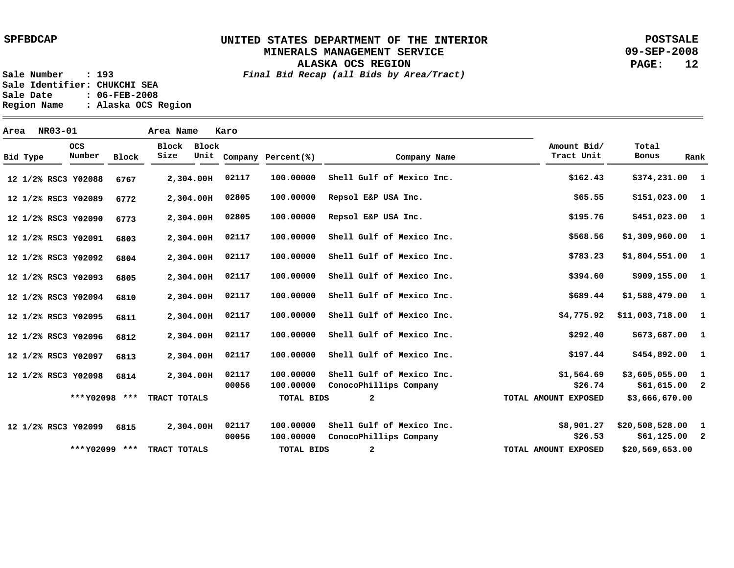**SPFBDCAP**

# UNITED STATES DEPARTMENT OF THE INTERIOR
## MINERALS MANAGEMENT SERVICE
## ALASKA OCS REGION

**POSTSALE**
**09-SEP-2008**

*Final Bid Recap (all Bids by Area/Tract)*

**Sale Number : 193**
**Sale Identifier: CHUKCHI SEA**
**Sale Date : 06-FEB-2008**
**Region Name : Alaska OCS Region**

**Area NR03-01 Area Name Karo**

| Bid Type | OCS Number | Block | Block Size | Block Unit | Company | Percent(%) | Company Name | Amount Bid/ Tract Unit | Total Bonus | Rank |
|---|---|---|---|---|---|---|---|---|---|---|
| 12 1/2% RSC3 | Y02088 | 6767 | 2,304.00 | H | 02117 | 100.00000 | Shell Gulf of Mexico Inc. | $162.43 | $374,231.00 | 1 |
| 12 1/2% RSC3 | Y02089 | 6772 | 2,304.00 | H | 02805 | 100.00000 | Repsol E&P USA Inc. | $65.55 | $151,023.00 | 1 |
| 12 1/2% RSC3 | Y02090 | 6773 | 2,304.00 | H | 02805 | 100.00000 | Repsol E&P USA Inc. | $195.76 | $451,023.00 | 1 |
| 12 1/2% RSC3 | Y02091 | 6803 | 2,304.00 | H | 02117 | 100.00000 | Shell Gulf of Mexico Inc. | $568.56 | $1,309,960.00 | 1 |
| 12 1/2% RSC3 | Y02092 | 6804 | 2,304.00 | H | 02117 | 100.00000 | Shell Gulf of Mexico Inc. | $783.23 | $1,804,551.00 | 1 |
| 12 1/2% RSC3 | Y02093 | 6805 | 2,304.00 | H | 02117 | 100.00000 | Shell Gulf of Mexico Inc. | $394.60 | $909,155.00 | 1 |
| 12 1/2% RSC3 | Y02094 | 6810 | 2,304.00 | H | 02117 | 100.00000 | Shell Gulf of Mexico Inc. | $689.44 | $1,588,479.00 | 1 |
| 12 1/2% RSC3 | Y02095 | 6811 | 2,304.00 | H | 02117 | 100.00000 | Shell Gulf of Mexico Inc. | $4,775.92 | $11,003,718.00 | 1 |
| 12 1/2% RSC3 | Y02096 | 6812 | 2,304.00 | H | 02117 | 100.00000 | Shell Gulf of Mexico Inc. | $292.40 | $673,687.00 | 1 |
| 12 1/2% RSC3 | Y02097 | 6813 | 2,304.00 | H | 02117 | 100.00000 | Shell Gulf of Mexico Inc. | $197.44 | $454,892.00 | 1 |
| 12 1/2% RSC3 | Y02098 | 6814 | 2,304.00 | H | 02117 | 100.00000 | Shell Gulf of Mexico Inc. | $1,564.69 | $3,605,055.00 | 1 |
| | | | | | 00056 | 100.00000 | ConocoPhillips Company | $26.74 | $61,615.00 | 2 |
| | ***Y02098 *** | | TRACT TOTALS | | | TOTAL BIDS | 2 | TOTAL AMOUNT EXPOSED | $3,666,670.00 | |
| 12 1/2% RSC3 | Y02099 | 6815 | 2,304.00 | H | 02117 | 100.00000 | Shell Gulf of Mexico Inc. | $8,901.27 | $20,508,528.00 | 1 |
| | | | | | 00056 | 100.00000 | ConocoPhillips Company | $26.53 | $61,125.00 | 2 |
| | ***Y02099 *** | | TRACT TOTALS | | | TOTAL BIDS | 2 | TOTAL AMOUNT EXPOSED | $20,569,653.00 | |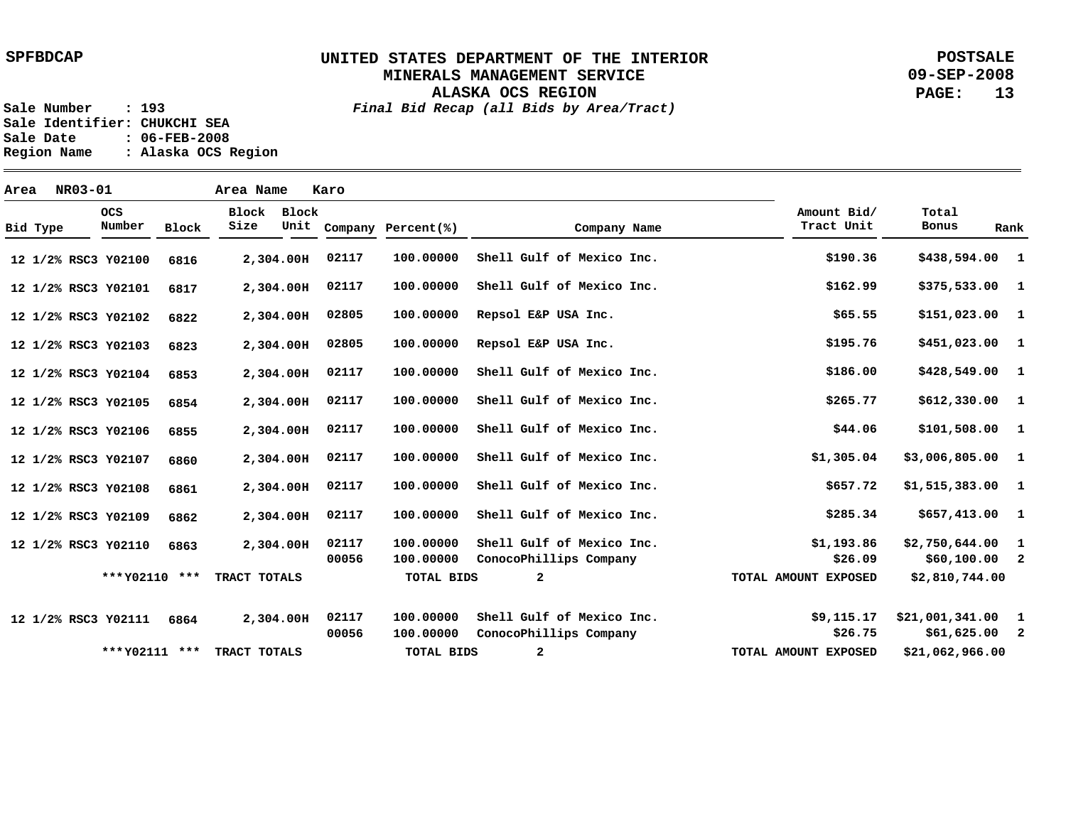**UNITED STATES DEPARTMENT OF THE INTERIOR**
**MINERALS MANAGEMENT SERVICE**
**ALASKA OCS REGION**
*Final Bid Recap (all Bids by Area/Tract)*

SPFBDCAP

POSTSALE
09-SEP-2008

Sale Number : 193
Sale Identifier: CHUKCHI SEA
Sale Date : 06-FEB-2008
Region Name : Alaska OCS Region

Area NR03-01 Area Name Karo

| Bid Type | OCS Number | Block | Block Size | Block Unit | Company | Percent(%) | Company Name | Amount Bid/ Tract Unit | Total Bonus | Rank |
|---|---|---|---|---|---|---|---|---|---|---|
| 12 1/2% RSC3 | Y02100 | 6816 | 2,304.00 | H | 02117 | 100.00000 | Shell Gulf of Mexico Inc. | $190.36 | $438,594.00 | 1 |
| 12 1/2% RSC3 | Y02101 | 6817 | 2,304.00 | H | 02117 | 100.00000 | Shell Gulf of Mexico Inc. | $162.99 | $375,533.00 | 1 |
| 12 1/2% RSC3 | Y02102 | 6822 | 2,304.00 | H | 02805 | 100.00000 | Repsol E&P USA Inc. | $65.55 | $151,023.00 | 1 |
| 12 1/2% RSC3 | Y02103 | 6823 | 2,304.00 | H | 02805 | 100.00000 | Repsol E&P USA Inc. | $195.76 | $451,023.00 | 1 |
| 12 1/2% RSC3 | Y02104 | 6853 | 2,304.00 | H | 02117 | 100.00000 | Shell Gulf of Mexico Inc. | $186.00 | $428,549.00 | 1 |
| 12 1/2% RSC3 | Y02105 | 6854 | 2,304.00 | H | 02117 | 100.00000 | Shell Gulf of Mexico Inc. | $265.77 | $612,330.00 | 1 |
| 12 1/2% RSC3 | Y02106 | 6855 | 2,304.00 | H | 02117 | 100.00000 | Shell Gulf of Mexico Inc. | $44.06 | $101,508.00 | 1 |
| 12 1/2% RSC3 | Y02107 | 6860 | 2,304.00 | H | 02117 | 100.00000 | Shell Gulf of Mexico Inc. | $1,305.04 | $3,006,805.00 | 1 |
| 12 1/2% RSC3 | Y02108 | 6861 | 2,304.00 | H | 02117 | 100.00000 | Shell Gulf of Mexico Inc. | $657.72 | $1,515,383.00 | 1 |
| 12 1/2% RSC3 | Y02109 | 6862 | 2,304.00 | H | 02117 | 100.00000 | Shell Gulf of Mexico Inc. | $285.34 | $657,413.00 | 1 |
| 12 1/2% RSC3 | Y02110 | 6863 | 2,304.00 | H | 02117 | 100.00000 | Shell Gulf of Mexico Inc. | $1,193.86 | $2,750,644.00 | 1 |
| | | | | | 00056 | 100.00000 | ConocoPhillips Company | $26.09 | $60,100.00 | 2 |
| | ***Y02110 *** | | TRACT TOTALS | | | TOTAL BIDS | 2 | TOTAL AMOUNT EXPOSED | $2,810,744.00 | |
| 12 1/2% RSC3 | Y02111 | 6864 | 2,304.00 | H | 02117 | 100.00000 | Shell Gulf of Mexico Inc. | $9,115.17 | $21,001,341.00 | 1 |
| | | | | | 00056 | 100.00000 | ConocoPhillips Company | $26.75 | $61,625.00 | 2 |
| | ***Y02111 *** | | TRACT TOTALS | | | TOTAL BIDS | 2 | TOTAL AMOUNT EXPOSED | $21,062,966.00 | |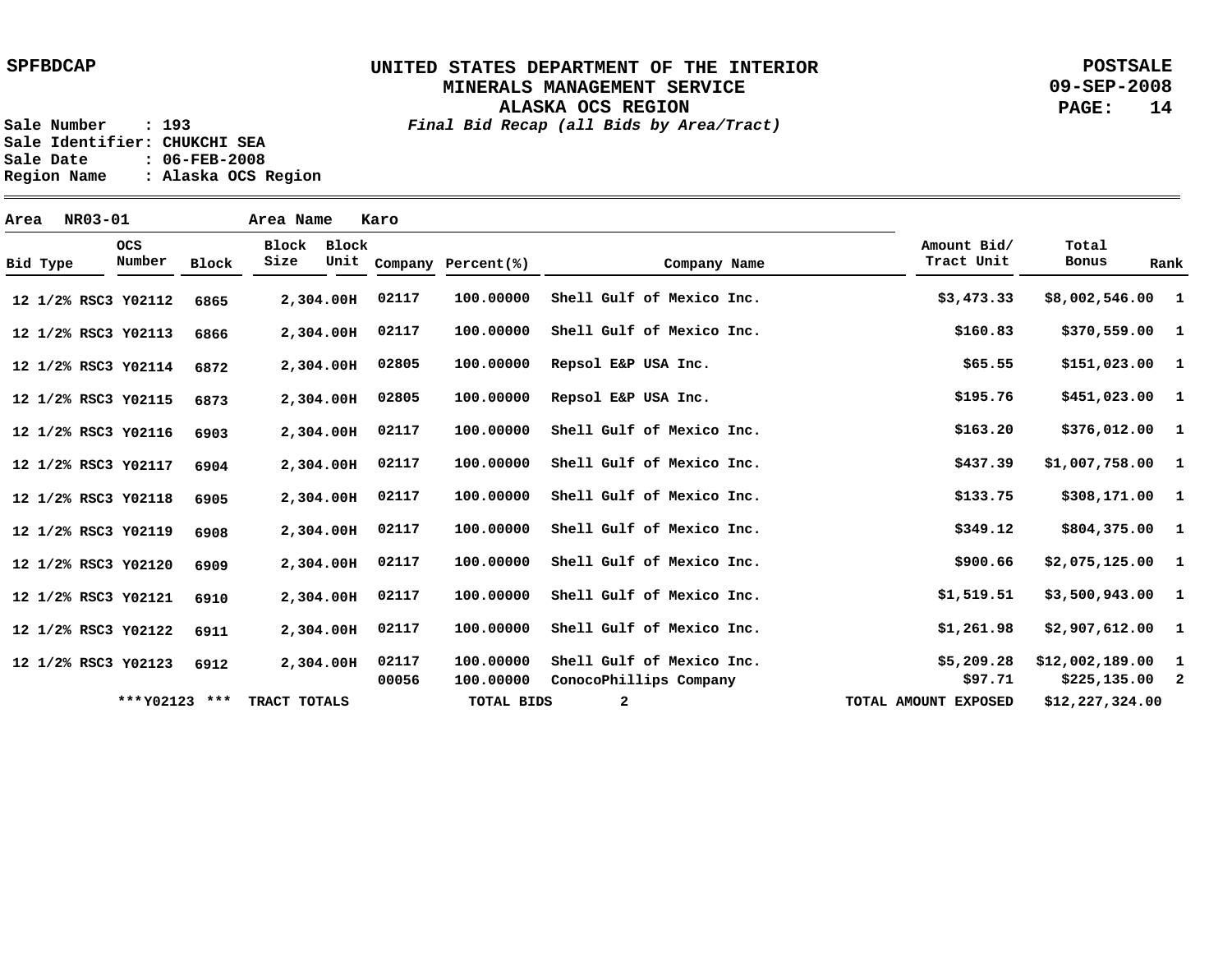**UNITED STATES DEPARTMENT OF THE INTERIOR**
**MINERALS MANAGEMENT SERVICE**
**ALASKA OCS REGION**
*Final Bid Recap (all Bids by Area/Tract)*

SPFBDCAP

POSTSALE
09-SEP-2008

Sale Number : 193
Sale Identifier: CHUKCHI SEA
Sale Date : 06-FEB-2008
Region Name : Alaska OCS Region

Area NR03-01 Area Name Karo

| Bid Type | OCS Number | Block | Block Size | Block Unit | Company | Percent(%) | Company Name | Amount Bid/ Tract Unit | Total Bonus | Rank |
|---|---|---|---|---|---|---|---|---|---|---|
| 12 1/2% RSC3 | Y02112 | 6865 | 2,304.00 | H | 02117 | 100.00000 | Shell Gulf of Mexico Inc. | $3,473.33 | $8,002,546.00 | 1 |
| 12 1/2% RSC3 | Y02113 | 6866 | 2,304.00 | H | 02117 | 100.00000 | Shell Gulf of Mexico Inc. | $160.83 | $370,559.00 | 1 |
| 12 1/2% RSC3 | Y02114 | 6872 | 2,304.00 | H | 02805 | 100.00000 | Repsol E&P USA Inc. | $65.55 | $151,023.00 | 1 |
| 12 1/2% RSC3 | Y02115 | 6873 | 2,304.00 | H | 02805 | 100.00000 | Repsol E&P USA Inc. | $195.76 | $451,023.00 | 1 |
| 12 1/2% RSC3 | Y02116 | 6903 | 2,304.00 | H | 02117 | 100.00000 | Shell Gulf of Mexico Inc. | $163.20 | $376,012.00 | 1 |
| 12 1/2% RSC3 | Y02117 | 6904 | 2,304.00 | H | 02117 | 100.00000 | Shell Gulf of Mexico Inc. | $437.39 | $1,007,758.00 | 1 |
| 12 1/2% RSC3 | Y02118 | 6905 | 2,304.00 | H | 02117 | 100.00000 | Shell Gulf of Mexico Inc. | $133.75 | $308,171.00 | 1 |
| 12 1/2% RSC3 | Y02119 | 6908 | 2,304.00 | H | 02117 | 100.00000 | Shell Gulf of Mexico Inc. | $349.12 | $804,375.00 | 1 |
| 12 1/2% RSC3 | Y02120 | 6909 | 2,304.00 | H | 02117 | 100.00000 | Shell Gulf of Mexico Inc. | $900.66 | $2,075,125.00 | 1 |
| 12 1/2% RSC3 | Y02121 | 6910 | 2,304.00 | H | 02117 | 100.00000 | Shell Gulf of Mexico Inc. | $1,519.51 | $3,500,943.00 | 1 |
| 12 1/2% RSC3 | Y02122 | 6911 | 2,304.00 | H | 02117 | 100.00000 | Shell Gulf of Mexico Inc. | $1,261.98 | $2,907,612.00 | 1 |
| 12 1/2% RSC3 | Y02123 | 6912 | 2,304.00 | H | 02117 | 100.00000 | Shell Gulf of Mexico Inc. | $5,209.28 | $12,002,189.00 | 1 |
| | | | | | 00056 | 100.00000 | ConocoPhillips Company | $97.71 | $225,135.00 | 2 |
| | ***Y02123 *** | | TRACT TOTALS | | | TOTAL BIDS | 2 | TOTAL AMOUNT EXPOSED | $12,227,324.00 | |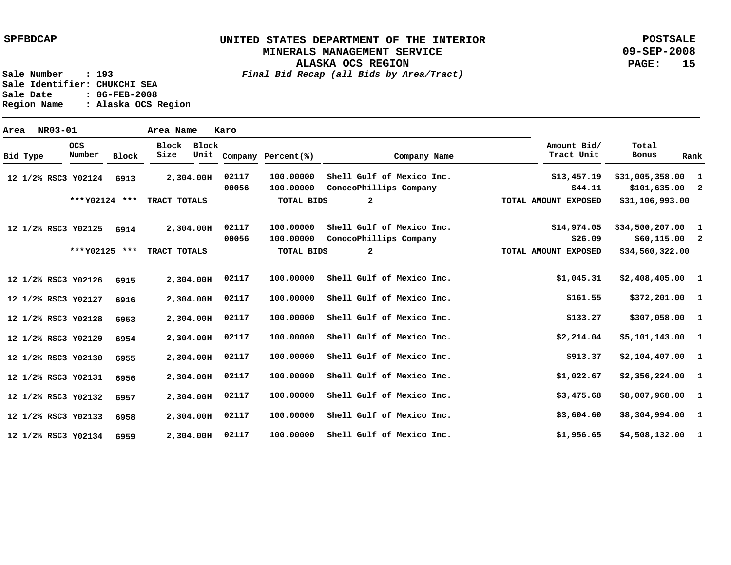SPFBDCAP

# UNITED STATES DEPARTMENT OF THE INTERIOR
## MINERALS MANAGEMENT SERVICE
## ALASKA OCS REGION

POSTSALE
09-SEP-2008

*Final Bid Recap (all Bids by Area/Tract)*

Sale Number : 193
Sale Identifier: CHUKCHI SEA
Sale Date : 06-FEB-2008
Region Name : Alaska OCS Region

Area NR03-01 Area Name Karo

| Bid Type | OCS Number | Block | Block Size | Block Unit | Company | Percent(%) | Company Name | Amount Bid/ Tract Unit | Total Bonus | Rank |
|---|---|---|---|---|---|---|---|---|---|---|
| 12 1/2% RSC3 | Y02124 | 6913 | 2,304.00 | H | 02117 | 100.00000 | Shell Gulf of Mexico Inc. | $13,457.19 | $31,005,358.00 | 1 |
| | | | | | 00056 | 100.00000 | ConocoPhillips Company | $44.11 | $101,635.00 | 2 |
| | ***Y02124 *** | | TRACT TOTALS | | | TOTAL BIDS | 2 | TOTAL AMOUNT EXPOSED | $31,106,993.00 | |
| 12 1/2% RSC3 | Y02125 | 6914 | 2,304.00 | H | 02117 | 100.00000 | Shell Gulf of Mexico Inc. | $14,974.05 | $34,500,207.00 | 1 |
| | | | | | 00056 | 100.00000 | ConocoPhillips Company | $26.09 | $60,115.00 | 2 |
| | ***Y02125 *** | | TRACT TOTALS | | | TOTAL BIDS | 2 | TOTAL AMOUNT EXPOSED | $34,560,322.00 | |
| 12 1/2% RSC3 | Y02126 | 6915 | 2,304.00 | H | 02117 | 100.00000 | Shell Gulf of Mexico Inc. | $1,045.31 | $2,408,405.00 | 1 |
| 12 1/2% RSC3 | Y02127 | 6916 | 2,304.00 | H | 02117 | 100.00000 | Shell Gulf of Mexico Inc. | $161.55 | $372,201.00 | 1 |
| 12 1/2% RSC3 | Y02128 | 6953 | 2,304.00 | H | 02117 | 100.00000 | Shell Gulf of Mexico Inc. | $133.27 | $307,058.00 | 1 |
| 12 1/2% RSC3 | Y02129 | 6954 | 2,304.00 | H | 02117 | 100.00000 | Shell Gulf of Mexico Inc. | $2,214.04 | $5,101,143.00 | 1 |
| 12 1/2% RSC3 | Y02130 | 6955 | 2,304.00 | H | 02117 | 100.00000 | Shell Gulf of Mexico Inc. | $913.37 | $2,104,407.00 | 1 |
| 12 1/2% RSC3 | Y02131 | 6956 | 2,304.00 | H | 02117 | 100.00000 | Shell Gulf of Mexico Inc. | $1,022.67 | $2,356,224.00 | 1 |
| 12 1/2% RSC3 | Y02132 | 6957 | 2,304.00 | H | 02117 | 100.00000 | Shell Gulf of Mexico Inc. | $3,475.68 | $8,007,968.00 | 1 |
| 12 1/2% RSC3 | Y02133 | 6958 | 2,304.00 | H | 02117 | 100.00000 | Shell Gulf of Mexico Inc. | $3,604.60 | $8,304,994.00 | 1 |
| 12 1/2% RSC3 | Y02134 | 6959 | 2,304.00 | H | 02117 | 100.00000 | Shell Gulf of Mexico Inc. | $1,956.65 | $4,508,132.00 | 1 |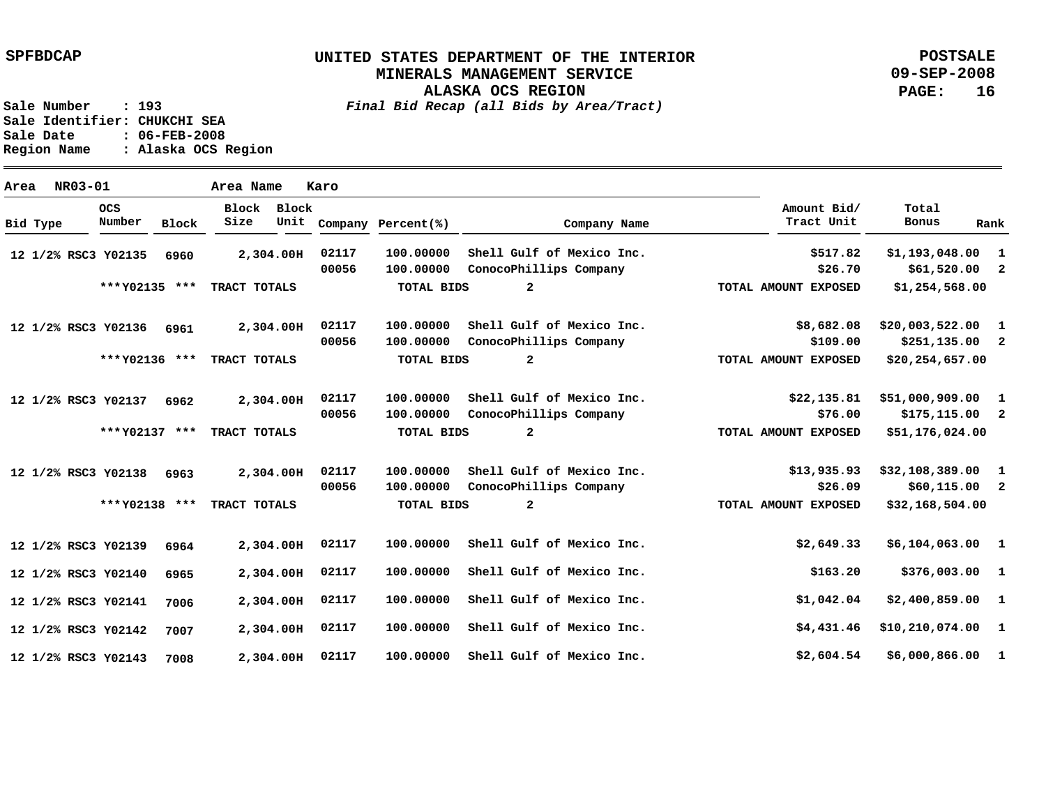SPFBDCAP

**UNITED STATES DEPARTMENT OF THE INTERIOR**
**MINERALS MANAGEMENT SERVICE**
**ALASKA OCS REGION**
***Final Bid Recap (all Bids by Area/Tract)***

POSTSALE
09-SEP-2008

Sale Number : 193
Sale Identifier: CHUKCHI SEA
Sale Date : 06-FEB-2008
Region Name : Alaska OCS Region

Area NR03-01 Area Name Karo

| Bid Type | OCS Number | Block | Block Size | Block Unit | Company | Percent(%) | Company Name | Amount Bid/ Tract Unit | Total Bonus | Rank |
|---|---|---|---|---|---|---|---|---|---|---|
| 12 1/2% RSC3 | Y02135 | 6960 | 2,304.00 | H | 02117 | 100.00000 | Shell Gulf of Mexico Inc. | $517.82 | $1,193,048.00 | 1 |
| | | | | | 00056 | 100.00000 | ConocoPhillips Company | $26.70 | $61,520.00 | 2 |
| | ***Y02135 *** | | TRACT TOTALS | | | TOTAL BIDS | 2 | TOTAL AMOUNT EXPOSED | $1,254,568.00 | |
| 12 1/2% RSC3 | Y02136 | 6961 | 2,304.00 | H | 02117 | 100.00000 | Shell Gulf of Mexico Inc. | $8,682.08 | $20,003,522.00 | 1 |
| | | | | | 00056 | 100.00000 | ConocoPhillips Company | $109.00 | $251,135.00 | 2 |
| | ***Y02136 *** | | TRACT TOTALS | | | TOTAL BIDS | 2 | TOTAL AMOUNT EXPOSED | $20,254,657.00 | |
| 12 1/2% RSC3 | Y02137 | 6962 | 2,304.00 | H | 02117 | 100.00000 | Shell Gulf of Mexico Inc. | $22,135.81 | $51,000,909.00 | 1 |
| | | | | | 00056 | 100.00000 | ConocoPhillips Company | $76.00 | $175,115.00 | 2 |
| | ***Y02137 *** | | TRACT TOTALS | | | TOTAL BIDS | 2 | TOTAL AMOUNT EXPOSED | $51,176,024.00 | |
| 12 1/2% RSC3 | Y02138 | 6963 | 2,304.00 | H | 02117 | 100.00000 | Shell Gulf of Mexico Inc. | $13,935.93 | $32,108,389.00 | 1 |
| | | | | | 00056 | 100.00000 | ConocoPhillips Company | $26.09 | $60,115.00 | 2 |
| | ***Y02138 *** | | TRACT TOTALS | | | TOTAL BIDS | 2 | TOTAL AMOUNT EXPOSED | $32,168,504.00 | |
| 12 1/2% RSC3 | Y02139 | 6964 | 2,304.00 | H | 02117 | 100.00000 | Shell Gulf of Mexico Inc. | $2,649.33 | $6,104,063.00 | 1 |
| 12 1/2% RSC3 | Y02140 | 6965 | 2,304.00 | H | 02117 | 100.00000 | Shell Gulf of Mexico Inc. | $163.20 | $376,003.00 | 1 |
| 12 1/2% RSC3 | Y02141 | 7006 | 2,304.00 | H | 02117 | 100.00000 | Shell Gulf of Mexico Inc. | $1,042.04 | $2,400,859.00 | 1 |
| 12 1/2% RSC3 | Y02142 | 7007 | 2,304.00 | H | 02117 | 100.00000 | Shell Gulf of Mexico Inc. | $4,431.46 | $10,210,074.00 | 1 |
| 12 1/2% RSC3 | Y02143 | 7008 | 2,304.00 | H | 02117 | 100.00000 | Shell Gulf of Mexico Inc. | $2,604.54 | $6,000,866.00 | 1 |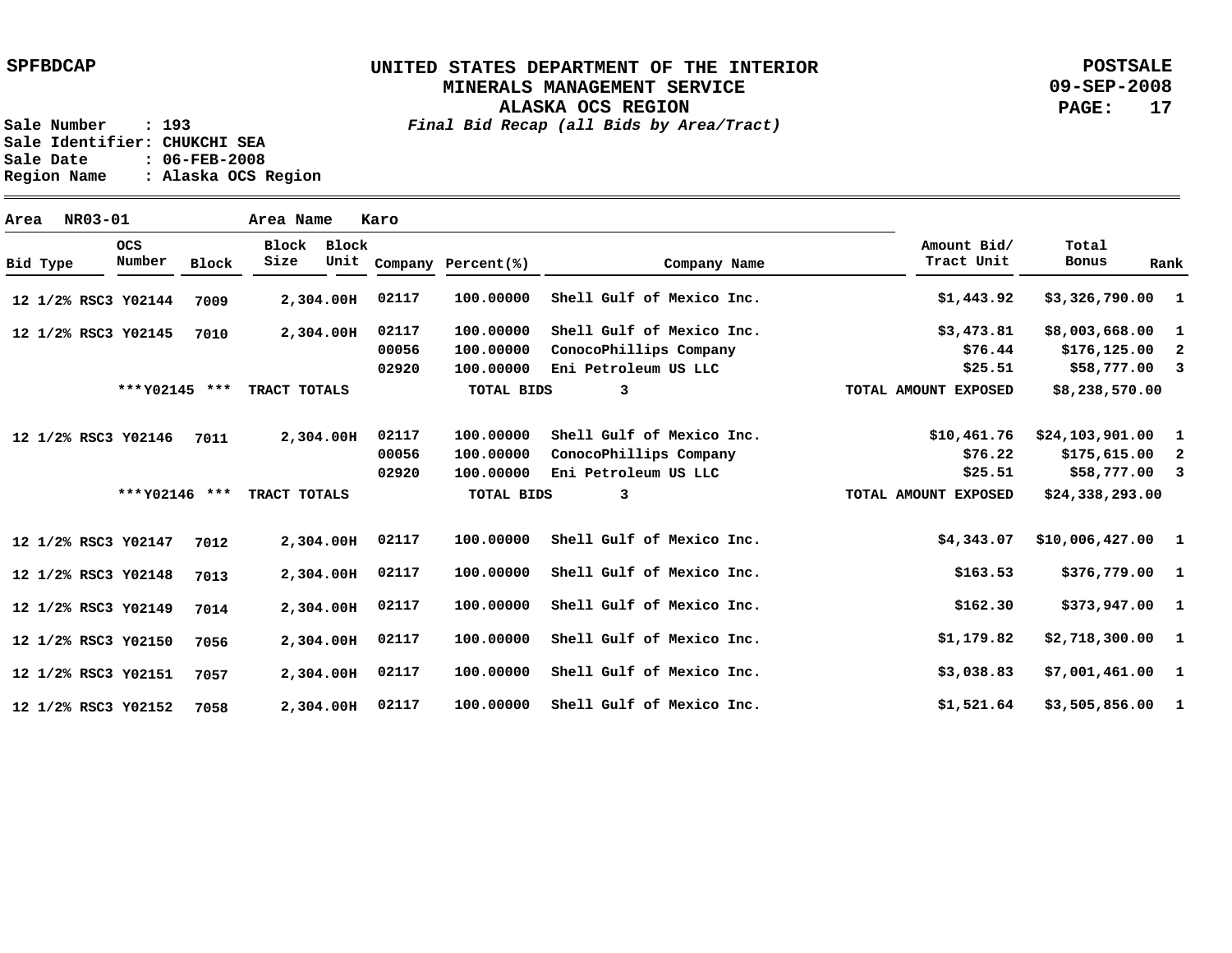SPFBDCAP

# UNITED STATES DEPARTMENT OF THE INTERIOR
## MINERALS MANAGEMENT SERVICE
## ALASKA OCS REGION
### *Final Bid Recap (all Bids by Area/Tract)*

POSTSALE
09-SEP-2008

Sale Number : 193
Sale Identifier: CHUKCHI SEA
Sale Date : 06-FEB-2008
Region Name : Alaska OCS Region

**Area** NR03-01 **Area Name** Karo

| Bid Type | OCS Number | Block | Block Size | Block Unit | Company | Percent(%) | Company Name | Amount Bid/ Tract Unit | Total Bonus | Rank |
|---|---|---|---|---|---|---|---|---|---|---|
| 12 1/2% RSC3 | Y02144 | 7009 | 2,304.00 | H | 02117 | 100.00000 | Shell Gulf of Mexico Inc. | $1,443.92 | $3,326,790.00 | 1 |
| 12 1/2% RSC3 | Y02145 | 7010 | 2,304.00 | H | 02117 | 100.00000 | Shell Gulf of Mexico Inc. | $3,473.81 | $8,003,668.00 | 1 |
| | | | | | 00056 | 100.00000 | ConocoPhillips Company | $76.44 | $176,125.00 | 2 |
| | | | | | 02920 | 100.00000 | Eni Petroleum US LLC | $25.51 | $58,777.00 | 3 |
| | ***Y02145 *** | | TRACT TOTALS | | | TOTAL BIDS | 3 | TOTAL AMOUNT EXPOSED | $8,238,570.00 | |
| 12 1/2% RSC3 | Y02146 | 7011 | 2,304.00 | H | 02117 | 100.00000 | Shell Gulf of Mexico Inc. | $10,461.76 | $24,103,901.00 | 1 |
| | | | | | 00056 | 100.00000 | ConocoPhillips Company | $76.22 | $175,615.00 | 2 |
| | | | | | 02920 | 100.00000 | Eni Petroleum US LLC | $25.51 | $58,777.00 | 3 |
| | ***Y02146 *** | | TRACT TOTALS | | | TOTAL BIDS | 3 | TOTAL AMOUNT EXPOSED | $24,338,293.00 | |
| 12 1/2% RSC3 | Y02147 | 7012 | 2,304.00 | H | 02117 | 100.00000 | Shell Gulf of Mexico Inc. | $4,343.07 | $10,006,427.00 | 1 |
| 12 1/2% RSC3 | Y02148 | 7013 | 2,304.00 | H | 02117 | 100.00000 | Shell Gulf of Mexico Inc. | $163.53 | $376,779.00 | 1 |
| 12 1/2% RSC3 | Y02149 | 7014 | 2,304.00 | H | 02117 | 100.00000 | Shell Gulf of Mexico Inc. | $162.30 | $373,947.00 | 1 |
| 12 1/2% RSC3 | Y02150 | 7056 | 2,304.00 | H | 02117 | 100.00000 | Shell Gulf of Mexico Inc. | $1,179.82 | $2,718,300.00 | 1 |
| 12 1/2% RSC3 | Y02151 | 7057 | 2,304.00 | H | 02117 | 100.00000 | Shell Gulf of Mexico Inc. | $3,038.83 | $7,001,461.00 | 1 |
| 12 1/2% RSC3 | Y02152 | 7058 | 2,304.00 | H | 02117 | 100.00000 | Shell Gulf of Mexico Inc. | $1,521.64 | $3,505,856.00 | 1 |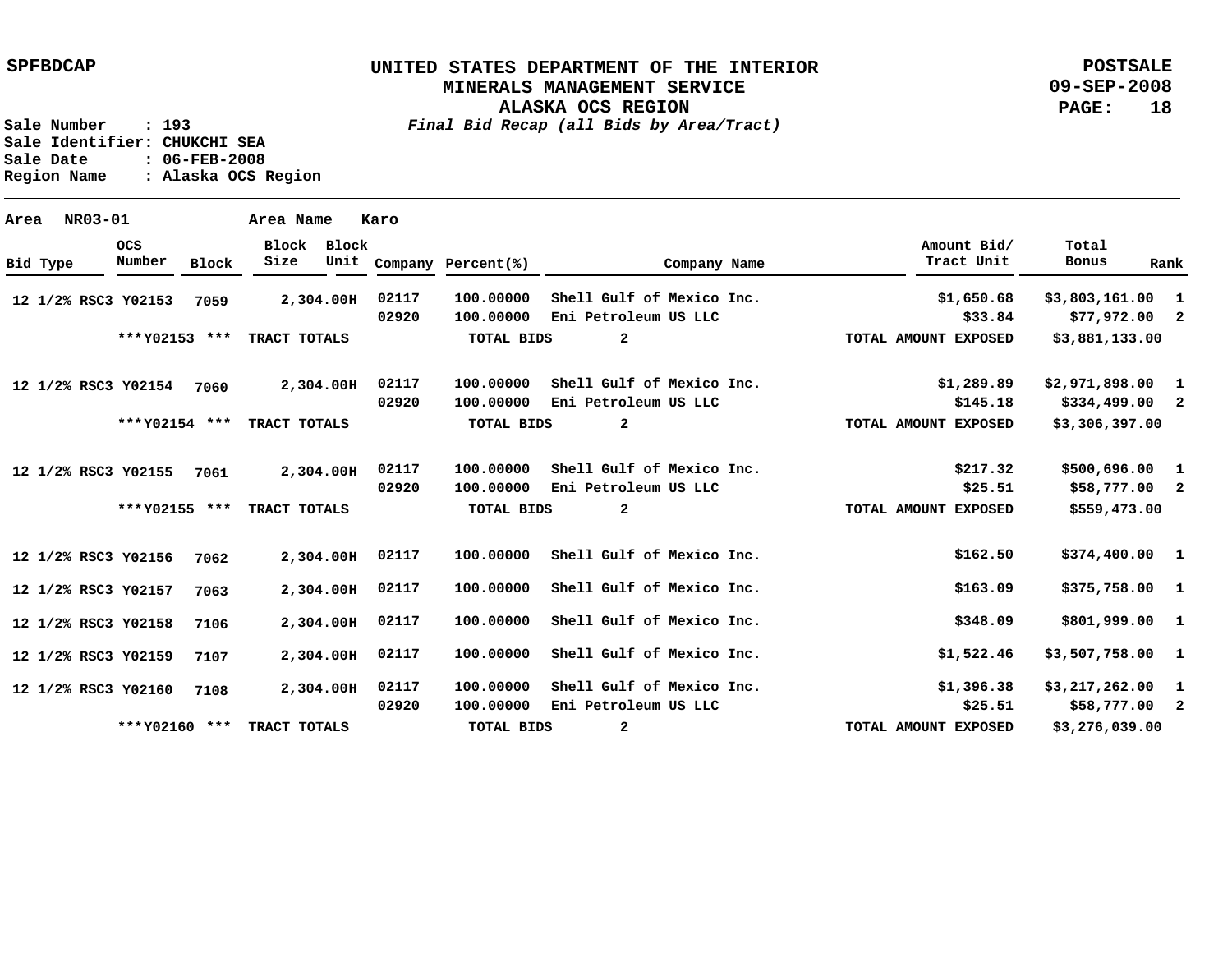SPFBDCAP

# UNITED STATES DEPARTMENT OF THE INTERIOR
## MINERALS MANAGEMENT SERVICE
## ALASKA OCS REGION
*Final Bid Recap (all Bids by Area/Tract)*

POSTSALE
09-SEP-2008

Sale Number : 193
Sale Identifier: CHUKCHI SEA
Sale Date : 06-FEB-2008
Region Name : Alaska OCS Region

**Area** NR03-01 **Area Name** Karo

| Bid Type | OCS Number | Block | Block Size | Block Unit | Company | Percent(%) | Company Name | Amount Bid/ Tract Unit | Total Bonus | Rank |
|---|---|---|---|---|---|---|---|---|---|---|
| 12 1/2% RSC3 | Y02153 | 7059 | 2,304.00 | H | 02117 | 100.00000 | Shell Gulf of Mexico Inc. | $1,650.68 | $3,803,161.00 | 1 |
| | | | | | 02920 | 100.00000 | Eni Petroleum US LLC | $33.84 | $77,972.00 | 2 |
| | ***Y02153 *** | | TRACT TOTALS | | | TOTAL BIDS | 2 | TOTAL AMOUNT EXPOSED | $3,881,133.00 | |
| 12 1/2% RSC3 | Y02154 | 7060 | 2,304.00 | H | 02117 | 100.00000 | Shell Gulf of Mexico Inc. | $1,289.89 | $2,971,898.00 | 1 |
| | | | | | 02920 | 100.00000 | Eni Petroleum US LLC | $145.18 | $334,499.00 | 2 |
| | ***Y02154 *** | | TRACT TOTALS | | | TOTAL BIDS | 2 | TOTAL AMOUNT EXPOSED | $3,306,397.00 | |
| 12 1/2% RSC3 | Y02155 | 7061 | 2,304.00 | H | 02117 | 100.00000 | Shell Gulf of Mexico Inc. | $217.32 | $500,696.00 | 1 |
| | | | | | 02920 | 100.00000 | Eni Petroleum US LLC | $25.51 | $58,777.00 | 2 |
| | ***Y02155 *** | | TRACT TOTALS | | | TOTAL BIDS | 2 | TOTAL AMOUNT EXPOSED | $559,473.00 | |
| 12 1/2% RSC3 | Y02156 | 7062 | 2,304.00 | H | 02117 | 100.00000 | Shell Gulf of Mexico Inc. | $162.50 | $374,400.00 | 1 |
| 12 1/2% RSC3 | Y02157 | 7063 | 2,304.00 | H | 02117 | 100.00000 | Shell Gulf of Mexico Inc. | $163.09 | $375,758.00 | 1 |
| 12 1/2% RSC3 | Y02158 | 7106 | 2,304.00 | H | 02117 | 100.00000 | Shell Gulf of Mexico Inc. | $348.09 | $801,999.00 | 1 |
| 12 1/2% RSC3 | Y02159 | 7107 | 2,304.00 | H | 02117 | 100.00000 | Shell Gulf of Mexico Inc. | $1,522.46 | $3,507,758.00 | 1 |
| 12 1/2% RSC3 | Y02160 | 7108 | 2,304.00 | H | 02117 | 100.00000 | Shell Gulf of Mexico Inc. | $1,396.38 | $3,217,262.00 | 1 |
| | | | | | 02920 | 100.00000 | Eni Petroleum US LLC | $25.51 | $58,777.00 | 2 |
| | ***Y02160 *** | | TRACT TOTALS | | | TOTAL BIDS | 2 | TOTAL AMOUNT EXPOSED | $3,276,039.00 | |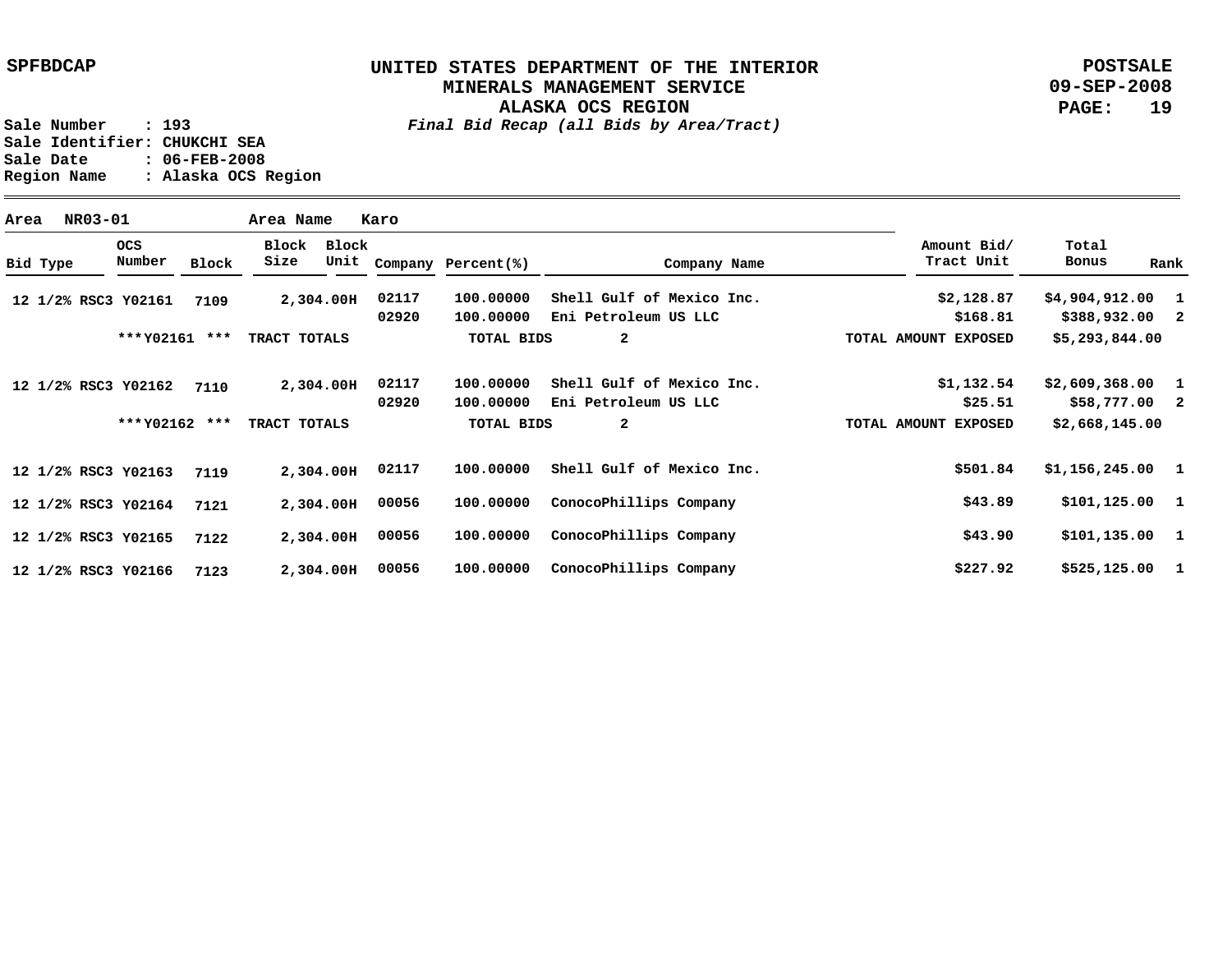SPFBDCAP

# UNITED STATES DEPARTMENT OF THE INTERIOR
## MINERALS MANAGEMENT SERVICE
## ALASKA OCS REGION

*Final Bid Recap (all Bids by Area/Tract)*

POSTSALE
09-SEP-2008

Sale Number : 193
Sale Identifier: CHUKCHI SEA
Sale Date : 06-FEB-2008
Region Name : Alaska OCS Region

Area NR03-01 Area Name Karo

| Bid Type | OCS Number | Block | Block Size | Block Unit | Company | Percent(%) | Company Name | Amount Bid/ Tract Unit | Total Bonus | Rank |
|---|---|---|---|---|---|---|---|---|---|---|
| 12 1/2% RSC3 | Y02161 | 7109 | 2,304.00 | H | 02117 | 100.00000 | Shell Gulf of Mexico Inc. | $2,128.87 | $4,904,912.00 | 1 |
| | | | | | 02920 | 100.00000 | Eni Petroleum US LLC | $168.81 | $388,932.00 | 2 |
| | ***Y02161 *** | | TRACT TOTALS | | | TOTAL BIDS | 2 | TOTAL AMOUNT EXPOSED | $5,293,844.00 | |
| 12 1/2% RSC3 | Y02162 | 7110 | 2,304.00 | H | 02117 | 100.00000 | Shell Gulf of Mexico Inc. | $1,132.54 | $2,609,368.00 | 1 |
| | | | | | 02920 | 100.00000 | Eni Petroleum US LLC | $25.51 | $58,777.00 | 2 |
| | ***Y02162 *** | | TRACT TOTALS | | | TOTAL BIDS | 2 | TOTAL AMOUNT EXPOSED | $2,668,145.00 | |
| 12 1/2% RSC3 | Y02163 | 7119 | 2,304.00 | H | 02117 | 100.00000 | Shell Gulf of Mexico Inc. | $501.84 | $1,156,245.00 | 1 |
| 12 1/2% RSC3 | Y02164 | 7121 | 2,304.00 | H | 00056 | 100.00000 | ConocoPhillips Company | $43.89 | $101,125.00 | 1 |
| 12 1/2% RSC3 | Y02165 | 7122 | 2,304.00 | H | 00056 | 100.00000 | ConocoPhillips Company | $43.90 | $101,135.00 | 1 |
| 12 1/2% RSC3 | Y02166 | 7123 | 2,304.00 | H | 00056 | 100.00000 | ConocoPhillips Company | $227.92 | $525,125.00 | 1 |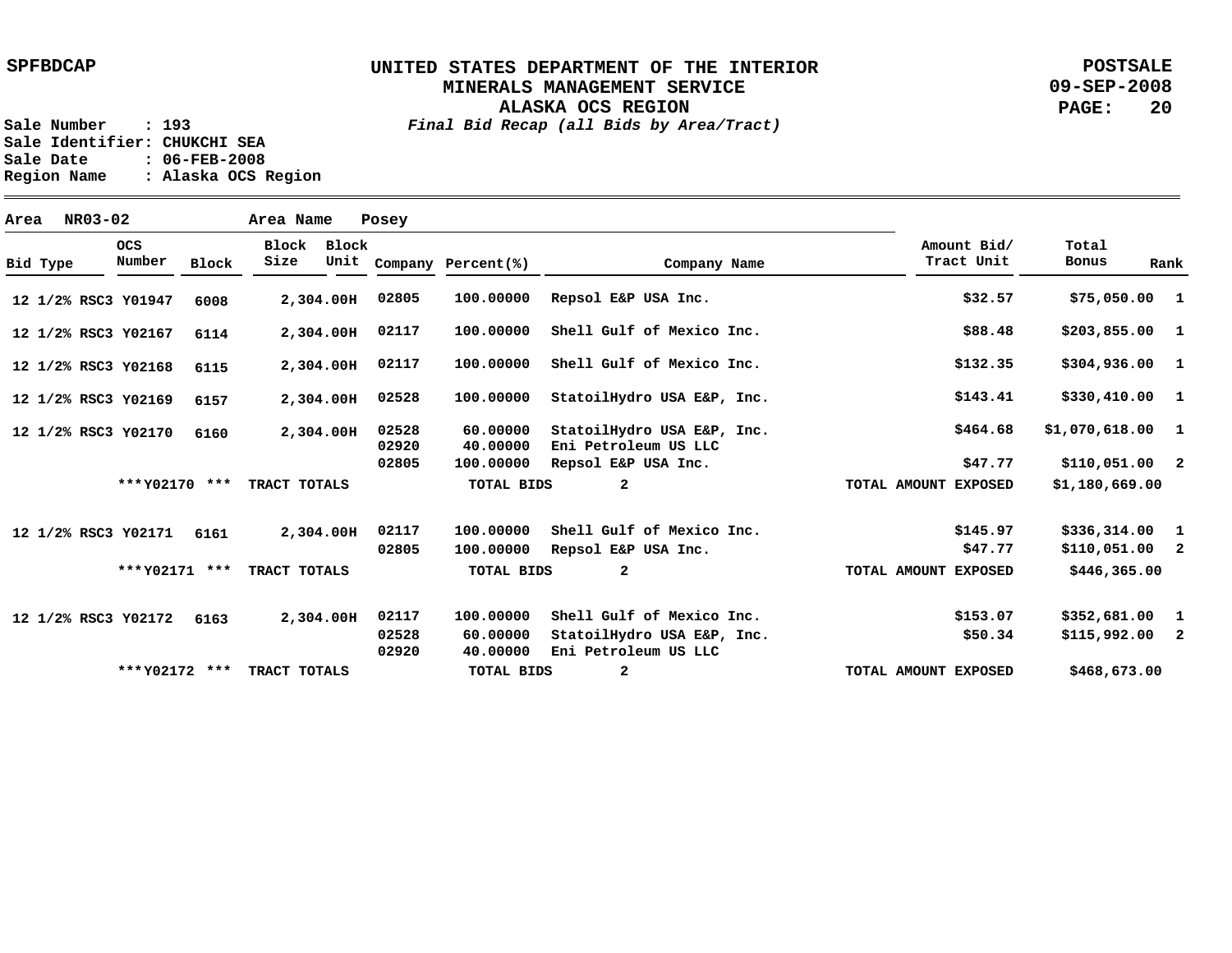SPFBDCAP

# UNITED STATES DEPARTMENT OF THE INTERIOR
## MINERALS MANAGEMENT SERVICE
## ALASKA OCS REGION

*Final Bid Recap (all Bids by Area/Tract)*

POSTSALE
09-SEP-2008

Sale Number : 193
Sale Identifier: CHUKCHI SEA
Sale Date : 06-FEB-2008
Region Name : Alaska OCS Region

Area NR03-02 Area Name Posey

| Bid Type | OCS Number | Block | Block Size | Block Unit | Company | Percent(%) | Company Name | Amount Bid/ Tract Unit | Total Bonus | Rank |
|---|---|---|---|---|---|---|---|---|---|---|
| 12 1/2% RSC3 | Y01947 | 6008 | 2,304.00 | H | 02805 | 100.00000 | Repsol E&P USA Inc. | $32.57 | $75,050.00 | 1 |
| 12 1/2% RSC3 | Y02167 | 6114 | 2,304.00 | H | 02117 | 100.00000 | Shell Gulf of Mexico Inc. | $88.48 | $203,855.00 | 1 |
| 12 1/2% RSC3 | Y02168 | 6115 | 2,304.00 | H | 02117 | 100.00000 | Shell Gulf of Mexico Inc. | $132.35 | $304,936.00 | 1 |
| 12 1/2% RSC3 | Y02169 | 6157 | 2,304.00 | H | 02528 | 100.00000 | StatoilHydro USA E&P, Inc. | $143.41 | $330,410.00 | 1 |
| 12 1/2% RSC3 | Y02170 | 6160 | 2,304.00 | H | 02528 | 60.00000 | StatoilHydro USA E&P, Inc. | $464.68 | $1,070,618.00 | 1 |
| | | | | | 02920 | 40.00000 | Eni Petroleum US LLC | | | |
| | | | | | 02805 | 100.00000 | Repsol E&P USA Inc. | $47.77 | $110,051.00 | 2 |
| | ***Y02170 *** | TRACT TOTALS | | | | TOTAL BIDS | 2 | TOTAL AMOUNT EXPOSED | $1,180,669.00 | |
| 12 1/2% RSC3 | Y02171 | 6161 | 2,304.00 | H | 02117 | 100.00000 | Shell Gulf of Mexico Inc. | $145.97 | $336,314.00 | 1 |
| | | | | | 02805 | 100.00000 | Repsol E&P USA Inc. | $47.77 | $110,051.00 | 2 |
| | ***Y02171 *** | TRACT TOTALS | | | | TOTAL BIDS | 2 | TOTAL AMOUNT EXPOSED | $446,365.00 | |
| 12 1/2% RSC3 | Y02172 | 6163 | 2,304.00 | H | 02117 | 100.00000 | Shell Gulf of Mexico Inc. | $153.07 | $352,681.00 | 1 |
| | | | | | 02528 | 60.00000 | StatoilHydro USA E&P, Inc. | $50.34 | $115,992.00 | 2 |
| | | | | | 02920 | 40.00000 | Eni Petroleum US LLC | | | |
| | ***Y02172 *** | TRACT TOTALS | | | | TOTAL BIDS | 2 | TOTAL AMOUNT EXPOSED | $468,673.00 | |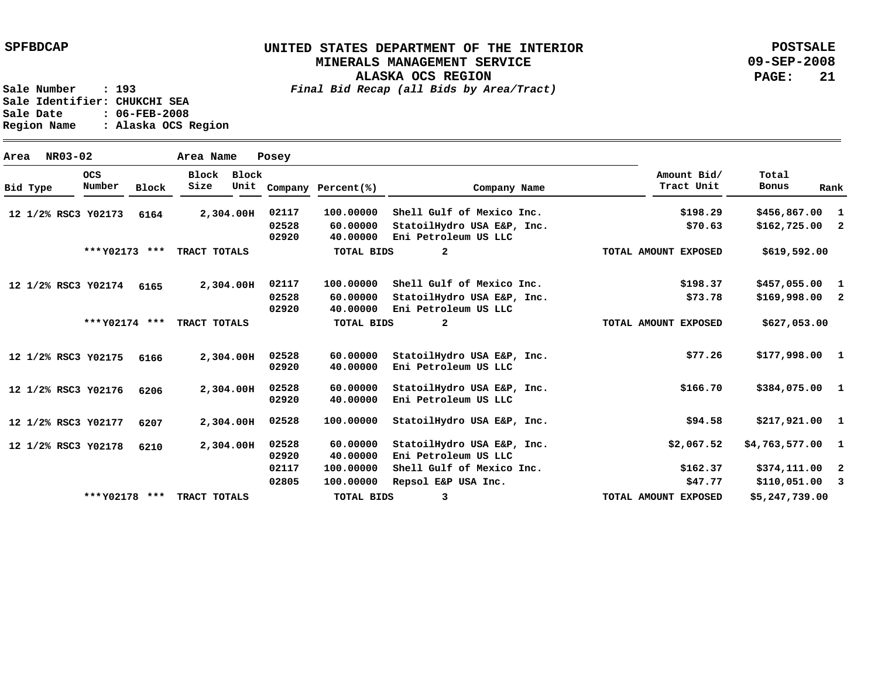# UNITED STATES DEPARTMENT OF THE INTERIOR
## MINERALS MANAGEMENT SERVICE
## ALASKA OCS REGION
*Final Bid Recap (all Bids by Area/Tract)*

SPFBDCAP

POSTSALE
09-SEP-2008

Sale Number : 193
Sale Identifier: CHUKCHI SEA
Sale Date : 06-FEB-2008
Region Name : Alaska OCS Region

**Area** NR03-02 **Area Name** Posey

| Bid Type | OCS Number | Block | Block Size | Block Unit | Company | Percent(%) | Company Name | Amount Bid/ Tract Unit | Total Bonus | Rank |
|---|---|---|---|---|---|---|---|---|---|---|
| 12 1/2% RSC3 | Y02173 | 6164 | 2,304.00H | | 02117 | 100.00000 | Shell Gulf of Mexico Inc. | $198.29 | $456,867.00 | 1 |
| | | | | | 02528 | 60.00000 | StatoilHydro USA E&P, Inc. | $70.63 | $162,725.00 | 2 |
| | | | | | 02920 | 40.00000 | Eni Petroleum US LLC | | | |
| | ***Y02173 *** | TRACT TOTALS | | | | TOTAL BIDS | 2 | TOTAL AMOUNT EXPOSED | $619,592.00 | |
| 12 1/2% RSC3 | Y02174 | 6165 | 2,304.00H | | 02117 | 100.00000 | Shell Gulf of Mexico Inc. | $198.37 | $457,055.00 | 1 |
| | | | | | 02528 | 60.00000 | StatoilHydro USA E&P, Inc. | $73.78 | $169,998.00 | 2 |
| | | | | | 02920 | 40.00000 | Eni Petroleum US LLC | | | |
| | ***Y02174 *** | TRACT TOTALS | | | | TOTAL BIDS | 2 | TOTAL AMOUNT EXPOSED | $627,053.00 | |
| 12 1/2% RSC3 | Y02175 | 6166 | 2,304.00H | | 02528 | 60.00000 | StatoilHydro USA E&P, Inc. | $77.26 | $177,998.00 | 1 |
| | | | | | 02920 | 40.00000 | Eni Petroleum US LLC | | | |
| 12 1/2% RSC3 | Y02176 | 6206 | 2,304.00H | | 02528 | 60.00000 | StatoilHydro USA E&P, Inc. | $166.70 | $384,075.00 | 1 |
| | | | | | 02920 | 40.00000 | Eni Petroleum US LLC | | | |
| 12 1/2% RSC3 | Y02177 | 6207 | 2,304.00H | | 02528 | 100.00000 | StatoilHydro USA E&P, Inc. | $94.58 | $217,921.00 | 1 |
| 12 1/2% RSC3 | Y02178 | 6210 | 2,304.00H | | 02528 | 60.00000 | StatoilHydro USA E&P, Inc. | $2,067.52 | $4,763,577.00 | 1 |
| | | | | | 02920 | 40.00000 | Eni Petroleum US LLC | | | |
| | | | | | 02117 | 100.00000 | Shell Gulf of Mexico Inc. | $162.37 | $374,111.00 | 2 |
| | | | | | 02805 | 100.00000 | Repsol E&P USA Inc. | $47.77 | $110,051.00 | 3 |
| | ***Y02178 *** | TRACT TOTALS | | | | TOTAL BIDS | 3 | TOTAL AMOUNT EXPOSED | $5,247,739.00 | |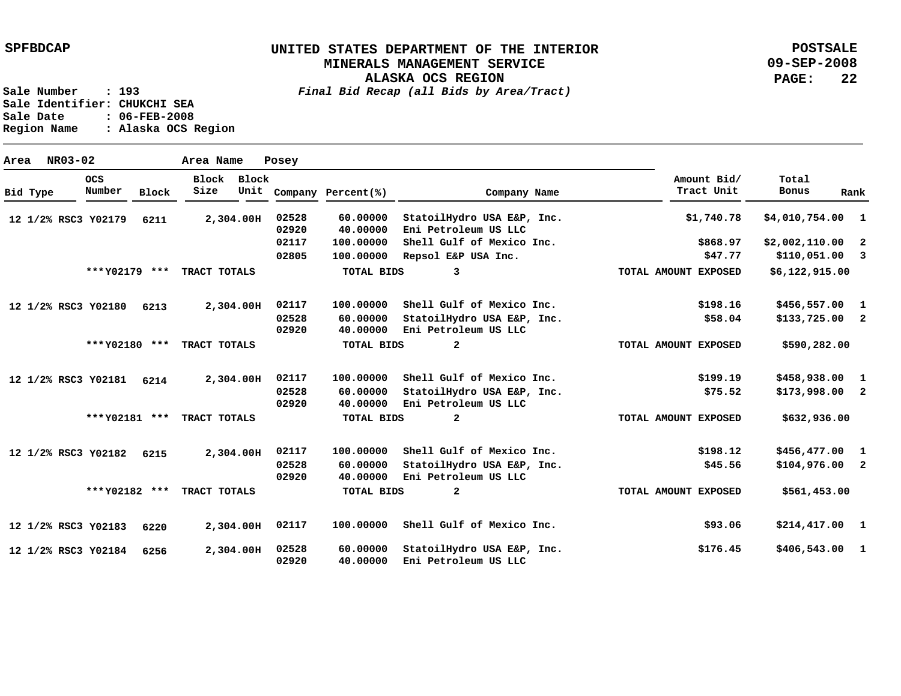**UNITED STATES DEPARTMENT OF THE INTERIOR**
**MINERALS MANAGEMENT SERVICE**
**ALASKA OCS REGION**
*Final Bid Recap (all Bids by Area/Tract)*

SPFBDCAP — POSTSALE 09-SEP-2008

Sale Number : 193
Sale Identifier: CHUKCHI SEA
Sale Date : 06-FEB-2008
Region Name : Alaska OCS Region

**Area** NR03-02 **Area Name** Posey

| Bid Type | OCS Number | Block | Block Size | Block Unit | Company | Percent(%) | Company Name | Amount Bid/ Tract Unit | Total Bonus | Rank |
|---|---|---|---|---|---|---|---|---|---|---|
| 12 1/2% RSC3 | Y02179 | 6211 | 2,304.00H | | 02528 | 60.00000 | StatoilHydro USA E&P, Inc. | $1,740.78 | $4,010,754.00 | 1 |
| | | | | | 02920 | 40.00000 | Eni Petroleum US LLC | | | |
| | | | | | 02117 | 100.00000 | Shell Gulf of Mexico Inc. | $868.97 | $2,002,110.00 | 2 |
| | | | | | 02805 | 100.00000 | Repsol E&P USA Inc. | $47.77 | $110,051.00 | 3 |
| | ***Y02179 *** | TRACT TOTALS | | | | TOTAL BIDS | 3 | TOTAL AMOUNT EXPOSED | $6,122,915.00 | |
| 12 1/2% RSC3 | Y02180 | 6213 | 2,304.00H | | 02117 | 100.00000 | Shell Gulf of Mexico Inc. | $198.16 | $456,557.00 | 1 |
| | | | | | 02528 | 60.00000 | StatoilHydro USA E&P, Inc. | $58.04 | $133,725.00 | 2 |
| | | | | | 02920 | 40.00000 | Eni Petroleum US LLC | | | |
| | ***Y02180 *** | TRACT TOTALS | | | | TOTAL BIDS | 2 | TOTAL AMOUNT EXPOSED | $590,282.00 | |
| 12 1/2% RSC3 | Y02181 | 6214 | 2,304.00H | | 02117 | 100.00000 | Shell Gulf of Mexico Inc. | $199.19 | $458,938.00 | 1 |
| | | | | | 02528 | 60.00000 | StatoilHydro USA E&P, Inc. | $75.52 | $173,998.00 | 2 |
| | | | | | 02920 | 40.00000 | Eni Petroleum US LLC | | | |
| | ***Y02181 *** | TRACT TOTALS | | | | TOTAL BIDS | 2 | TOTAL AMOUNT EXPOSED | $632,936.00 | |
| 12 1/2% RSC3 | Y02182 | 6215 | 2,304.00H | | 02117 | 100.00000 | Shell Gulf of Mexico Inc. | $198.12 | $456,477.00 | 1 |
| | | | | | 02528 | 60.00000 | StatoilHydro USA E&P, Inc. | $45.56 | $104,976.00 | 2 |
| | | | | | 02920 | 40.00000 | Eni Petroleum US LLC | | | |
| | ***Y02182 *** | TRACT TOTALS | | | | TOTAL BIDS | 2 | TOTAL AMOUNT EXPOSED | $561,453.00 | |
| 12 1/2% RSC3 | Y02183 | 6220 | 2,304.00H | | 02117 | 100.00000 | Shell Gulf of Mexico Inc. | $93.06 | $214,417.00 | 1 |
| 12 1/2% RSC3 | Y02184 | 6256 | 2,304.00H | | 02528 | 60.00000 | StatoilHydro USA E&P, Inc. | $176.45 | $406,543.00 | 1 |
| | | | | | 02920 | 40.00000 | Eni Petroleum US LLC | | | |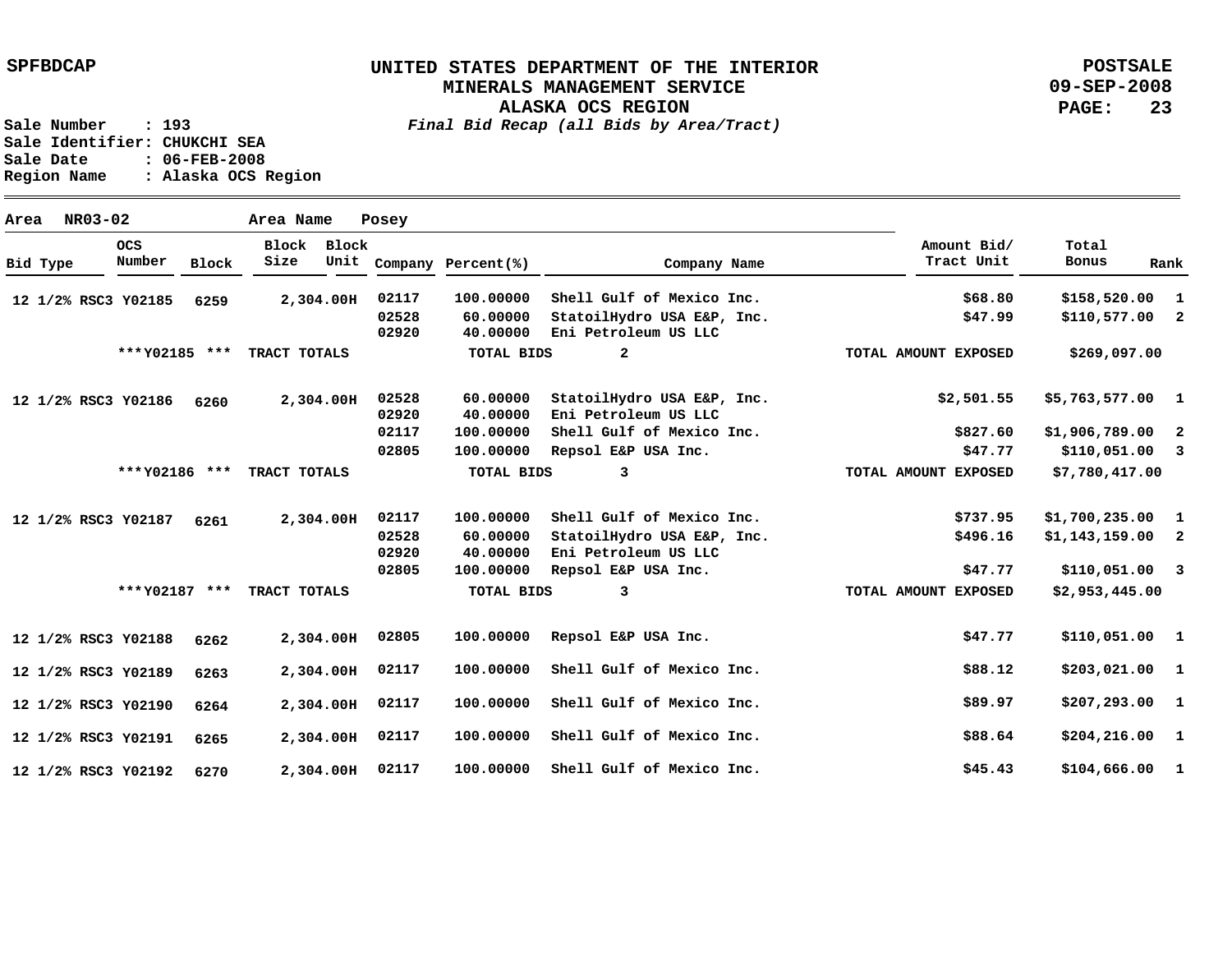SPFBDCAP

# UNITED STATES DEPARTMENT OF THE INTERIOR
## MINERALS MANAGEMENT SERVICE
## ALASKA OCS REGION
*Final Bid Recap (all Bids by Area/Tract)*

POSTSALE
09-SEP-2008

Sale Number : 193
Sale Identifier: CHUKCHI SEA
Sale Date : 06-FEB-2008
Region Name : Alaska OCS Region

**Area** NR03-02 **Area Name** Posey

| Bid Type | OCS Number | Block | Block Size | Block Unit | Company | Percent(%) | Company Name | Amount Bid/ Tract Unit | Total Bonus | Rank |
|---|---|---|---|---|---|---|---|---|---|---|
| 12 1/2% RSC3 | Y02185 | 6259 | 2,304.00 | H | 02117 | 100.00000 | Shell Gulf of Mexico Inc. | $68.80 | $158,520.00 | 1 |
| | | | | | 02528 | 60.00000 | StatoilHydro USA E&P, Inc. | $47.99 | $110,577.00 | 2 |
| | | | | | 02920 | 40.00000 | Eni Petroleum US LLC | | | |
| | ***Y02185 *** | | TRACT TOTALS | | | TOTAL BIDS | 2 | TOTAL AMOUNT EXPOSED | $269,097.00 | |
| 12 1/2% RSC3 | Y02186 | 6260 | 2,304.00 | H | 02528 | 60.00000 | StatoilHydro USA E&P, Inc. | $2,501.55 | $5,763,577.00 | 1 |
| | | | | | 02920 | 40.00000 | Eni Petroleum US LLC | | | |
| | | | | | 02117 | 100.00000 | Shell Gulf of Mexico Inc. | $827.60 | $1,906,789.00 | 2 |
| | | | | | 02805 | 100.00000 | Repsol E&P USA Inc. | $47.77 | $110,051.00 | 3 |
| | ***Y02186 *** | | TRACT TOTALS | | | TOTAL BIDS | 3 | TOTAL AMOUNT EXPOSED | $7,780,417.00 | |
| 12 1/2% RSC3 | Y02187 | 6261 | 2,304.00 | H | 02117 | 100.00000 | Shell Gulf of Mexico Inc. | $737.95 | $1,700,235.00 | 1 |
| | | | | | 02528 | 60.00000 | StatoilHydro USA E&P, Inc. | $496.16 | $1,143,159.00 | 2 |
| | | | | | 02920 | 40.00000 | Eni Petroleum US LLC | | | |
| | | | | | 02805 | 100.00000 | Repsol E&P USA Inc. | $47.77 | $110,051.00 | 3 |
| | ***Y02187 *** | | TRACT TOTALS | | | TOTAL BIDS | 3 | TOTAL AMOUNT EXPOSED | $2,953,445.00 | |
| 12 1/2% RSC3 | Y02188 | 6262 | 2,304.00 | H | 02805 | 100.00000 | Repsol E&P USA Inc. | $47.77 | $110,051.00 | 1 |
| 12 1/2% RSC3 | Y02189 | 6263 | 2,304.00 | H | 02117 | 100.00000 | Shell Gulf of Mexico Inc. | $88.12 | $203,021.00 | 1 |
| 12 1/2% RSC3 | Y02190 | 6264 | 2,304.00 | H | 02117 | 100.00000 | Shell Gulf of Mexico Inc. | $89.97 | $207,293.00 | 1 |
| 12 1/2% RSC3 | Y02191 | 6265 | 2,304.00 | H | 02117 | 100.00000 | Shell Gulf of Mexico Inc. | $88.64 | $204,216.00 | 1 |
| 12 1/2% RSC3 | Y02192 | 6270 | 2,304.00 | H | 02117 | 100.00000 | Shell Gulf of Mexico Inc. | $45.43 | $104,666.00 | 1 |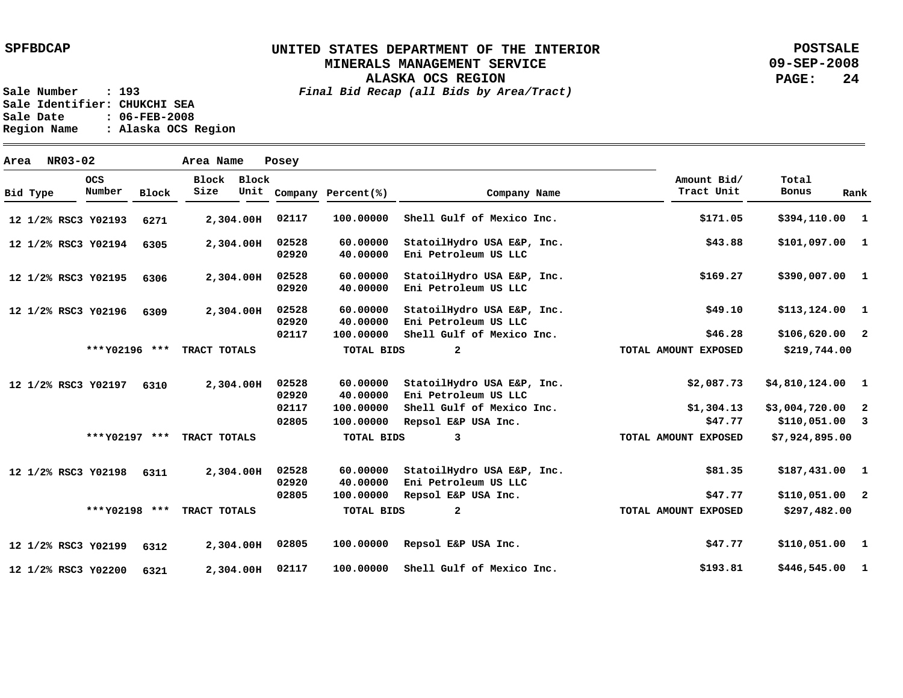SPFBDCAP

# UNITED STATES DEPARTMENT OF THE INTERIOR
## MINERALS MANAGEMENT SERVICE
## ALASKA OCS REGION
*Final Bid Recap (all Bids by Area/Tract)*

POSTSALE
09-SEP-2008

Sale Number : 193
Sale Identifier: CHUKCHI SEA
Sale Date : 06-FEB-2008
Region Name : Alaska OCS Region

Area NR03-02 Area Name Posey

| Bid Type | OCS Number | Block | Block Size | Block Unit | Company | Percent(%) | Company Name | Amount Bid/ Tract Unit | Total Bonus | Rank |
|---|---|---|---|---|---|---|---|---|---|---|
| 12 1/2% RSC3 | Y02193 | 6271 | 2,304.00H | | 02117 | 100.00000 | Shell Gulf of Mexico Inc. | $171.05 | $394,110.00 | 1 |
| 12 1/2% RSC3 | Y02194 | 6305 | 2,304.00H | | 02528 | 60.00000 | StatoilHydro USA E&P, Inc. | $43.88 | $101,097.00 | 1 |
| | | | | | 02920 | 40.00000 | Eni Petroleum US LLC | | | |
| 12 1/2% RSC3 | Y02195 | 6306 | 2,304.00H | | 02528 | 60.00000 | StatoilHydro USA E&P, Inc. | $169.27 | $390,007.00 | 1 |
| | | | | | 02920 | 40.00000 | Eni Petroleum US LLC | | | |
| 12 1/2% RSC3 | Y02196 | 6309 | 2,304.00H | | 02528 | 60.00000 | StatoilHydro USA E&P, Inc. | $49.10 | $113,124.00 | 1 |
| | | | | | 02920 | 40.00000 | Eni Petroleum US LLC | | | |
| | | | | | 02117 | 100.00000 | Shell Gulf of Mexico Inc. | $46.28 | $106,620.00 | 2 |
| | ***Y02196 *** | | TRACT TOTALS | | | TOTAL BIDS | 2 | TOTAL AMOUNT EXPOSED | $219,744.00 | |
| 12 1/2% RSC3 | Y02197 | 6310 | 2,304.00H | | 02528 | 60.00000 | StatoilHydro USA E&P, Inc. | $2,087.73 | $4,810,124.00 | 1 |
| | | | | | 02920 | 40.00000 | Eni Petroleum US LLC | | | |
| | | | | | 02117 | 100.00000 | Shell Gulf of Mexico Inc. | $1,304.13 | $3,004,720.00 | 2 |
| | | | | | 02805 | 100.00000 | Repsol E&P USA Inc. | $47.77 | $110,051.00 | 3 |
| | ***Y02197 *** | | TRACT TOTALS | | | TOTAL BIDS | 3 | TOTAL AMOUNT EXPOSED | $7,924,895.00 | |
| 12 1/2% RSC3 | Y02198 | 6311 | 2,304.00H | | 02528 | 60.00000 | StatoilHydro USA E&P, Inc. | $81.35 | $187,431.00 | 1 |
| | | | | | 02920 | 40.00000 | Eni Petroleum US LLC | | | |
| | | | | | 02805 | 100.00000 | Repsol E&P USA Inc. | $47.77 | $110,051.00 | 2 |
| | ***Y02198 *** | | TRACT TOTALS | | | TOTAL BIDS | 2 | TOTAL AMOUNT EXPOSED | $297,482.00 | |
| 12 1/2% RSC3 | Y02199 | 6312 | 2,304.00H | | 02805 | 100.00000 | Repsol E&P USA Inc. | $47.77 | $110,051.00 | 1 |
| 12 1/2% RSC3 | Y02200 | 6321 | 2,304.00H | | 02117 | 100.00000 | Shell Gulf of Mexico Inc. | $193.81 | $446,545.00 | 1 |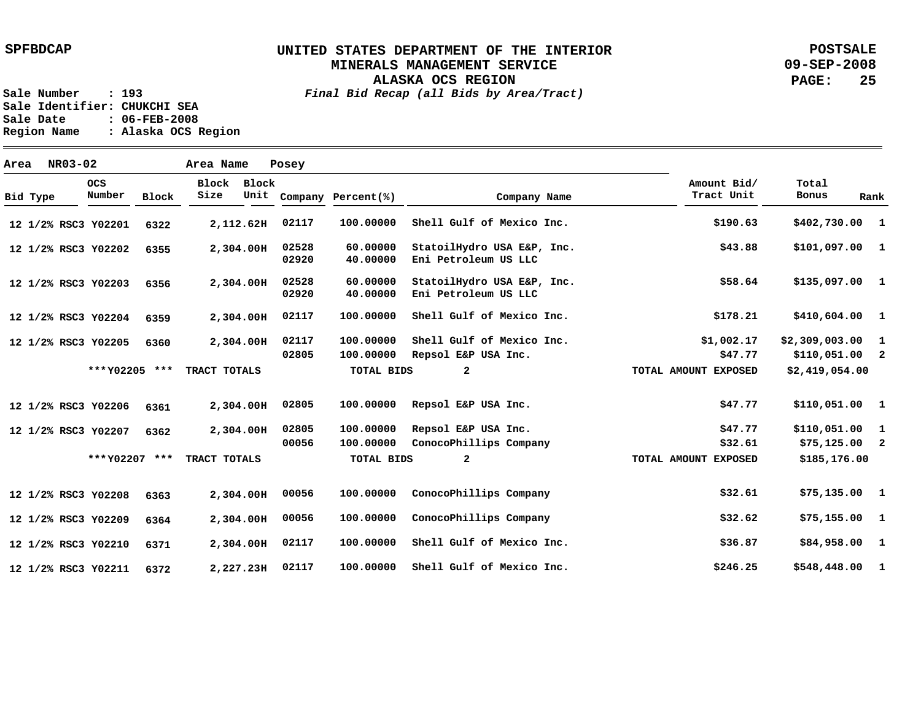SPFBDCAP

# UNITED STATES DEPARTMENT OF THE INTERIOR
## MINERALS MANAGEMENT SERVICE
## ALASKA OCS REGION
*Final Bid Recap (all Bids by Area/Tract)*

POSTSALE
09-SEP-2008

Sale Number : 193
Sale Identifier: CHUKCHI SEA
Sale Date : 06-FEB-2008
Region Name : Alaska OCS Region

Area NR03-02 Area Name Posey

| Bid Type | OCS Number | Block | Block Size | Block Unit | Company | Percent(%) | Company Name | Amount Bid/ Tract Unit | Total Bonus | Rank |
|---|---|---|---|---|---|---|---|---|---|---|
| 12 1/2% RSC3 | Y02201 | 6322 | 2,112.62 | H | 02117 | 100.00000 | Shell Gulf of Mexico Inc. | $190.63 | $402,730.00 | 1 |
| 12 1/2% RSC3 | Y02202 | 6355 | 2,304.00 | H | 02528 | 60.00000 | StatoilHydro USA E&P, Inc. | $43.88 | $101,097.00 | 1 |
| | | | | | 02920 | 40.00000 | Eni Petroleum US LLC | | | |
| 12 1/2% RSC3 | Y02203 | 6356 | 2,304.00 | H | 02528 | 60.00000 | StatoilHydro USA E&P, Inc. | $58.64 | $135,097.00 | 1 |
| | | | | | 02920 | 40.00000 | Eni Petroleum US LLC | | | |
| 12 1/2% RSC3 | Y02204 | 6359 | 2,304.00 | H | 02117 | 100.00000 | Shell Gulf of Mexico Inc. | $178.21 | $410,604.00 | 1 |
| 12 1/2% RSC3 | Y02205 | 6360 | 2,304.00 | H | 02117 | 100.00000 | Shell Gulf of Mexico Inc. | $1,002.17 | $2,309,003.00 | 1 |
| | | | | | 02805 | 100.00000 | Repsol E&P USA Inc. | $47.77 | $110,051.00 | 2 |
| | ***Y02205 *** | | TRACT TOTALS | | | TOTAL BIDS | 2 | TOTAL AMOUNT EXPOSED | $2,419,054.00 | |
| 12 1/2% RSC3 | Y02206 | 6361 | 2,304.00 | H | 02805 | 100.00000 | Repsol E&P USA Inc. | $47.77 | $110,051.00 | 1 |
| 12 1/2% RSC3 | Y02207 | 6362 | 2,304.00 | H | 02805 | 100.00000 | Repsol E&P USA Inc. | $47.77 | $110,051.00 | 1 |
| | | | | | 00056 | 100.00000 | ConocoPhillips Company | $32.61 | $75,125.00 | 2 |
| | ***Y02207 *** | | TRACT TOTALS | | | TOTAL BIDS | 2 | TOTAL AMOUNT EXPOSED | $185,176.00 | |
| 12 1/2% RSC3 | Y02208 | 6363 | 2,304.00 | H | 00056 | 100.00000 | ConocoPhillips Company | $32.61 | $75,135.00 | 1 |
| 12 1/2% RSC3 | Y02209 | 6364 | 2,304.00 | H | 00056 | 100.00000 | ConocoPhillips Company | $32.62 | $75,155.00 | 1 |
| 12 1/2% RSC3 | Y02210 | 6371 | 2,304.00 | H | 02117 | 100.00000 | Shell Gulf of Mexico Inc. | $36.87 | $84,958.00 | 1 |
| 12 1/2% RSC3 | Y02211 | 6372 | 2,227.23 | H | 02117 | 100.00000 | Shell Gulf of Mexico Inc. | $246.25 | $548,448.00 | 1 |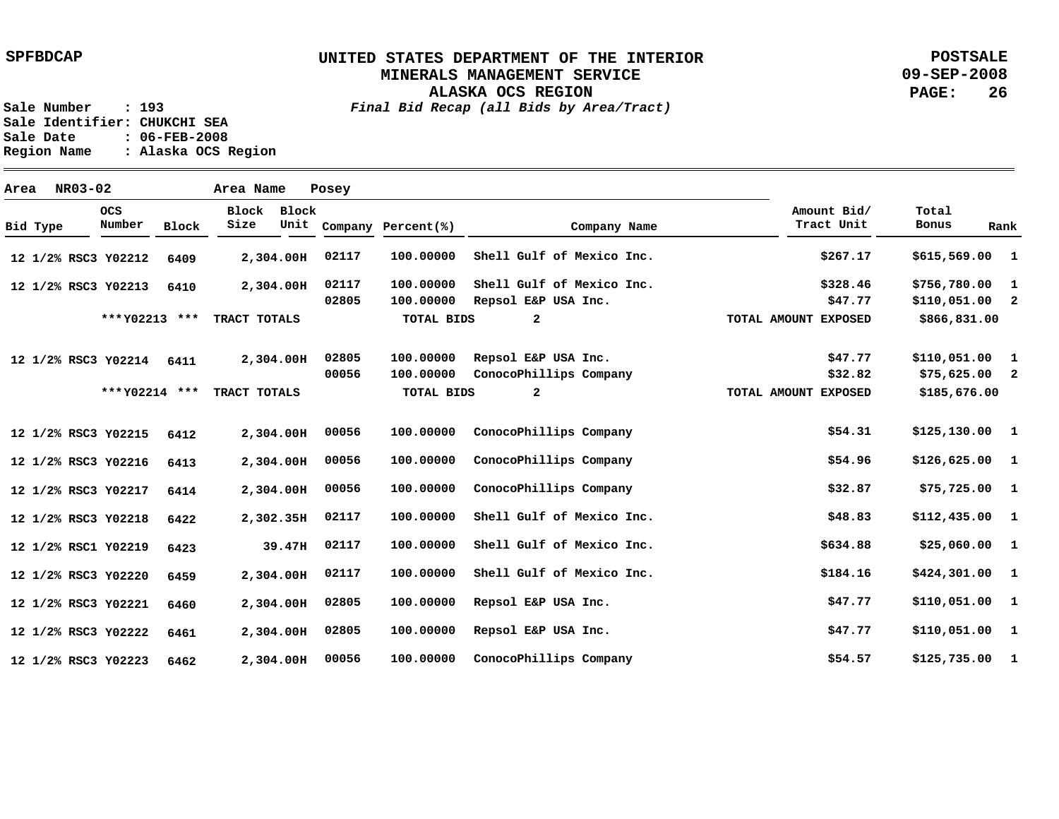# UNITED STATES DEPARTMENT OF THE INTERIOR
## MINERALS MANAGEMENT SERVICE
## ALASKA OCS REGION
*Final Bid Recap (all Bids by Area/Tract)*

SPFBDCAP

POSTSALE
09-SEP-2008

Sale Number : 193
Sale Identifier: CHUKCHI SEA
Sale Date : 06-FEB-2008
Region Name : Alaska OCS Region

Area NR03-02 Area Name Posey

| Bid Type | OCS Number | Block | Block Size | Block Unit | Company | Percent(%) | Company Name | Amount Bid/ Tract Unit | Total Bonus | Rank |
|---|---|---|---|---|---|---|---|---|---|---|
| 12 1/2% RSC3 | Y02212 | 6409 | 2,304.00 | H | 02117 | 100.00000 | Shell Gulf of Mexico Inc. | $267.17 | $615,569.00 | 1 |
| 12 1/2% RSC3 | Y02213 | 6410 | 2,304.00 | H | 02117 | 100.00000 | Shell Gulf of Mexico Inc. | $328.46 | $756,780.00 | 1 |
| | | | | | 02805 | 100.00000 | Repsol E&P USA Inc. | $47.77 | $110,051.00 | 2 |
| | ***Y02213 *** | | TRACT TOTALS | | | TOTAL BIDS | 2 | TOTAL AMOUNT EXPOSED | $866,831.00 | |
| 12 1/2% RSC3 | Y02214 | 6411 | 2,304.00 | H | 02805 | 100.00000 | Repsol E&P USA Inc. | $47.77 | $110,051.00 | 1 |
| | | | | | 00056 | 100.00000 | ConocoPhillips Company | $32.82 | $75,625.00 | 2 |
| | ***Y02214 *** | | TRACT TOTALS | | | TOTAL BIDS | 2 | TOTAL AMOUNT EXPOSED | $185,676.00 | |
| 12 1/2% RSC3 | Y02215 | 6412 | 2,304.00 | H | 00056 | 100.00000 | ConocoPhillips Company | $54.31 | $125,130.00 | 1 |
| 12 1/2% RSC3 | Y02216 | 6413 | 2,304.00 | H | 00056 | 100.00000 | ConocoPhillips Company | $54.96 | $126,625.00 | 1 |
| 12 1/2% RSC3 | Y02217 | 6414 | 2,304.00 | H | 00056 | 100.00000 | ConocoPhillips Company | $32.87 | $75,725.00 | 1 |
| 12 1/2% RSC3 | Y02218 | 6422 | 2,302.35 | H | 02117 | 100.00000 | Shell Gulf of Mexico Inc. | $48.83 | $112,435.00 | 1 |
| 12 1/2% RSC1 | Y02219 | 6423 | 39.47 | H | 02117 | 100.00000 | Shell Gulf of Mexico Inc. | $634.88 | $25,060.00 | 1 |
| 12 1/2% RSC3 | Y02220 | 6459 | 2,304.00 | H | 02117 | 100.00000 | Shell Gulf of Mexico Inc. | $184.16 | $424,301.00 | 1 |
| 12 1/2% RSC3 | Y02221 | 6460 | 2,304.00 | H | 02805 | 100.00000 | Repsol E&P USA Inc. | $47.77 | $110,051.00 | 1 |
| 12 1/2% RSC3 | Y02222 | 6461 | 2,304.00 | H | 02805 | 100.00000 | Repsol E&P USA Inc. | $47.77 | $110,051.00 | 1 |
| 12 1/2% RSC3 | Y02223 | 6462 | 2,304.00 | H | 00056 | 100.00000 | ConocoPhillips Company | $54.57 | $125,735.00 | 1 |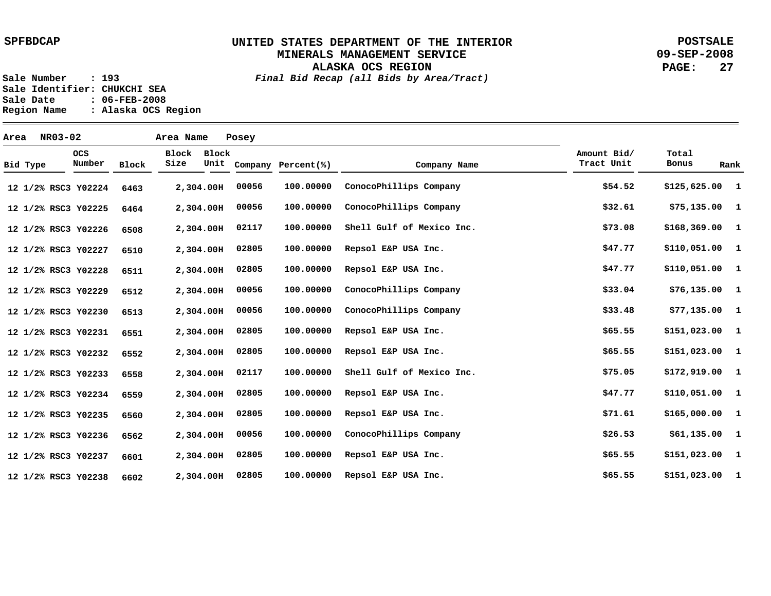SPFBDCAP

# UNITED STATES DEPARTMENT OF THE INTERIOR
## MINERALS MANAGEMENT SERVICE
## ALASKA OCS REGION

POSTSALE
09-SEP-2008

*Final Bid Recap (all Bids by Area/Tract)*

Sale Number : 193
Sale Identifier: CHUKCHI SEA
Sale Date : 06-FEB-2008
Region Name : Alaska OCS Region

Area NR03-02 Area Name Posey

| Bid Type | OCS Number | Block | Block Size | Block Unit | Company | Percent(%) | Company Name | Amount Bid/ Tract Unit | Total Bonus | Rank |
|---|---|---|---|---|---|---|---|---|---|---|
| 12 1/2% RSC3 | Y02224 | 6463 | 2,304.00 | H | 00056 | 100.00000 | ConocoPhillips Company | $54.52 | $125,625.00 | 1 |
| 12 1/2% RSC3 | Y02225 | 6464 | 2,304.00 | H | 00056 | 100.00000 | ConocoPhillips Company | $32.61 | $75,135.00 | 1 |
| 12 1/2% RSC3 | Y02226 | 6508 | 2,304.00 | H | 02117 | 100.00000 | Shell Gulf of Mexico Inc. | $73.08 | $168,369.00 | 1 |
| 12 1/2% RSC3 | Y02227 | 6510 | 2,304.00 | H | 02805 | 100.00000 | Repsol E&P USA Inc. | $47.77 | $110,051.00 | 1 |
| 12 1/2% RSC3 | Y02228 | 6511 | 2,304.00 | H | 02805 | 100.00000 | Repsol E&P USA Inc. | $47.77 | $110,051.00 | 1 |
| 12 1/2% RSC3 | Y02229 | 6512 | 2,304.00 | H | 00056 | 100.00000 | ConocoPhillips Company | $33.04 | $76,135.00 | 1 |
| 12 1/2% RSC3 | Y02230 | 6513 | 2,304.00 | H | 00056 | 100.00000 | ConocoPhillips Company | $33.48 | $77,135.00 | 1 |
| 12 1/2% RSC3 | Y02231 | 6551 | 2,304.00 | H | 02805 | 100.00000 | Repsol E&P USA Inc. | $65.55 | $151,023.00 | 1 |
| 12 1/2% RSC3 | Y02232 | 6552 | 2,304.00 | H | 02805 | 100.00000 | Repsol E&P USA Inc. | $65.55 | $151,023.00 | 1 |
| 12 1/2% RSC3 | Y02233 | 6558 | 2,304.00 | H | 02117 | 100.00000 | Shell Gulf of Mexico Inc. | $75.05 | $172,919.00 | 1 |
| 12 1/2% RSC3 | Y02234 | 6559 | 2,304.00 | H | 02805 | 100.00000 | Repsol E&P USA Inc. | $47.77 | $110,051.00 | 1 |
| 12 1/2% RSC3 | Y02235 | 6560 | 2,304.00 | H | 02805 | 100.00000 | Repsol E&P USA Inc. | $71.61 | $165,000.00 | 1 |
| 12 1/2% RSC3 | Y02236 | 6562 | 2,304.00 | H | 00056 | 100.00000 | ConocoPhillips Company | $26.53 | $61,135.00 | 1 |
| 12 1/2% RSC3 | Y02237 | 6601 | 2,304.00 | H | 02805 | 100.00000 | Repsol E&P USA Inc. | $65.55 | $151,023.00 | 1 |
| 12 1/2% RSC3 | Y02238 | 6602 | 2,304.00 | H | 02805 | 100.00000 | Repsol E&P USA Inc. | $65.55 | $151,023.00 | 1 |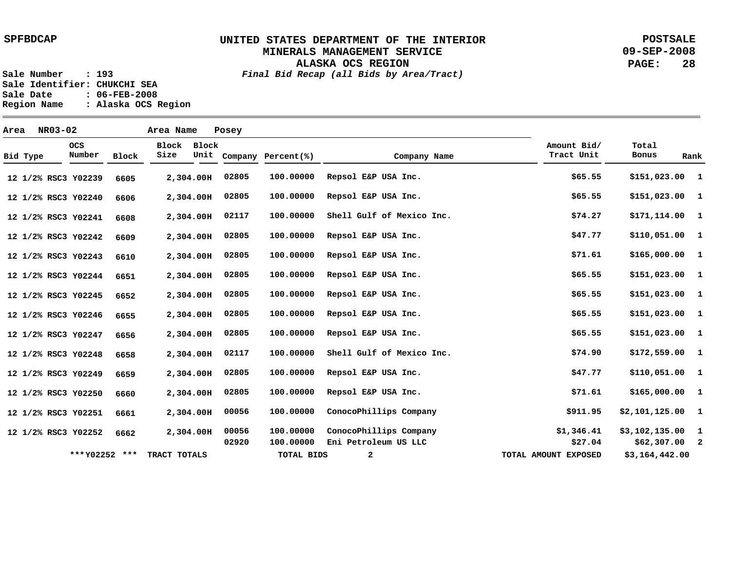SPFBDCAP

# UNITED STATES DEPARTMENT OF THE INTERIOR
## MINERALS MANAGEMENT SERVICE
## ALASKA OCS REGION

*Final Bid Recap (all Bids by Area/Tract)*

POSTSALE
09-SEP-2008

Sale Number : 193
Sale Identifier: CHUKCHI SEA
Sale Date : 06-FEB-2008
Region Name : Alaska OCS Region

Area NR03-02 Area Name Posey

| Bid Type | OCS Number | Block | Block Size | Block Unit | Company | Percent(%) | Company Name | Amount Bid/ Tract Unit | Total Bonus | Rank |
|---|---|---|---|---|---|---|---|---|---|---|
| 12 1/2% RSC3 | Y02239 | 6605 | 2,304.00 | H | 02805 | 100.00000 | Repsol E&P USA Inc. | $65.55 | $151,023.00 | 1 |
| 12 1/2% RSC3 | Y02240 | 6606 | 2,304.00 | H | 02805 | 100.00000 | Repsol E&P USA Inc. | $65.55 | $151,023.00 | 1 |
| 12 1/2% RSC3 | Y02241 | 6608 | 2,304.00 | H | 02117 | 100.00000 | Shell Gulf of Mexico Inc. | $74.27 | $171,114.00 | 1 |
| 12 1/2% RSC3 | Y02242 | 6609 | 2,304.00 | H | 02805 | 100.00000 | Repsol E&P USA Inc. | $47.77 | $110,051.00 | 1 |
| 12 1/2% RSC3 | Y02243 | 6610 | 2,304.00 | H | 02805 | 100.00000 | Repsol E&P USA Inc. | $71.61 | $165,000.00 | 1 |
| 12 1/2% RSC3 | Y02244 | 6651 | 2,304.00 | H | 02805 | 100.00000 | Repsol E&P USA Inc. | $65.55 | $151,023.00 | 1 |
| 12 1/2% RSC3 | Y02245 | 6652 | 2,304.00 | H | 02805 | 100.00000 | Repsol E&P USA Inc. | $65.55 | $151,023.00 | 1 |
| 12 1/2% RSC3 | Y02246 | 6655 | 2,304.00 | H | 02805 | 100.00000 | Repsol E&P USA Inc. | $65.55 | $151,023.00 | 1 |
| 12 1/2% RSC3 | Y02247 | 6656 | 2,304.00 | H | 02805 | 100.00000 | Repsol E&P USA Inc. | $65.55 | $151,023.00 | 1 |
| 12 1/2% RSC3 | Y02248 | 6658 | 2,304.00 | H | 02117 | 100.00000 | Shell Gulf of Mexico Inc. | $74.90 | $172,559.00 | 1 |
| 12 1/2% RSC3 | Y02249 | 6659 | 2,304.00 | H | 02805 | 100.00000 | Repsol E&P USA Inc. | $47.77 | $110,051.00 | 1 |
| 12 1/2% RSC3 | Y02250 | 6660 | 2,304.00 | H | 02805 | 100.00000 | Repsol E&P USA Inc. | $71.61 | $165,000.00 | 1 |
| 12 1/2% RSC3 | Y02251 | 6661 | 2,304.00 | H | 00056 | 100.00000 | ConocoPhillips Company | $911.95 | $2,101,125.00 | 1 |
| 12 1/2% RSC3 | Y02252 | 6662 | 2,304.00 | H | 00056 | 100.00000 | ConocoPhillips Company | $1,346.41 | $3,102,135.00 | 1 |
| | | | | | 02920 | 100.00000 | Eni Petroleum US LLC | $27.04 | $62,307.00 | 2 |
| | ***Y02252 *** | | TRACT TOTALS | | | TOTAL BIDS | 2 | TOTAL AMOUNT EXPOSED | $3,164,442.00 | |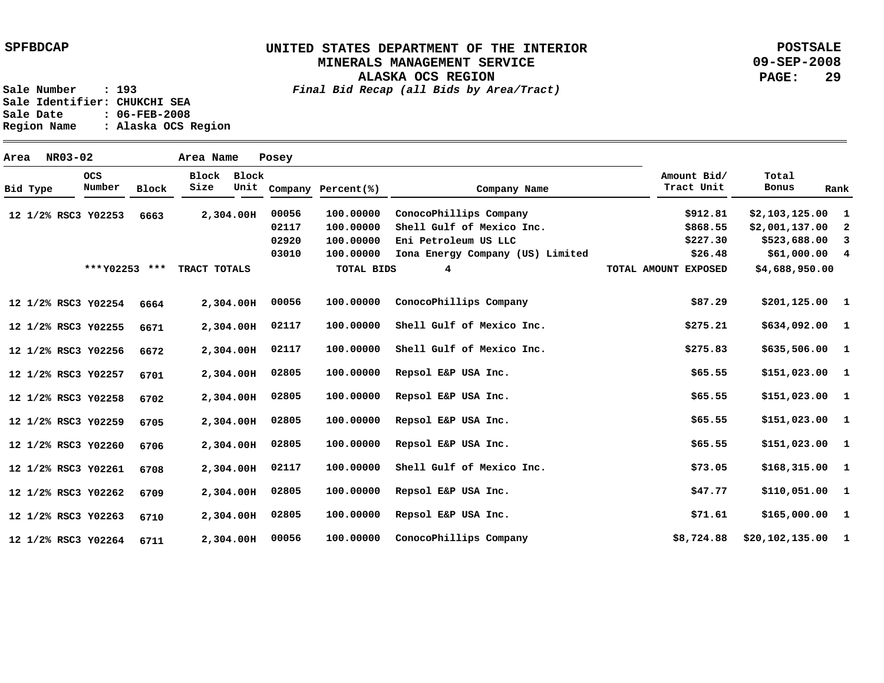**SPFBDCAP**

**UNITED STATES DEPARTMENT OF THE INTERIOR**
**MINERALS MANAGEMENT SERVICE**
**ALASKA OCS REGION**
***Final Bid Recap (all Bids by Area/Tract)***

**POSTSALE**
**09-SEP-2008**

**Sale Number : 193**
**Sale Identifier: CHUKCHI SEA**
**Sale Date : 06-FEB-2008**
**Region Name : Alaska OCS Region**

**Area NR03-02 Area Name Posey**

| Bid Type | OCS Number | Block | Block Size | Block Unit | Company | Percent(%) | Company Name | Amount Bid/ Tract Unit | Total Bonus | Rank |
|---|---|---|---|---|---|---|---|---|---|---|
| 12 1/2% RSC3 | Y02253 | 6663 | 2,304.00 | H | 00056 | 100.00000 | ConocoPhillips Company | $912.81 | $2,103,125.00 | 1 |
| | | | | | 02117 | 100.00000 | Shell Gulf of Mexico Inc. | $868.55 | $2,001,137.00 | 2 |
| | | | | | 02920 | 100.00000 | Eni Petroleum US LLC | $227.30 | $523,688.00 | 3 |
| | | | | | 03010 | 100.00000 | Iona Energy Company (US) Limited | $26.48 | $61,000.00 | 4 |
| | ***Y02253 *** | TRACT TOTALS | | | | TOTAL BIDS | 4 | TOTAL AMOUNT EXPOSED | $4,688,950.00 | |
| 12 1/2% RSC3 | Y02254 | 6664 | 2,304.00 | H | 00056 | 100.00000 | ConocoPhillips Company | $87.29 | $201,125.00 | 1 |
| 12 1/2% RSC3 | Y02255 | 6671 | 2,304.00 | H | 02117 | 100.00000 | Shell Gulf of Mexico Inc. | $275.21 | $634,092.00 | 1 |
| 12 1/2% RSC3 | Y02256 | 6672 | 2,304.00 | H | 02117 | 100.00000 | Shell Gulf of Mexico Inc. | $275.83 | $635,506.00 | 1 |
| 12 1/2% RSC3 | Y02257 | 6701 | 2,304.00 | H | 02805 | 100.00000 | Repsol E&P USA Inc. | $65.55 | $151,023.00 | 1 |
| 12 1/2% RSC3 | Y02258 | 6702 | 2,304.00 | H | 02805 | 100.00000 | Repsol E&P USA Inc. | $65.55 | $151,023.00 | 1 |
| 12 1/2% RSC3 | Y02259 | 6705 | 2,304.00 | H | 02805 | 100.00000 | Repsol E&P USA Inc. | $65.55 | $151,023.00 | 1 |
| 12 1/2% RSC3 | Y02260 | 6706 | 2,304.00 | H | 02805 | 100.00000 | Repsol E&P USA Inc. | $65.55 | $151,023.00 | 1 |
| 12 1/2% RSC3 | Y02261 | 6708 | 2,304.00 | H | 02117 | 100.00000 | Shell Gulf of Mexico Inc. | $73.05 | $168,315.00 | 1 |
| 12 1/2% RSC3 | Y02262 | 6709 | 2,304.00 | H | 02805 | 100.00000 | Repsol E&P USA Inc. | $47.77 | $110,051.00 | 1 |
| 12 1/2% RSC3 | Y02263 | 6710 | 2,304.00 | H | 02805 | 100.00000 | Repsol E&P USA Inc. | $71.61 | $165,000.00 | 1 |
| 12 1/2% RSC3 | Y02264 | 6711 | 2,304.00 | H | 00056 | 100.00000 | ConocoPhillips Company | $8,724.88 | $20,102,135.00 | 1 |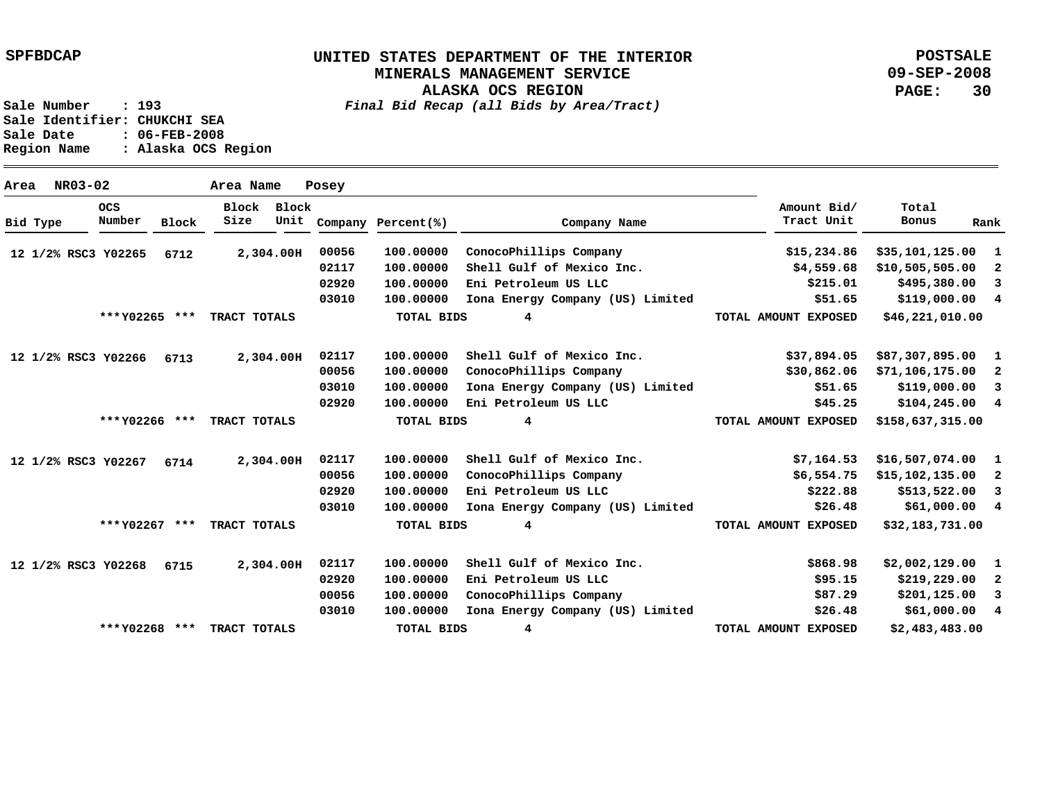**SPFBDCAP**

# UNITED STATES DEPARTMENT OF THE INTERIOR
## MINERALS MANAGEMENT SERVICE
## ALASKA OCS REGION

*Final Bid Recap (all Bids by Area/Tract)*

**POSTSALE**
**09-SEP-2008**

Sale Number : 193
Sale Identifier: CHUKCHI SEA
Sale Date : 06-FEB-2008
Region Name : Alaska OCS Region

Area NR03-02 Area Name Posey

| Bid Type | OCS Number | Block | Block Size | Block Unit | Company | Percent(%) | Company Name | Amount Bid/ Tract Unit | Total Bonus | Rank |
|---|---|---|---|---|---|---|---|---|---|---|
| 12 1/2% RSC3 | Y02265 | 6712 | 2,304.00 | H | 00056 | 100.00000 | ConocoPhillips Company | $15,234.86 | $35,101,125.00 | 1 |
| | | | | | 02117 | 100.00000 | Shell Gulf of Mexico Inc. | $4,559.68 | $10,505,505.00 | 2 |
| | | | | | 02920 | 100.00000 | Eni Petroleum US LLC | $215.01 | $495,380.00 | 3 |
| | | | | | 03010 | 100.00000 | Iona Energy Company (US) Limited | $51.65 | $119,000.00 | 4 |
| | ***Y02265 *** | | TRACT TOTALS | | | TOTAL BIDS | 4 | TOTAL AMOUNT EXPOSED | $46,221,010.00 | |
| 12 1/2% RSC3 | Y02266 | 6713 | 2,304.00 | H | 02117 | 100.00000 | Shell Gulf of Mexico Inc. | $37,894.05 | $87,307,895.00 | 1 |
| | | | | | 00056 | 100.00000 | ConocoPhillips Company | $30,862.06 | $71,106,175.00 | 2 |
| | | | | | 03010 | 100.00000 | Iona Energy Company (US) Limited | $51.65 | $119,000.00 | 3 |
| | | | | | 02920 | 100.00000 | Eni Petroleum US LLC | $45.25 | $104,245.00 | 4 |
| | ***Y02266 *** | | TRACT TOTALS | | | TOTAL BIDS | 4 | TOTAL AMOUNT EXPOSED | $158,637,315.00 | |
| 12 1/2% RSC3 | Y02267 | 6714 | 2,304.00 | H | 02117 | 100.00000 | Shell Gulf of Mexico Inc. | $7,164.53 | $16,507,074.00 | 1 |
| | | | | | 00056 | 100.00000 | ConocoPhillips Company | $6,554.75 | $15,102,135.00 | 2 |
| | | | | | 02920 | 100.00000 | Eni Petroleum US LLC | $222.88 | $513,522.00 | 3 |
| | | | | | 03010 | 100.00000 | Iona Energy Company (US) Limited | $26.48 | $61,000.00 | 4 |
| | ***Y02267 *** | | TRACT TOTALS | | | TOTAL BIDS | 4 | TOTAL AMOUNT EXPOSED | $32,183,731.00 | |
| 12 1/2% RSC3 | Y02268 | 6715 | 2,304.00 | H | 02117 | 100.00000 | Shell Gulf of Mexico Inc. | $868.98 | $2,002,129.00 | 1 |
| | | | | | 02920 | 100.00000 | Eni Petroleum US LLC | $95.15 | $219,229.00 | 2 |
| | | | | | 00056 | 100.00000 | ConocoPhillips Company | $87.29 | $201,125.00 | 3 |
| | | | | | 03010 | 100.00000 | Iona Energy Company (US) Limited | $26.48 | $61,000.00 | 4 |
| | ***Y02268 *** | | TRACT TOTALS | | | TOTAL BIDS | 4 | TOTAL AMOUNT EXPOSED | $2,483,483.00 | |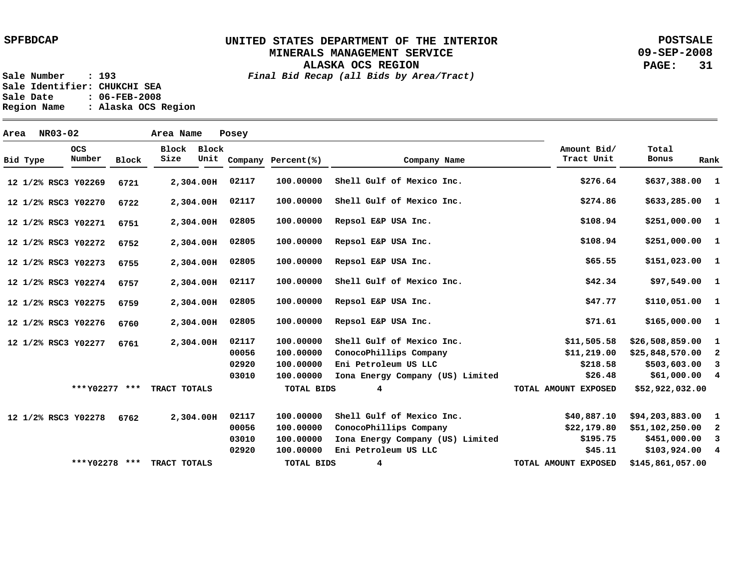SPFBDCAP

# UNITED STATES DEPARTMENT OF THE INTERIOR
## MINERALS MANAGEMENT SERVICE
## ALASKA OCS REGION
*Final Bid Recap (all Bids by Area/Tract)*

POSTSALE
09-SEP-2008

Sale Number : 193
Sale Identifier: CHUKCHI SEA
Sale Date : 06-FEB-2008
Region Name : Alaska OCS Region

**Area** NR03-02 **Area Name** Posey

| Bid Type | OCS Number | Block | Block Size | Block Unit | Company | Percent(%) | Company Name | Amount Bid/ Tract Unit | Total Bonus | Rank |
|---|---|---|---|---|---|---|---|---|---|---|
| 12 1/2% RSC3 | Y02269 | 6721 | 2,304.00 | H | 02117 | 100.00000 | Shell Gulf of Mexico Inc. | $276.64 | $637,388.00 | 1 |
| 12 1/2% RSC3 | Y02270 | 6722 | 2,304.00 | H | 02117 | 100.00000 | Shell Gulf of Mexico Inc. | $274.86 | $633,285.00 | 1 |
| 12 1/2% RSC3 | Y02271 | 6751 | 2,304.00 | H | 02805 | 100.00000 | Repsol E&P USA Inc. | $108.94 | $251,000.00 | 1 |
| 12 1/2% RSC3 | Y02272 | 6752 | 2,304.00 | H | 02805 | 100.00000 | Repsol E&P USA Inc. | $108.94 | $251,000.00 | 1 |
| 12 1/2% RSC3 | Y02273 | 6755 | 2,304.00 | H | 02805 | 100.00000 | Repsol E&P USA Inc. | $65.55 | $151,023.00 | 1 |
| 12 1/2% RSC3 | Y02274 | 6757 | 2,304.00 | H | 02117 | 100.00000 | Shell Gulf of Mexico Inc. | $42.34 | $97,549.00 | 1 |
| 12 1/2% RSC3 | Y02275 | 6759 | 2,304.00 | H | 02805 | 100.00000 | Repsol E&P USA Inc. | $47.77 | $110,051.00 | 1 |
| 12 1/2% RSC3 | Y02276 | 6760 | 2,304.00 | H | 02805 | 100.00000 | Repsol E&P USA Inc. | $71.61 | $165,000.00 | 1 |
| 12 1/2% RSC3 | Y02277 | 6761 | 2,304.00 | H | 02117 | 100.00000 | Shell Gulf of Mexico Inc. | $11,505.58 | $26,508,859.00 | 1 |
| | | | | | 00056 | 100.00000 | ConocoPhillips Company | $11,219.00 | $25,848,570.00 | 2 |
| | | | | | 02920 | 100.00000 | Eni Petroleum US LLC | $218.58 | $503,603.00 | 3 |
| | | | | | 03010 | 100.00000 | Iona Energy Company (US) Limited | $26.48 | $61,000.00 | 4 |
| | ***Y02277 *** | | TRACT TOTALS | | | TOTAL BIDS | 4 | TOTAL AMOUNT EXPOSED | $52,922,032.00 | |
| 12 1/2% RSC3 | Y02278 | 6762 | 2,304.00 | H | 02117 | 100.00000 | Shell Gulf of Mexico Inc. | $40,887.10 | $94,203,883.00 | 1 |
| | | | | | 00056 | 100.00000 | ConocoPhillips Company | $22,179.80 | $51,102,250.00 | 2 |
| | | | | | 03010 | 100.00000 | Iona Energy Company (US) Limited | $195.75 | $451,000.00 | 3 |
| | | | | | 02920 | 100.00000 | Eni Petroleum US LLC | $45.11 | $103,924.00 | 4 |
| | ***Y02278 *** | | TRACT TOTALS | | | TOTAL BIDS | 4 | TOTAL AMOUNT EXPOSED | $145,861,057.00 | |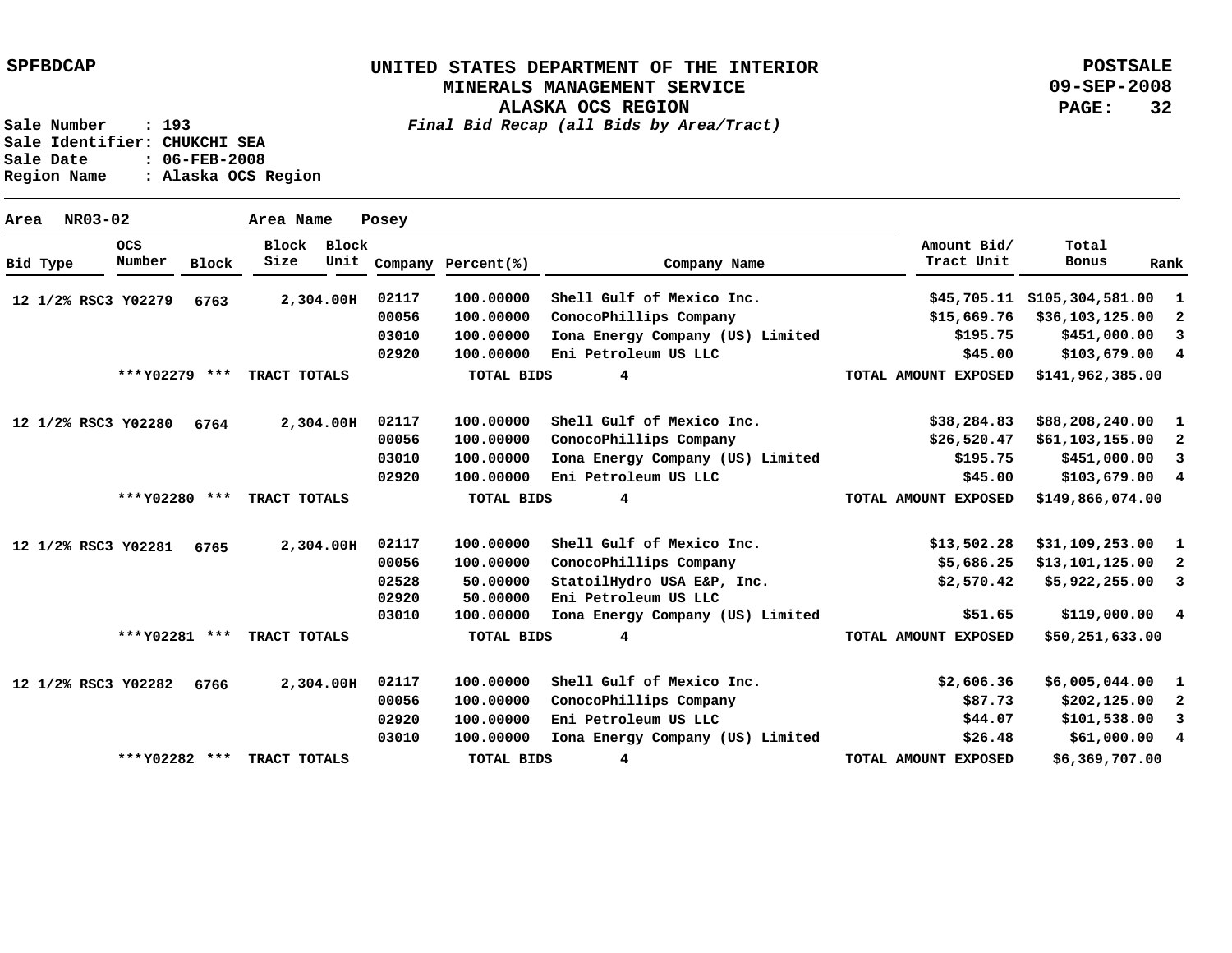UNITED STATES DEPARTMENT OF THE INTERIOR
MINERALS MANAGEMENT SERVICE
ALASKA OCS REGION
*Final Bid Recap (all Bids by Area/Tract)*

SPFBDCAP — POSTSALE 09-SEP-2008

Sale Number : 193
Sale Identifier: CHUKCHI SEA
Sale Date : 06-FEB-2008
Region Name : Alaska OCS Region

Area NR03-02 — Area Name Posey

| Bid Type | OCS Number | Block | Block Size | Block Unit | Company | Percent(%) | Company Name | Amount Bid/ Tract Unit | Total Bonus | Rank |
|---|---|---|---|---|---|---|---|---|---|---|
| 12 1/2% RSC3 | Y02279 | 6763 | 2,304.00 | H | 02117 | 100.00000 | Shell Gulf of Mexico Inc. | $45,705.11 | $105,304,581.00 | 1 |
| | | | | | 00056 | 100.00000 | ConocoPhillips Company | $15,669.76 | $36,103,125.00 | 2 |
| | | | | | 03010 | 100.00000 | Iona Energy Company (US) Limited | $195.75 | $451,000.00 | 3 |
| | | | | | 02920 | 100.00000 | Eni Petroleum US LLC | $45.00 | $103,679.00 | 4 |
| | ***Y02279 *** | | TRACT TOTALS | | | TOTAL BIDS | 4 | TOTAL AMOUNT EXPOSED | $141,962,385.00 | |
| 12 1/2% RSC3 | Y02280 | 6764 | 2,304.00 | H | 02117 | 100.00000 | Shell Gulf of Mexico Inc. | $38,284.83 | $88,208,240.00 | 1 |
| | | | | | 00056 | 100.00000 | ConocoPhillips Company | $26,520.47 | $61,103,155.00 | 2 |
| | | | | | 03010 | 100.00000 | Iona Energy Company (US) Limited | $195.75 | $451,000.00 | 3 |
| | | | | | 02920 | 100.00000 | Eni Petroleum US LLC | $45.00 | $103,679.00 | 4 |
| | ***Y02280 *** | | TRACT TOTALS | | | TOTAL BIDS | 4 | TOTAL AMOUNT EXPOSED | $149,866,074.00 | |
| 12 1/2% RSC3 | Y02281 | 6765 | 2,304.00 | H | 02117 | 100.00000 | Shell Gulf of Mexico Inc. | $13,502.28 | $31,109,253.00 | 1 |
| | | | | | 00056 | 100.00000 | ConocoPhillips Company | $5,686.25 | $13,101,125.00 | 2 |
| | | | | | 02528 | 50.00000 | StatoilHydro USA E&P, Inc. | $2,570.42 | $5,922,255.00 | 3 |
| | | | | | 02920 | 50.00000 | Eni Petroleum US LLC | | | |
| | | | | | 03010 | 100.00000 | Iona Energy Company (US) Limited | $51.65 | $119,000.00 | 4 |
| | ***Y02281 *** | | TRACT TOTALS | | | TOTAL BIDS | 4 | TOTAL AMOUNT EXPOSED | $50,251,633.00 | |
| 12 1/2% RSC3 | Y02282 | 6766 | 2,304.00 | H | 02117 | 100.00000 | Shell Gulf of Mexico Inc. | $2,606.36 | $6,005,044.00 | 1 |
| | | | | | 00056 | 100.00000 | ConocoPhillips Company | $87.73 | $202,125.00 | 2 |
| | | | | | 02920 | 100.00000 | Eni Petroleum US LLC | $44.07 | $101,538.00 | 3 |
| | | | | | 03010 | 100.00000 | Iona Energy Company (US) Limited | $26.48 | $61,000.00 | 4 |
| | ***Y02282 *** | | TRACT TOTALS | | | TOTAL BIDS | 4 | TOTAL AMOUNT EXPOSED | $6,369,707.00 | |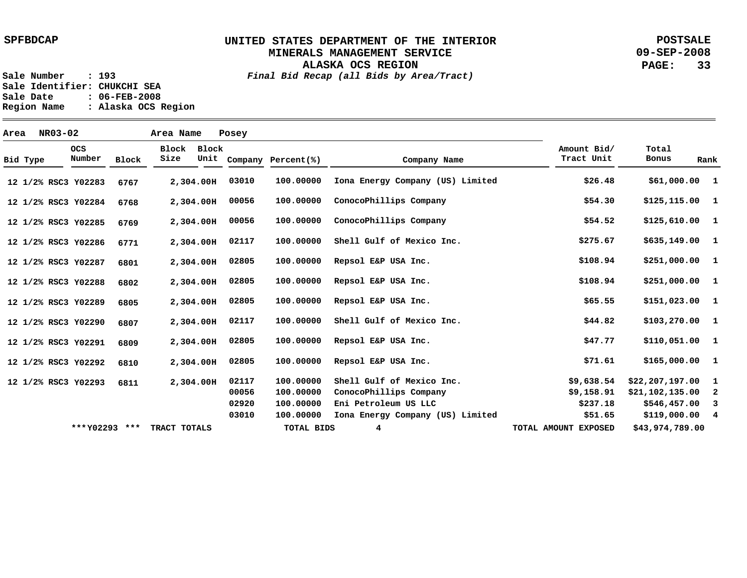SPFBDCAP

# UNITED STATES DEPARTMENT OF THE INTERIOR
## MINERALS MANAGEMENT SERVICE
## ALASKA OCS REGION
### *Final Bid Recap (all Bids by Area/Tract)*

POSTSALE
09-SEP-2008

Sale Number : 193
Sale Identifier: CHUKCHI SEA
Sale Date : 06-FEB-2008
Region Name : Alaska OCS Region

Area NR03-02 Area Name Posey

| Bid Type | OCS Number | Block | Block Size | Block Unit | Company | Percent(%) | Company Name | Amount Bid/ Tract Unit | Total Bonus | Rank |
|---|---|---|---|---|---|---|---|---|---|---|
| 12 1/2% RSC3 | Y02283 | 6767 | 2,304.00 | H | 03010 | 100.00000 | Iona Energy Company (US) Limited | $26.48 | $61,000.00 | 1 |
| 12 1/2% RSC3 | Y02284 | 6768 | 2,304.00 | H | 00056 | 100.00000 | ConocoPhillips Company | $54.30 | $125,115.00 | 1 |
| 12 1/2% RSC3 | Y02285 | 6769 | 2,304.00 | H | 00056 | 100.00000 | ConocoPhillips Company | $54.52 | $125,610.00 | 1 |
| 12 1/2% RSC3 | Y02286 | 6771 | 2,304.00 | H | 02117 | 100.00000 | Shell Gulf of Mexico Inc. | $275.67 | $635,149.00 | 1 |
| 12 1/2% RSC3 | Y02287 | 6801 | 2,304.00 | H | 02805 | 100.00000 | Repsol E&P USA Inc. | $108.94 | $251,000.00 | 1 |
| 12 1/2% RSC3 | Y02288 | 6802 | 2,304.00 | H | 02805 | 100.00000 | Repsol E&P USA Inc. | $108.94 | $251,000.00 | 1 |
| 12 1/2% RSC3 | Y02289 | 6805 | 2,304.00 | H | 02805 | 100.00000 | Repsol E&P USA Inc. | $65.55 | $151,023.00 | 1 |
| 12 1/2% RSC3 | Y02290 | 6807 | 2,304.00 | H | 02117 | 100.00000 | Shell Gulf of Mexico Inc. | $44.82 | $103,270.00 | 1 |
| 12 1/2% RSC3 | Y02291 | 6809 | 2,304.00 | H | 02805 | 100.00000 | Repsol E&P USA Inc. | $47.77 | $110,051.00 | 1 |
| 12 1/2% RSC3 | Y02292 | 6810 | 2,304.00 | H | 02805 | 100.00000 | Repsol E&P USA Inc. | $71.61 | $165,000.00 | 1 |
| 12 1/2% RSC3 | Y02293 | 6811 | 2,304.00 | H | 02117 | 100.00000 | Shell Gulf of Mexico Inc. | $9,638.54 | $22,207,197.00 | 1 |
| | | | | | 00056 | 100.00000 | ConocoPhillips Company | $9,158.91 | $21,102,135.00 | 2 |
| | | | | | 02920 | 100.00000 | Eni Petroleum US LLC | $237.18 | $546,457.00 | 3 |
| | | | | | 03010 | 100.00000 | Iona Energy Company (US) Limited | $51.65 | $119,000.00 | 4 |
| | ***Y02293 *** | | TRACT TOTALS | | | TOTAL BIDS | 4 | TOTAL AMOUNT EXPOSED | $43,974,789.00 | |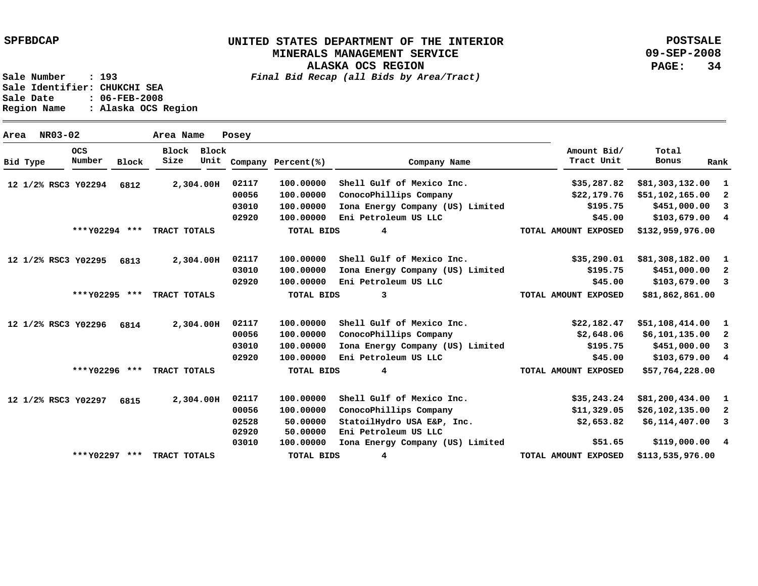SPFBDCAP

**UNITED STATES DEPARTMENT OF THE INTERIOR**
**MINERALS MANAGEMENT SERVICE**
**ALASKA OCS REGION**
*Final Bid Recap (all Bids by Area/Tract)*

POSTSALE
09-SEP-2008

Sale Number : 193
Sale Identifier: CHUKCHI SEA
Sale Date : 06-FEB-2008
Region Name : Alaska OCS Region

Area NR03-02 Area Name Posey

| Bid Type | OCS Number | Block | Block Size | Block Unit | Company | Percent(%) | Company Name | Amount Bid/ Tract Unit | Total Bonus | Rank |
|---|---|---|---|---|---|---|---|---|---|---|
| 12 1/2% RSC3 | Y02294 | 6812 | 2,304.00 | H | 02117 | 100.00000 | Shell Gulf of Mexico Inc. | $35,287.82 | $81,303,132.00 | 1 |
| | | | | | 00056 | 100.00000 | ConocoPhillips Company | $22,179.76 | $51,102,165.00 | 2 |
| | | | | | 03010 | 100.00000 | Iona Energy Company (US) Limited | $195.75 | $451,000.00 | 3 |
| | | | | | 02920 | 100.00000 | Eni Petroleum US LLC | $45.00 | $103,679.00 | 4 |
| | ***Y02294 *** | TRACT TOTALS | | | | TOTAL BIDS | 4 | TOTAL AMOUNT EXPOSED | $132,959,976.00 | |
| 12 1/2% RSC3 | Y02295 | 6813 | 2,304.00 | H | 02117 | 100.00000 | Shell Gulf of Mexico Inc. | $35,290.01 | $81,308,182.00 | 1 |
| | | | | | 03010 | 100.00000 | Iona Energy Company (US) Limited | $195.75 | $451,000.00 | 2 |
| | | | | | 02920 | 100.00000 | Eni Petroleum US LLC | $45.00 | $103,679.00 | 3 |
| | ***Y02295 *** | TRACT TOTALS | | | | TOTAL BIDS | 3 | TOTAL AMOUNT EXPOSED | $81,862,861.00 | |
| 12 1/2% RSC3 | Y02296 | 6814 | 2,304.00 | H | 02117 | 100.00000 | Shell Gulf of Mexico Inc. | $22,182.47 | $51,108,414.00 | 1 |
| | | | | | 00056 | 100.00000 | ConocoPhillips Company | $2,648.06 | $6,101,135.00 | 2 |
| | | | | | 03010 | 100.00000 | Iona Energy Company (US) Limited | $195.75 | $451,000.00 | 3 |
| | | | | | 02920 | 100.00000 | Eni Petroleum US LLC | $45.00 | $103,679.00 | 4 |
| | ***Y02296 *** | TRACT TOTALS | | | | TOTAL BIDS | 4 | TOTAL AMOUNT EXPOSED | $57,764,228.00 | |
| 12 1/2% RSC3 | Y02297 | 6815 | 2,304.00 | H | 02117 | 100.00000 | Shell Gulf of Mexico Inc. | $35,243.24 | $81,200,434.00 | 1 |
| | | | | | 00056 | 100.00000 | ConocoPhillips Company | $11,329.05 | $26,102,135.00 | 2 |
| | | | | | 02528 | 50.00000 | StatoilHydro USA E&P, Inc. | $2,653.82 | $6,114,407.00 | 3 |
| | | | | | 02920 | 50.00000 | Eni Petroleum US LLC | | | |
| | | | | | 03010 | 100.00000 | Iona Energy Company (US) Limited | $51.65 | $119,000.00 | 4 |
| | ***Y02297 *** | TRACT TOTALS | | | | TOTAL BIDS | 4 | TOTAL AMOUNT EXPOSED | $113,535,976.00 | |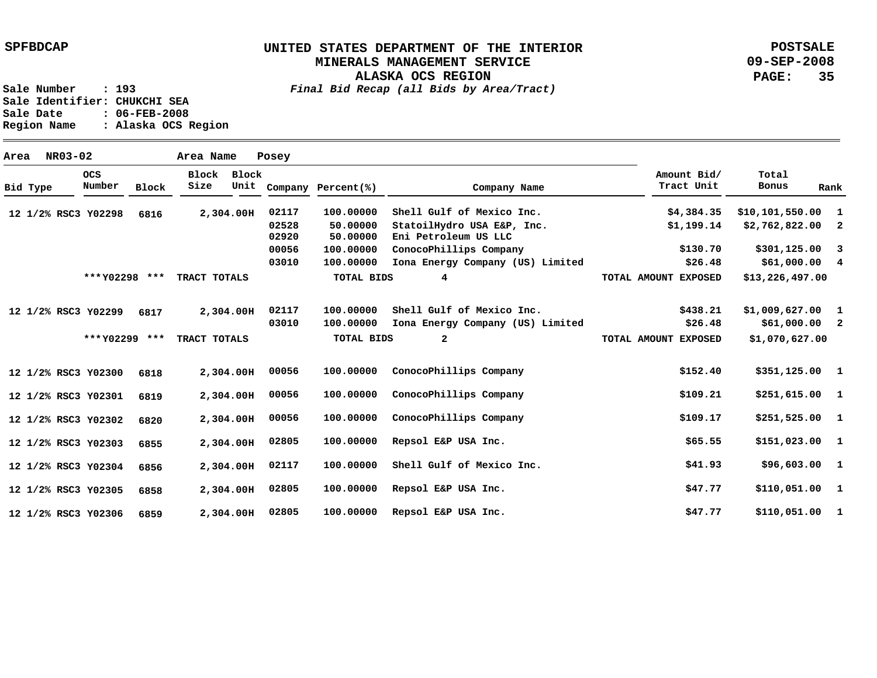**UNITED STATES DEPARTMENT OF THE INTERIOR**
**MINERALS MANAGEMENT SERVICE**
**ALASKA OCS REGION**
***Final Bid Recap (all Bids by Area/Tract)***

SPFBDCAP — POSTSALE 09-SEP-2008

Sale Number : 193
Sale Identifier: CHUKCHI SEA
Sale Date : 06-FEB-2008
Region Name : Alaska OCS Region

Area NR03-02 — Area Name Posey

| Bid Type | OCS Number | Block | Block Size | Block Unit | Company | Percent(%) | Company Name | Amount Bid/ Tract Unit | Total Bonus | Rank |
|---|---|---|---|---|---|---|---|---|---|---|
| 12 1/2% RSC3 | Y02298 | 6816 | 2,304.00 | H | 02117 | 100.00000 | Shell Gulf of Mexico Inc. | $4,384.35 | $10,101,550.00 | 1 |
| | | | | | 02528 | 50.00000 | StatoilHydro USA E&P, Inc. | $1,199.14 | $2,762,822.00 | 2 |
| | | | | | 02920 | 50.00000 | Eni Petroleum US LLC | | | |
| | | | | | 00056 | 100.00000 | ConocoPhillips Company | $130.70 | $301,125.00 | 3 |
| | | | | | 03010 | 100.00000 | Iona Energy Company (US) Limited | $26.48 | $61,000.00 | 4 |
| | ***Y02298 *** | | TRACT TOTALS | | | TOTAL BIDS | 4 | TOTAL AMOUNT EXPOSED | $13,226,497.00 | |
| 12 1/2% RSC3 | Y02299 | 6817 | 2,304.00 | H | 02117 | 100.00000 | Shell Gulf of Mexico Inc. | $438.21 | $1,009,627.00 | 1 |
| | | | | | 03010 | 100.00000 | Iona Energy Company (US) Limited | $26.48 | $61,000.00 | 2 |
| | ***Y02299 *** | | TRACT TOTALS | | | TOTAL BIDS | 2 | TOTAL AMOUNT EXPOSED | $1,070,627.00 | |
| 12 1/2% RSC3 | Y02300 | 6818 | 2,304.00 | H | 00056 | 100.00000 | ConocoPhillips Company | $152.40 | $351,125.00 | 1 |
| 12 1/2% RSC3 | Y02301 | 6819 | 2,304.00 | H | 00056 | 100.00000 | ConocoPhillips Company | $109.21 | $251,615.00 | 1 |
| 12 1/2% RSC3 | Y02302 | 6820 | 2,304.00 | H | 00056 | 100.00000 | ConocoPhillips Company | $109.17 | $251,525.00 | 1 |
| 12 1/2% RSC3 | Y02303 | 6855 | 2,304.00 | H | 02805 | 100.00000 | Repsol E&P USA Inc. | $65.55 | $151,023.00 | 1 |
| 12 1/2% RSC3 | Y02304 | 6856 | 2,304.00 | H | 02117 | 100.00000 | Shell Gulf of Mexico Inc. | $41.93 | $96,603.00 | 1 |
| 12 1/2% RSC3 | Y02305 | 6858 | 2,304.00 | H | 02805 | 100.00000 | Repsol E&P USA Inc. | $47.77 | $110,051.00 | 1 |
| 12 1/2% RSC3 | Y02306 | 6859 | 2,304.00 | H | 02805 | 100.00000 | Repsol E&P USA Inc. | $47.77 | $110,051.00 | 1 |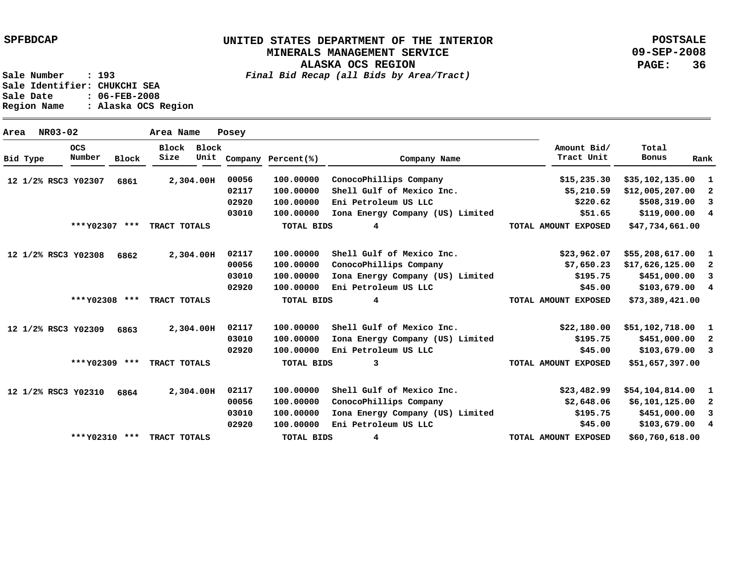SPFBDCAP

# UNITED STATES DEPARTMENT OF THE INTERIOR
## MINERALS MANAGEMENT SERVICE
## ALASKA OCS REGION

*Final Bid Recap (all Bids by Area/Tract)*

POSTSALE
09-SEP-2008

Sale Number : 193
Sale Identifier: CHUKCHI SEA
Sale Date : 06-FEB-2008
Region Name : Alaska OCS Region

**Area** NR03-02 **Area Name** Posey

| Bid Type | OCS Number | Block | Block Size | Block Unit | Company | Percent(%) | Company Name | Amount Bid/ Tract Unit | Total Bonus | Rank |
|---|---|---|---|---|---|---|---|---|---|---|
| 12 1/2% RSC3 | Y02307 | 6861 | 2,304.00 | H | 00056 | 100.00000 | ConocoPhillips Company | $15,235.30 | $35,102,135.00 | 1 |
| | | | | | 02117 | 100.00000 | Shell Gulf of Mexico Inc. | $5,210.59 | $12,005,207.00 | 2 |
| | | | | | 02920 | 100.00000 | Eni Petroleum US LLC | $220.62 | $508,319.00 | 3 |
| | | | | | 03010 | 100.00000 | Iona Energy Company (US) Limited | $51.65 | $119,000.00 | 4 |
| | ***Y02307 *** | | TRACT TOTALS | | | TOTAL BIDS | 4 | TOTAL AMOUNT EXPOSED | $47,734,661.00 | |
| 12 1/2% RSC3 | Y02308 | 6862 | 2,304.00 | H | 02117 | 100.00000 | Shell Gulf of Mexico Inc. | $23,962.07 | $55,208,617.00 | 1 |
| | | | | | 00056 | 100.00000 | ConocoPhillips Company | $7,650.23 | $17,626,125.00 | 2 |
| | | | | | 03010 | 100.00000 | Iona Energy Company (US) Limited | $195.75 | $451,000.00 | 3 |
| | | | | | 02920 | 100.00000 | Eni Petroleum US LLC | $45.00 | $103,679.00 | 4 |
| | ***Y02308 *** | | TRACT TOTALS | | | TOTAL BIDS | 4 | TOTAL AMOUNT EXPOSED | $73,389,421.00 | |
| 12 1/2% RSC3 | Y02309 | 6863 | 2,304.00 | H | 02117 | 100.00000 | Shell Gulf of Mexico Inc. | $22,180.00 | $51,102,718.00 | 1 |
| | | | | | 03010 | 100.00000 | Iona Energy Company (US) Limited | $195.75 | $451,000.00 | 2 |
| | | | | | 02920 | 100.00000 | Eni Petroleum US LLC | $45.00 | $103,679.00 | 3 |
| | ***Y02309 *** | | TRACT TOTALS | | | TOTAL BIDS | 3 | TOTAL AMOUNT EXPOSED | $51,657,397.00 | |
| 12 1/2% RSC3 | Y02310 | 6864 | 2,304.00 | H | 02117 | 100.00000 | Shell Gulf of Mexico Inc. | $23,482.99 | $54,104,814.00 | 1 |
| | | | | | 00056 | 100.00000 | ConocoPhillips Company | $2,648.06 | $6,101,125.00 | 2 |
| | | | | | 03010 | 100.00000 | Iona Energy Company (US) Limited | $195.75 | $451,000.00 | 3 |
| | | | | | 02920 | 100.00000 | Eni Petroleum US LLC | $45.00 | $103,679.00 | 4 |
| | ***Y02310 *** | | TRACT TOTALS | | | TOTAL BIDS | 4 | TOTAL AMOUNT EXPOSED | $60,760,618.00 | |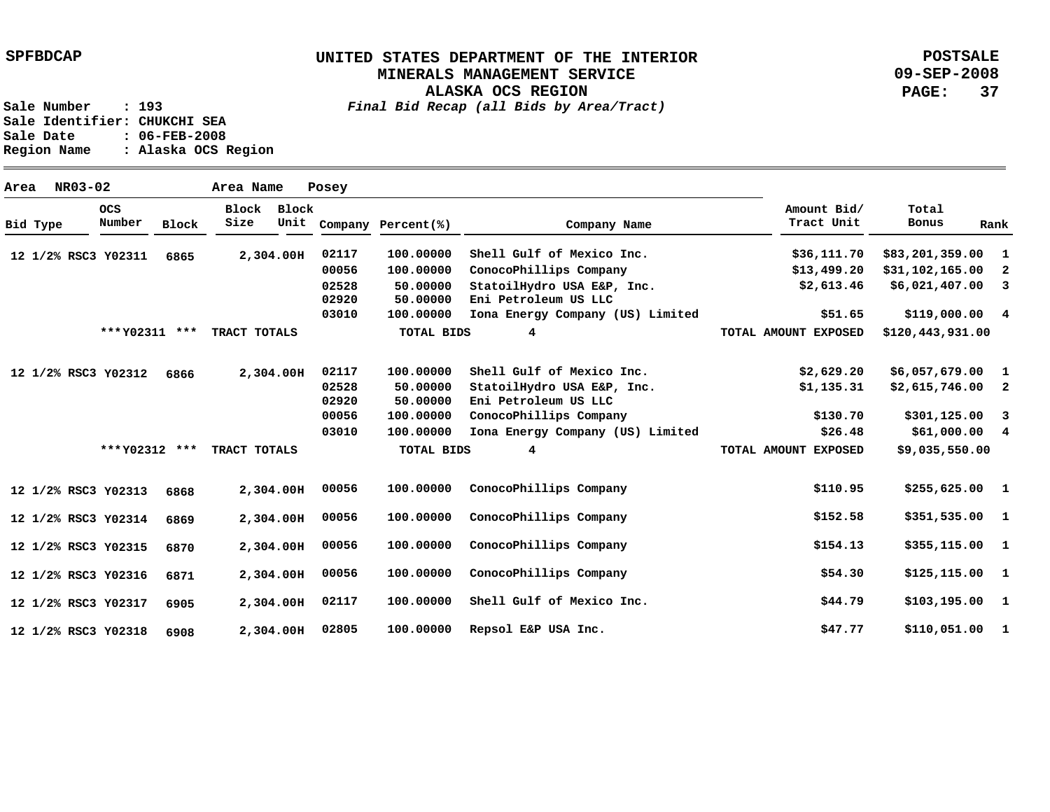SPFBDCAP

**UNITED STATES DEPARTMENT OF THE INTERIOR**
**MINERALS MANAGEMENT SERVICE**
**ALASKA OCS REGION**
*Final Bid Recap (all Bids by Area/Tract)*

POSTSALE
09-SEP-2008

Sale Number : 193
Sale Identifier: CHUKCHI SEA
Sale Date : 06-FEB-2008
Region Name : Alaska OCS Region

Area NR03-02 Area Name Posey

| Bid Type | OCS Number | Block | Block Size | Block Unit | Company | Percent(%) | Company Name | Amount Bid/ Tract Unit | Total Bonus | Rank |
|---|---|---|---|---|---|---|---|---|---|---|
| 12 1/2% RSC3 | Y02311 | 6865 | 2,304.00 | H | 02117 | 100.00000 | Shell Gulf of Mexico Inc. | $36,111.70 | $83,201,359.00 | 1 |
| | | | | | 00056 | 100.00000 | ConocoPhillips Company | $13,499.20 | $31,102,165.00 | 2 |
| | | | | | 02528 | 50.00000 | StatoilHydro USA E&P, Inc. | $2,613.46 | $6,021,407.00 | 3 |
| | | | | | 02920 | 50.00000 | Eni Petroleum US LLC | | | |
| | | | | | 03010 | 100.00000 | Iona Energy Company (US) Limited | $51.65 | $119,000.00 | 4 |
| | ***Y02311 *** | | TRACT TOTALS | | | TOTAL BIDS | 4 | TOTAL AMOUNT EXPOSED | $120,443,931.00 | |
| 12 1/2% RSC3 | Y02312 | 6866 | 2,304.00 | H | 02117 | 100.00000 | Shell Gulf of Mexico Inc. | $2,629.20 | $6,057,679.00 | 1 |
| | | | | | 02528 | 50.00000 | StatoilHydro USA E&P, Inc. | $1,135.31 | $2,615,746.00 | 2 |
| | | | | | 02920 | 50.00000 | Eni Petroleum US LLC | | | |
| | | | | | 00056 | 100.00000 | ConocoPhillips Company | $130.70 | $301,125.00 | 3 |
| | | | | | 03010 | 100.00000 | Iona Energy Company (US) Limited | $26.48 | $61,000.00 | 4 |
| | ***Y02312 *** | | TRACT TOTALS | | | TOTAL BIDS | 4 | TOTAL AMOUNT EXPOSED | $9,035,550.00 | |
| 12 1/2% RSC3 | Y02313 | 6868 | 2,304.00 | H | 00056 | 100.00000 | ConocoPhillips Company | $110.95 | $255,625.00 | 1 |
| 12 1/2% RSC3 | Y02314 | 6869 | 2,304.00 | H | 00056 | 100.00000 | ConocoPhillips Company | $152.58 | $351,535.00 | 1 |
| 12 1/2% RSC3 | Y02315 | 6870 | 2,304.00 | H | 00056 | 100.00000 | ConocoPhillips Company | $154.13 | $355,115.00 | 1 |
| 12 1/2% RSC3 | Y02316 | 6871 | 2,304.00 | H | 00056 | 100.00000 | ConocoPhillips Company | $54.30 | $125,115.00 | 1 |
| 12 1/2% RSC3 | Y02317 | 6905 | 2,304.00 | H | 02117 | 100.00000 | Shell Gulf of Mexico Inc. | $44.79 | $103,195.00 | 1 |
| 12 1/2% RSC3 | Y02318 | 6908 | 2,304.00 | H | 02805 | 100.00000 | Repsol E&P USA Inc. | $47.77 | $110,051.00 | 1 |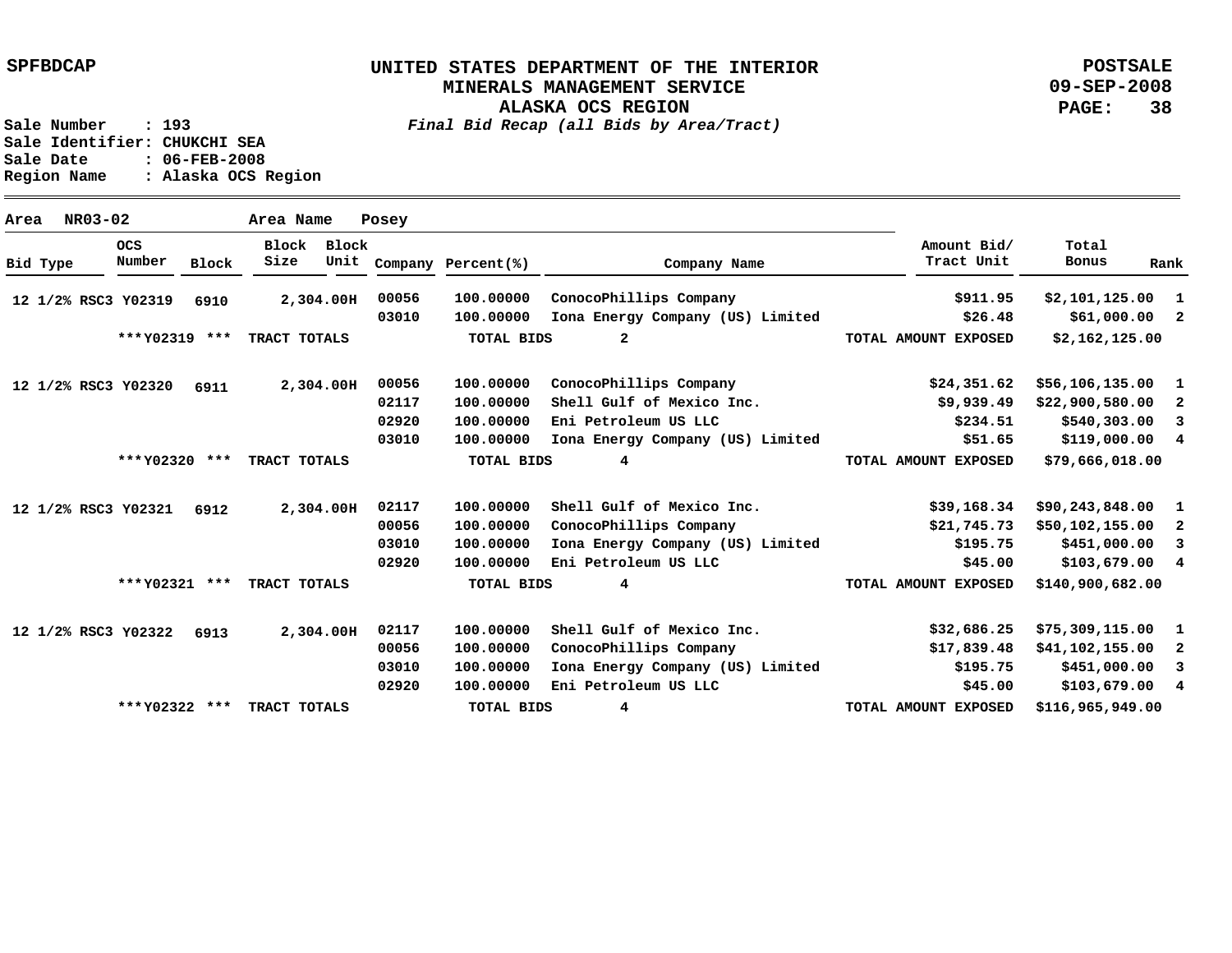**UNITED STATES DEPARTMENT OF THE INTERIOR**
**MINERALS MANAGEMENT SERVICE**
**ALASKA OCS REGION**
*Final Bid Recap (all Bids by Area/Tract)*

SPFBDCAP — POSTSALE 09-SEP-2008

Sale Number : 193
Sale Identifier: CHUKCHI SEA
Sale Date : 06-FEB-2008
Region Name : Alaska OCS Region

Area NR03-02 Area Name Posey

| Bid Type | OCS Number | Block | Block Size | Block Unit | Company | Percent(%) | Company Name | Amount Bid/ Tract Unit | Total Bonus | Rank |
|---|---|---|---|---|---|---|---|---|---|---|
| 12 1/2% RSC3 | Y02319 | 6910 | 2,304.00 | H | 00056 | 100.00000 | ConocoPhillips Company | $911.95 | $2,101,125.00 | 1 |
| | | | | | 03010 | 100.00000 | Iona Energy Company (US) Limited | $26.48 | $61,000.00 | 2 |
| | ***Y02319 *** | | TRACT TOTALS | | | TOTAL BIDS | 2 | TOTAL AMOUNT EXPOSED | $2,162,125.00 | |
| 12 1/2% RSC3 | Y02320 | 6911 | 2,304.00 | H | 00056 | 100.00000 | ConocoPhillips Company | $24,351.62 | $56,106,135.00 | 1 |
| | | | | | 02117 | 100.00000 | Shell Gulf of Mexico Inc. | $9,939.49 | $22,900,580.00 | 2 |
| | | | | | 02920 | 100.00000 | Eni Petroleum US LLC | $234.51 | $540,303.00 | 3 |
| | | | | | 03010 | 100.00000 | Iona Energy Company (US) Limited | $51.65 | $119,000.00 | 4 |
| | ***Y02320 *** | | TRACT TOTALS | | | TOTAL BIDS | 4 | TOTAL AMOUNT EXPOSED | $79,666,018.00 | |
| 12 1/2% RSC3 | Y02321 | 6912 | 2,304.00 | H | 02117 | 100.00000 | Shell Gulf of Mexico Inc. | $39,168.34 | $90,243,848.00 | 1 |
| | | | | | 00056 | 100.00000 | ConocoPhillips Company | $21,745.73 | $50,102,155.00 | 2 |
| | | | | | 03010 | 100.00000 | Iona Energy Company (US) Limited | $195.75 | $451,000.00 | 3 |
| | | | | | 02920 | 100.00000 | Eni Petroleum US LLC | $45.00 | $103,679.00 | 4 |
| | ***Y02321 *** | | TRACT TOTALS | | | TOTAL BIDS | 4 | TOTAL AMOUNT EXPOSED | $140,900,682.00 | |
| 12 1/2% RSC3 | Y02322 | 6913 | 2,304.00 | H | 02117 | 100.00000 | Shell Gulf of Mexico Inc. | $32,686.25 | $75,309,115.00 | 1 |
| | | | | | 00056 | 100.00000 | ConocoPhillips Company | $17,839.48 | $41,102,155.00 | 2 |
| | | | | | 03010 | 100.00000 | Iona Energy Company (US) Limited | $195.75 | $451,000.00 | 3 |
| | | | | | 02920 | 100.00000 | Eni Petroleum US LLC | $45.00 | $103,679.00 | 4 |
| | ***Y02322 *** | | TRACT TOTALS | | | TOTAL BIDS | 4 | TOTAL AMOUNT EXPOSED | $116,965,949.00 | |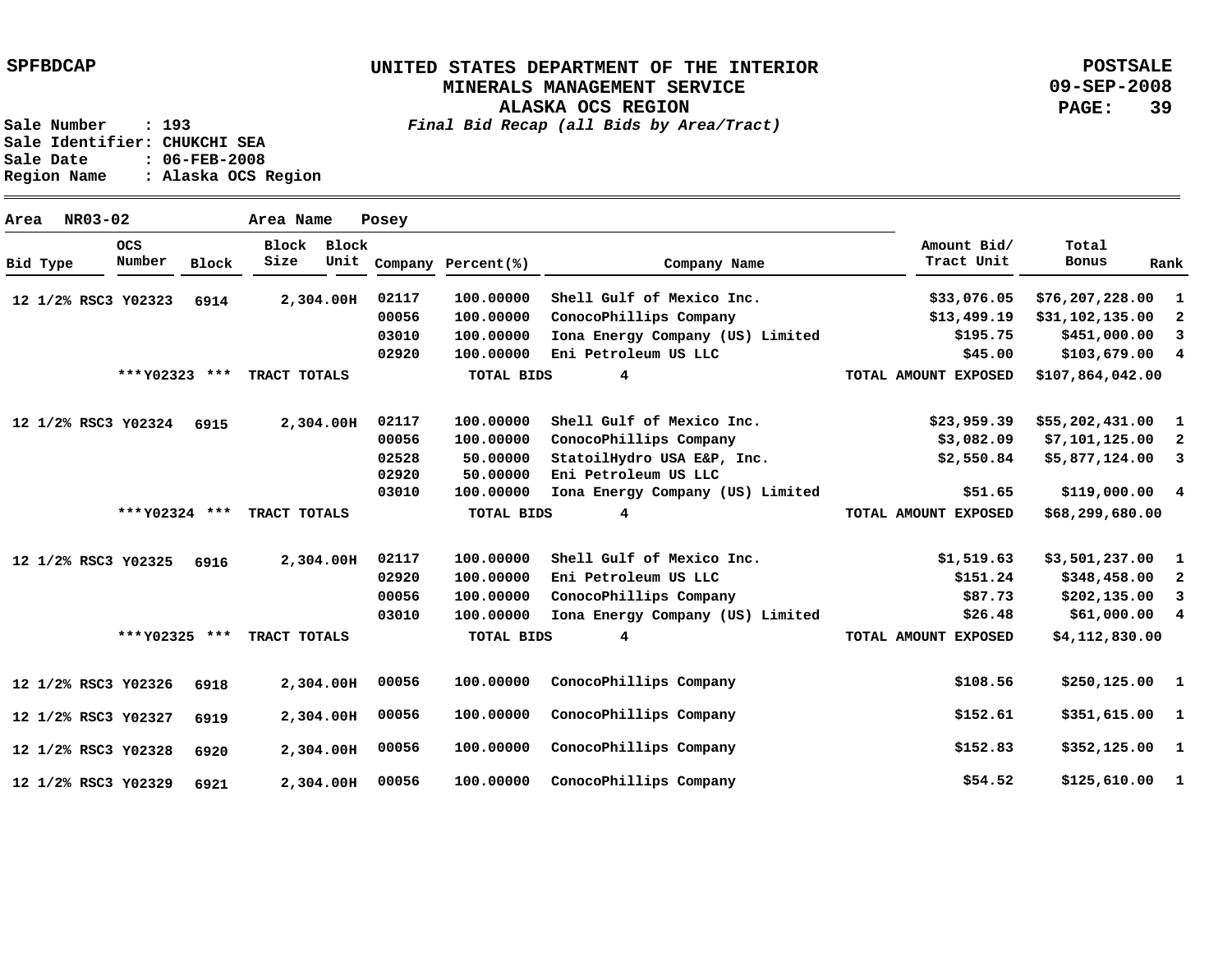SPFBDCAP

**UNITED STATES DEPARTMENT OF THE INTERIOR**
**MINERALS MANAGEMENT SERVICE**
**ALASKA OCS REGION**
*Final Bid Recap (all Bids by Area/Tract)*

POSTSALE
09-SEP-2008

Sale Number : 193
Sale Identifier: CHUKCHI SEA
Sale Date : 06-FEB-2008
Region Name : Alaska OCS Region

Area NR03-02 Area Name Posey

| Bid Type | OCS Number | Block | Block Size | Block Unit | Company | Percent(%) | Company Name | Amount Bid/ Tract Unit | Total Bonus | Rank |
|---|---|---|---|---|---|---|---|---|---|---|
| 12 1/2% RSC3 | Y02323 | 6914 | 2,304.00 | H | 02117 | 100.00000 | Shell Gulf of Mexico Inc. | $33,076.05 | $76,207,228.00 | 1 |
| | | | | | 00056 | 100.00000 | ConocoPhillips Company | $13,499.19 | $31,102,135.00 | 2 |
| | | | | | 03010 | 100.00000 | Iona Energy Company (US) Limited | $195.75 | $451,000.00 | 3 |
| | | | | | 02920 | 100.00000 | Eni Petroleum US LLC | $45.00 | $103,679.00 | 4 |
| | ***Y02323 *** | | TRACT TOTALS | | | TOTAL BIDS | 4 | TOTAL AMOUNT EXPOSED | $107,864,042.00 | |
| 12 1/2% RSC3 | Y02324 | 6915 | 2,304.00 | H | 02117 | 100.00000 | Shell Gulf of Mexico Inc. | $23,959.39 | $55,202,431.00 | 1 |
| | | | | | 00056 | 100.00000 | ConocoPhillips Company | $3,082.09 | $7,101,125.00 | 2 |
| | | | | | 02528 | 50.00000 | StatoilHydro USA E&P, Inc. | $2,550.84 | $5,877,124.00 | 3 |
| | | | | | 02920 | 50.00000 | Eni Petroleum US LLC | | | |
| | | | | | 03010 | 100.00000 | Iona Energy Company (US) Limited | $51.65 | $119,000.00 | 4 |
| | ***Y02324 *** | | TRACT TOTALS | | | TOTAL BIDS | 4 | TOTAL AMOUNT EXPOSED | $68,299,680.00 | |
| 12 1/2% RSC3 | Y02325 | 6916 | 2,304.00 | H | 02117 | 100.00000 | Shell Gulf of Mexico Inc. | $1,519.63 | $3,501,237.00 | 1 |
| | | | | | 02920 | 100.00000 | Eni Petroleum US LLC | $151.24 | $348,458.00 | 2 |
| | | | | | 00056 | 100.00000 | ConocoPhillips Company | $87.73 | $202,135.00 | 3 |
| | | | | | 03010 | 100.00000 | Iona Energy Company (US) Limited | $26.48 | $61,000.00 | 4 |
| | ***Y02325 *** | | TRACT TOTALS | | | TOTAL BIDS | 4 | TOTAL AMOUNT EXPOSED | $4,112,830.00 | |
| 12 1/2% RSC3 | Y02326 | 6918 | 2,304.00 | H | 00056 | 100.00000 | ConocoPhillips Company | $108.56 | $250,125.00 | 1 |
| 12 1/2% RSC3 | Y02327 | 6919 | 2,304.00 | H | 00056 | 100.00000 | ConocoPhillips Company | $152.61 | $351,615.00 | 1 |
| 12 1/2% RSC3 | Y02328 | 6920 | 2,304.00 | H | 00056 | 100.00000 | ConocoPhillips Company | $152.83 | $352,125.00 | 1 |
| 12 1/2% RSC3 | Y02329 | 6921 | 2,304.00 | H | 00056 | 100.00000 | ConocoPhillips Company | $54.52 | $125,610.00 | 1 |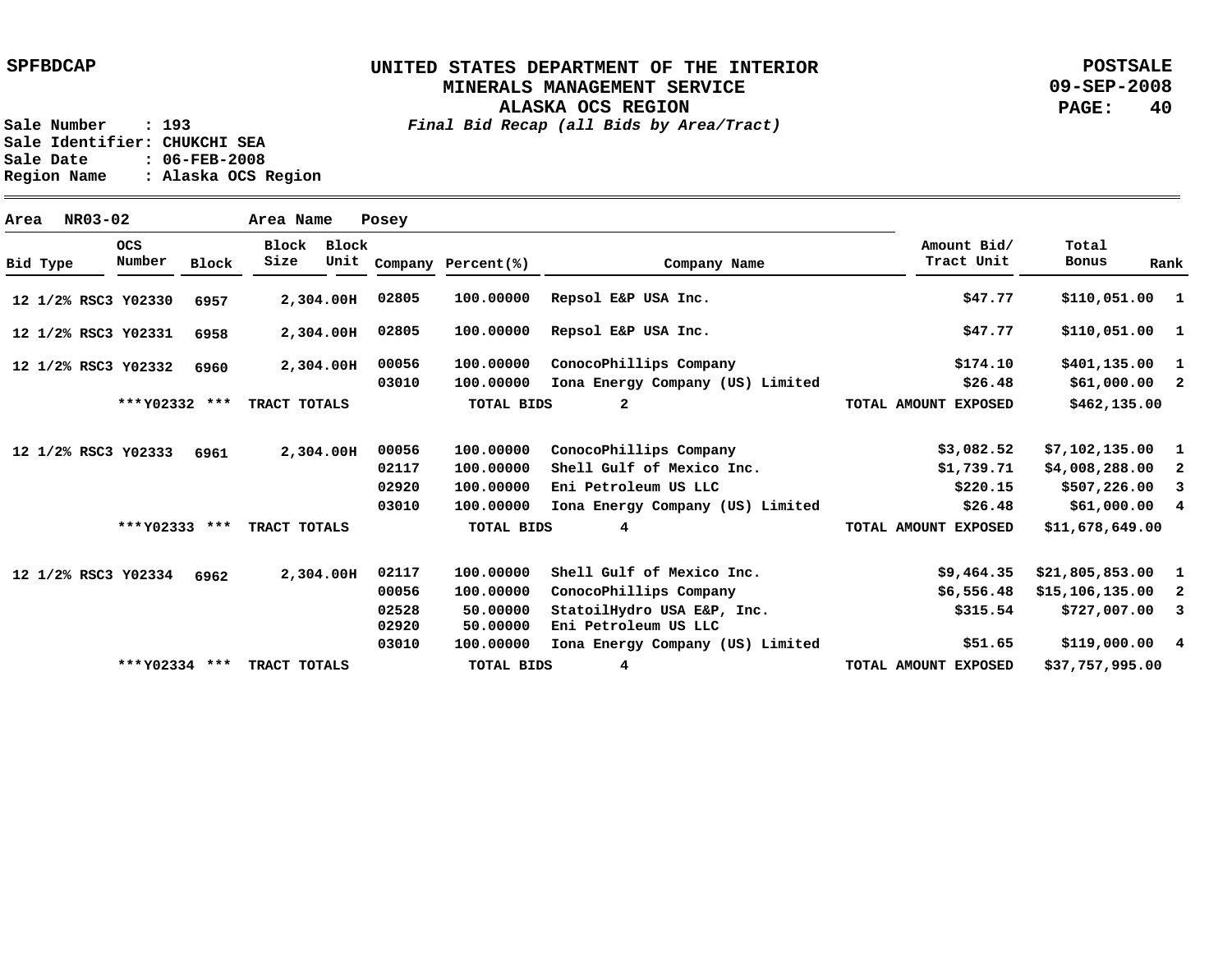SPFBDCAP

# UNITED STATES DEPARTMENT OF THE INTERIOR
## MINERALS MANAGEMENT SERVICE
## ALASKA OCS REGION

*Final Bid Recap (all Bids by Area/Tract)*

POSTSALE
09-SEP-2008

Sale Number : 193
Sale Identifier: CHUKCHI SEA
Sale Date : 06-FEB-2008
Region Name : Alaska OCS Region

**Area** NR03-02 **Area Name** Posey

| Bid Type | OCS Number | Block | Block Size | Block Unit | Company | Percent(%) | Company Name | Amount Bid/ Tract Unit | Total Bonus | Rank |
|---|---|---|---|---|---|---|---|---|---|---|
| 12 1/2% RSC3 | Y02330 | 6957 | 2,304.00 | H | 02805 | 100.00000 | Repsol E&P USA Inc. | $47.77 | $110,051.00 | 1 |
| 12 1/2% RSC3 | Y02331 | 6958 | 2,304.00 | H | 02805 | 100.00000 | Repsol E&P USA Inc. | $47.77 | $110,051.00 | 1 |
| 12 1/2% RSC3 | Y02332 | 6960 | 2,304.00 | H | 00056 | 100.00000 | ConocoPhillips Company | $174.10 | $401,135.00 | 1 |
| | | | | | 03010 | 100.00000 | Iona Energy Company (US) Limited | $26.48 | $61,000.00 | 2 |
| | ***Y02332 *** | | TRACT TOTALS | | | TOTAL BIDS | 2 | TOTAL AMOUNT EXPOSED | $462,135.00 | |
| 12 1/2% RSC3 | Y02333 | 6961 | 2,304.00 | H | 00056 | 100.00000 | ConocoPhillips Company | $3,082.52 | $7,102,135.00 | 1 |
| | | | | | 02117 | 100.00000 | Shell Gulf of Mexico Inc. | $1,739.71 | $4,008,288.00 | 2 |
| | | | | | 02920 | 100.00000 | Eni Petroleum US LLC | $220.15 | $507,226.00 | 3 |
| | | | | | 03010 | 100.00000 | Iona Energy Company (US) Limited | $26.48 | $61,000.00 | 4 |
| | ***Y02333 *** | | TRACT TOTALS | | | TOTAL BIDS | 4 | TOTAL AMOUNT EXPOSED | $11,678,649.00 | |
| 12 1/2% RSC3 | Y02334 | 6962 | 2,304.00 | H | 02117 | 100.00000 | Shell Gulf of Mexico Inc. | $9,464.35 | $21,805,853.00 | 1 |
| | | | | | 00056 | 100.00000 | ConocoPhillips Company | $6,556.48 | $15,106,135.00 | 2 |
| | | | | | 02528 | 50.00000 | StatoilHydro USA E&P, Inc. | $315.54 | $727,007.00 | 3 |
| | | | | | 02920 | 50.00000 | Eni Petroleum US LLC | | | |
| | | | | | 03010 | 100.00000 | Iona Energy Company (US) Limited | $51.65 | $119,000.00 | 4 |
| | ***Y02334 *** | | TRACT TOTALS | | | TOTAL BIDS | 4 | TOTAL AMOUNT EXPOSED | $37,757,995.00 | |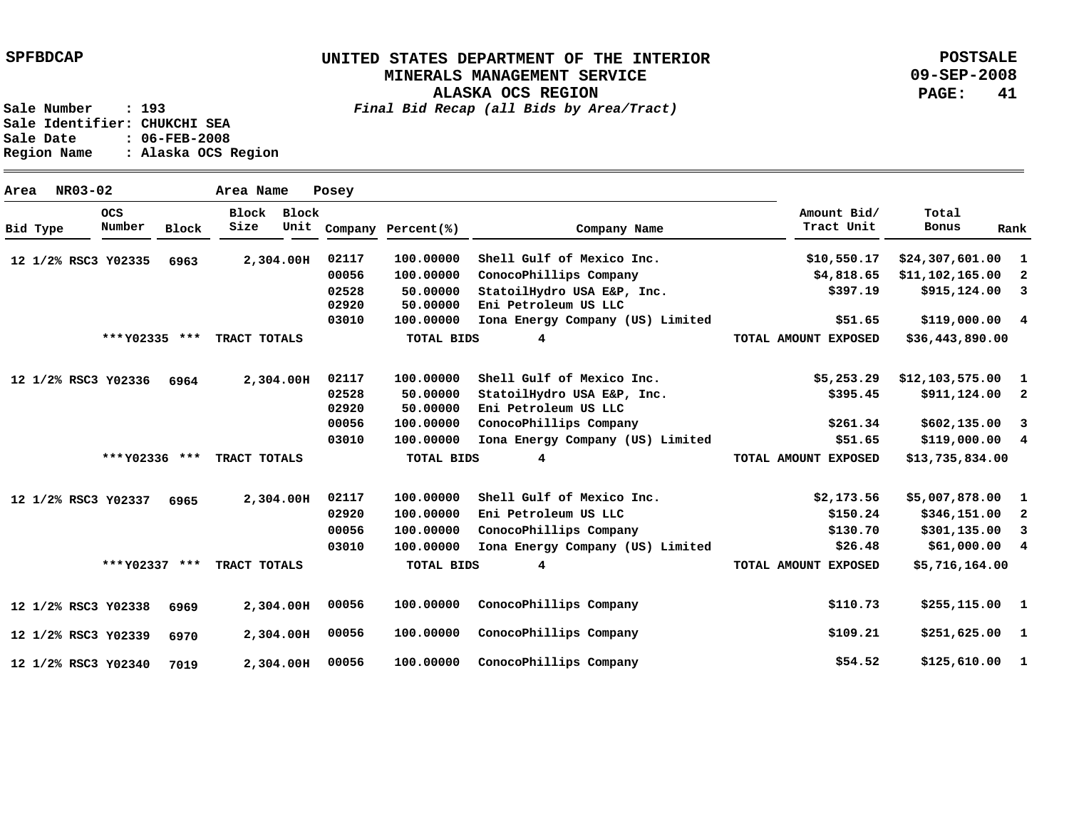SPFBDCAP

# UNITED STATES DEPARTMENT OF THE INTERIOR
## MINERALS MANAGEMENT SERVICE
## ALASKA OCS REGION
*Final Bid Recap (all Bids by Area/Tract)*

POSTSALE
09-SEP-2008

Sale Number : 193
Sale Identifier: CHUKCHI SEA
Sale Date : 06-FEB-2008
Region Name : Alaska OCS Region

Area NR03-02 Area Name Posey

| Bid Type | OCS Number | Block | Block Size | Block Unit | Company | Percent(%) | Company Name | Amount Bid/ Tract Unit | Total Bonus | Rank |
|---|---|---|---|---|---|---|---|---|---|---|
| 12 1/2% RSC3 | Y02335 | 6963 | 2,304.00 | H | 02117 | 100.00000 | Shell Gulf of Mexico Inc. | $10,550.17 | $24,307,601.00 | 1 |
| | | | | | 00056 | 100.00000 | ConocoPhillips Company | $4,818.65 | $11,102,165.00 | 2 |
| | | | | | 02528 | 50.00000 | StatoilHydro USA E&P, Inc. | $397.19 | $915,124.00 | 3 |
| | | | | | 02920 | 50.00000 | Eni Petroleum US LLC | | | |
| | | | | | 03010 | 100.00000 | Iona Energy Company (US) Limited | $51.65 | $119,000.00 | 4 |
| | ***Y02335 *** | | TRACT TOTALS | | | TOTAL BIDS | 4 | TOTAL AMOUNT EXPOSED | $36,443,890.00 | |
| 12 1/2% RSC3 | Y02336 | 6964 | 2,304.00 | H | 02117 | 100.00000 | Shell Gulf of Mexico Inc. | $5,253.29 | $12,103,575.00 | 1 |
| | | | | | 02528 | 50.00000 | StatoilHydro USA E&P, Inc. | $395.45 | $911,124.00 | 2 |
| | | | | | 02920 | 50.00000 | Eni Petroleum US LLC | | | |
| | | | | | 00056 | 100.00000 | ConocoPhillips Company | $261.34 | $602,135.00 | 3 |
| | | | | | 03010 | 100.00000 | Iona Energy Company (US) Limited | $51.65 | $119,000.00 | 4 |
| | ***Y02336 *** | | TRACT TOTALS | | | TOTAL BIDS | 4 | TOTAL AMOUNT EXPOSED | $13,735,834.00 | |
| 12 1/2% RSC3 | Y02337 | 6965 | 2,304.00 | H | 02117 | 100.00000 | Shell Gulf of Mexico Inc. | $2,173.56 | $5,007,878.00 | 1 |
| | | | | | 02920 | 100.00000 | Eni Petroleum US LLC | $150.24 | $346,151.00 | 2 |
| | | | | | 00056 | 100.00000 | ConocoPhillips Company | $130.70 | $301,135.00 | 3 |
| | | | | | 03010 | 100.00000 | Iona Energy Company (US) Limited | $26.48 | $61,000.00 | 4 |
| | ***Y02337 *** | | TRACT TOTALS | | | TOTAL BIDS | 4 | TOTAL AMOUNT EXPOSED | $5,716,164.00 | |
| 12 1/2% RSC3 | Y02338 | 6969 | 2,304.00 | H | 00056 | 100.00000 | ConocoPhillips Company | $110.73 | $255,115.00 | 1 |
| 12 1/2% RSC3 | Y02339 | 6970 | 2,304.00 | H | 00056 | 100.00000 | ConocoPhillips Company | $109.21 | $251,625.00 | 1 |
| 12 1/2% RSC3 | Y02340 | 7019 | 2,304.00 | H | 00056 | 100.00000 | ConocoPhillips Company | $54.52 | $125,610.00 | 1 |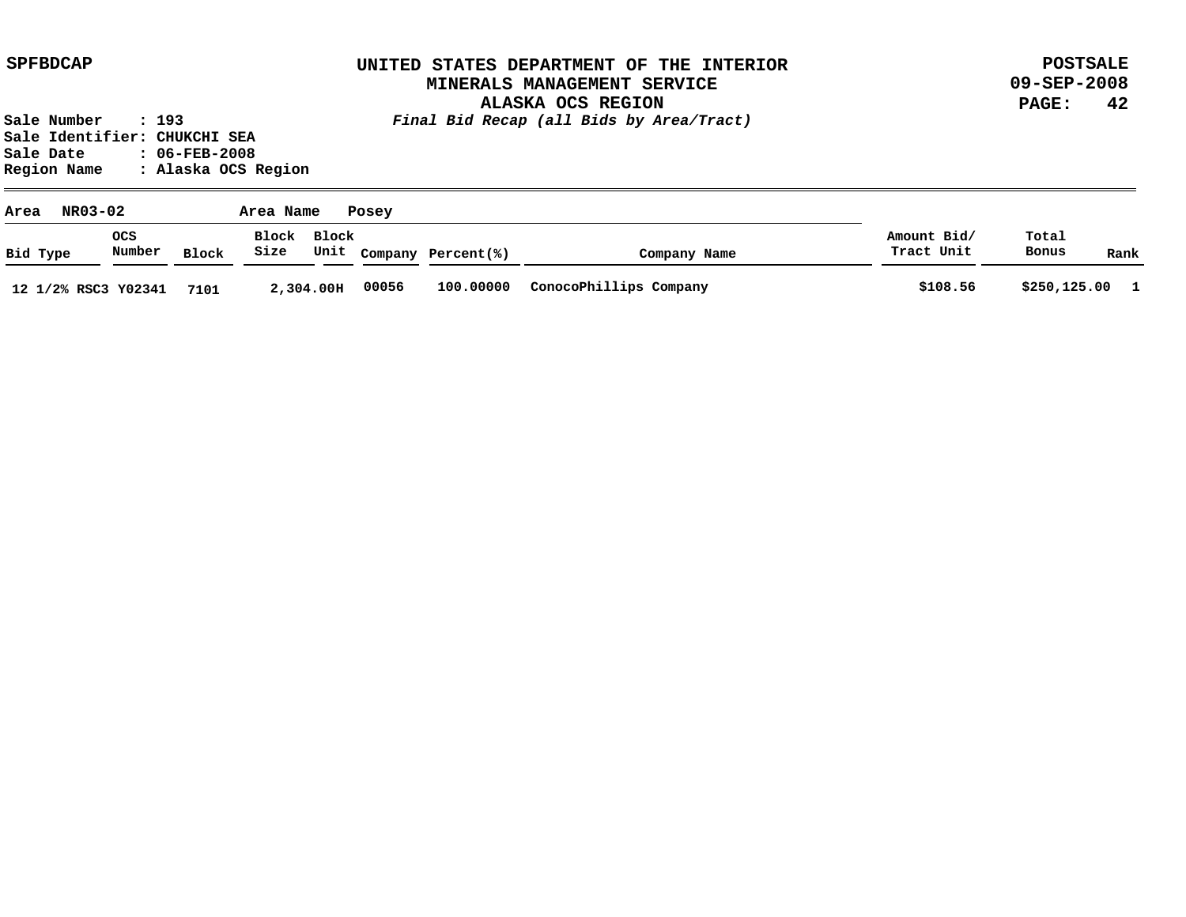SPFBDCAP

# UNITED STATES DEPARTMENT OF THE INTERIOR
## MINERALS MANAGEMENT SERVICE
## ALASKA OCS REGION

POSTSALE
09-SEP-2008

Sale Number : 193
Sale Identifier: CHUKCHI SEA
Sale Date : 06-FEB-2008
Region Name : Alaska OCS Region

*Final Bid Recap (all Bids by Area/Tract)*

Area NR03-02 Area Name Posey

| Bid Type | OCS Number | Block | Block Size | Block Unit | Company | Percent(%) | Company Name | Amount Bid/ Tract Unit | Total Bonus | Rank |
|---|---|---|---|---|---|---|---|---|---|---|
| 12 1/2% RSC3 | Y02341 | 7101 | 2,304.00 | H | 00056 | 100.00000 | ConocoPhillips Company | $108.56 | $250,125.00 | 1 |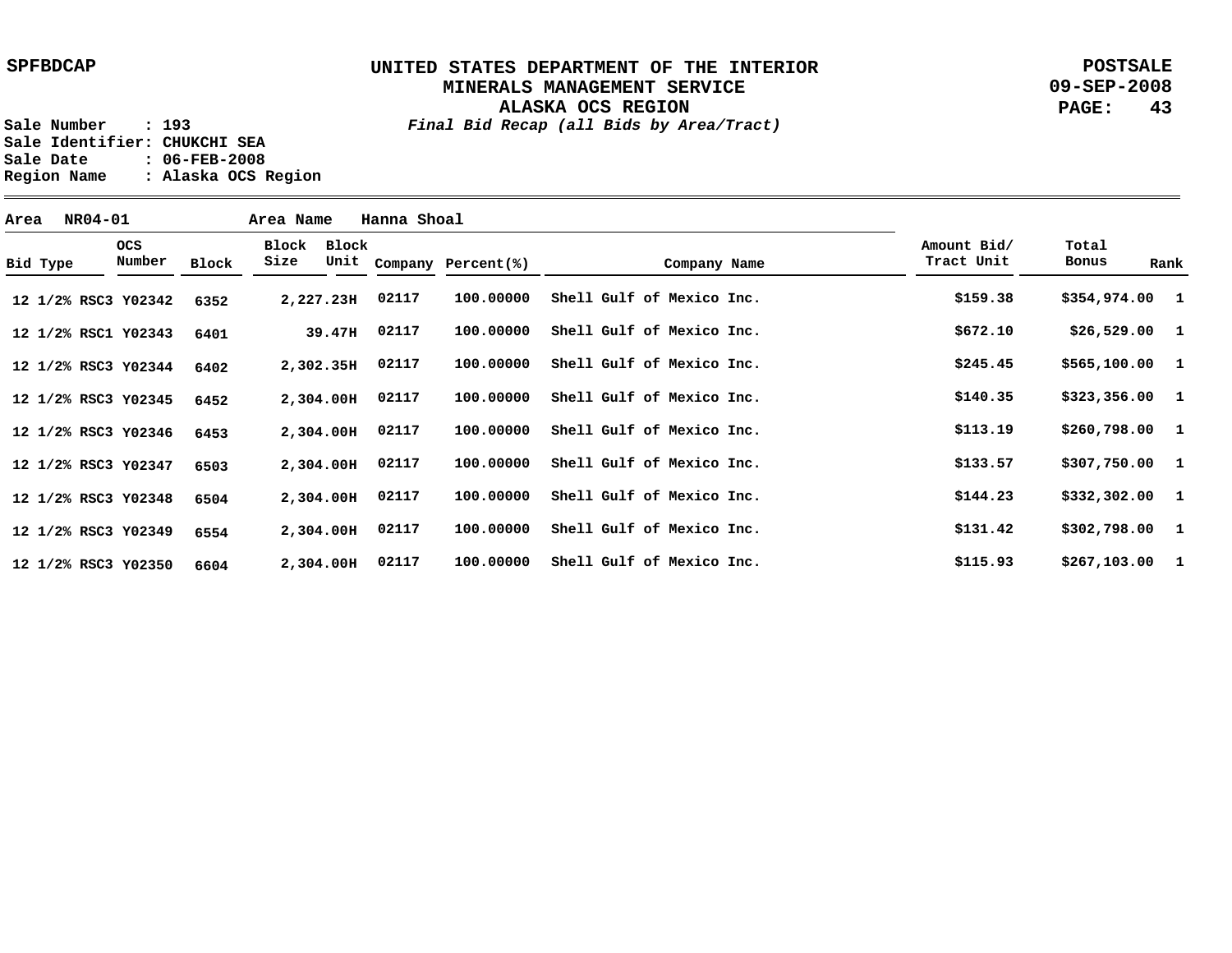SPFBDCAP

# UNITED STATES DEPARTMENT OF THE INTERIOR
## MINERALS MANAGEMENT SERVICE
## ALASKA OCS REGION

*Final Bid Recap (all Bids by Area/Tract)*

POSTSALE
09-SEP-2008

Sale Number : 193
Sale Identifier: CHUKCHI SEA
Sale Date : 06-FEB-2008
Region Name : Alaska OCS Region

Area NR04-01 Area Name Hanna Shoal

| Bid Type | OCS Number | Block | Block Size | Block Unit | Company | Percent(%) | Company Name | Amount Bid/ Tract Unit | Total Bonus | Rank |
|---|---|---|---|---|---|---|---|---|---|---|
| 12 1/2% RSC3 | Y02342 | 6352 | 2,227.23 | H | 02117 | 100.00000 | Shell Gulf of Mexico Inc. | $159.38 | $354,974.00 | 1 |
| 12 1/2% RSC1 | Y02343 | 6401 | 39.47 | H | 02117 | 100.00000 | Shell Gulf of Mexico Inc. | $672.10 | $26,529.00 | 1 |
| 12 1/2% RSC3 | Y02344 | 6402 | 2,302.35 | H | 02117 | 100.00000 | Shell Gulf of Mexico Inc. | $245.45 | $565,100.00 | 1 |
| 12 1/2% RSC3 | Y02345 | 6452 | 2,304.00 | H | 02117 | 100.00000 | Shell Gulf of Mexico Inc. | $140.35 | $323,356.00 | 1 |
| 12 1/2% RSC3 | Y02346 | 6453 | 2,304.00 | H | 02117 | 100.00000 | Shell Gulf of Mexico Inc. | $113.19 | $260,798.00 | 1 |
| 12 1/2% RSC3 | Y02347 | 6503 | 2,304.00 | H | 02117 | 100.00000 | Shell Gulf of Mexico Inc. | $133.57 | $307,750.00 | 1 |
| 12 1/2% RSC3 | Y02348 | 6504 | 2,304.00 | H | 02117 | 100.00000 | Shell Gulf of Mexico Inc. | $144.23 | $332,302.00 | 1 |
| 12 1/2% RSC3 | Y02349 | 6554 | 2,304.00 | H | 02117 | 100.00000 | Shell Gulf of Mexico Inc. | $131.42 | $302,798.00 | 1 |
| 12 1/2% RSC3 | Y02350 | 6604 | 2,304.00 | H | 02117 | 100.00000 | Shell Gulf of Mexico Inc. | $115.93 | $267,103.00 | 1 |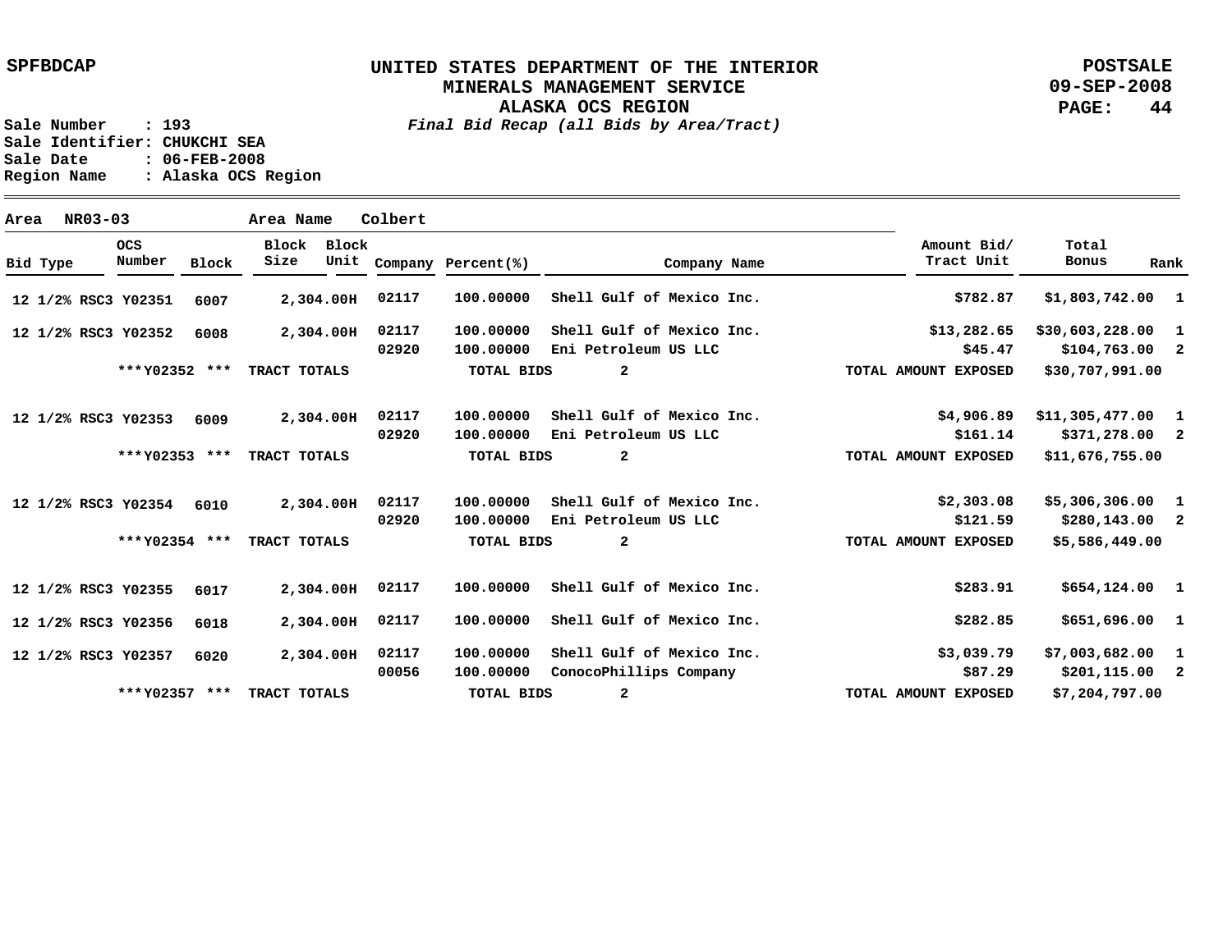UNITED STATES DEPARTMENT OF THE INTERIOR
MINERALS MANAGEMENT SERVICE
ALASKA OCS REGION
*Final Bid Recap (all Bids by Area/Tract)*

SPFBDCAP — POSTSALE 09-SEP-2008

Sale Number : 193
Sale Identifier: CHUKCHI SEA
Sale Date : 06-FEB-2008
Region Name : Alaska OCS Region

Area NR03-03 — Area Name Colbert

| Bid Type | OCS Number | Block | Block Size | Block Unit | Company | Percent(%) | Company Name | Amount Bid/ Tract Unit | Total Bonus | Rank |
|---|---|---|---|---|---|---|---|---|---|---|
| 12 1/2% RSC3 | Y02351 | 6007 | 2,304.00 | H | 02117 | 100.00000 | Shell Gulf of Mexico Inc. | $782.87 | $1,803,742.00 | 1 |
| 12 1/2% RSC3 | Y02352 | 6008 | 2,304.00 | H | 02117 | 100.00000 | Shell Gulf of Mexico Inc. | $13,282.65 | $30,603,228.00 | 1 |
| | | | | | 02920 | 100.00000 | Eni Petroleum US LLC | $45.47 | $104,763.00 | 2 |
| | ***Y02352 *** | | TRACT TOTALS | | | TOTAL BIDS | 2 | TOTAL AMOUNT EXPOSED | $30,707,991.00 | |
| 12 1/2% RSC3 | Y02353 | 6009 | 2,304.00 | H | 02117 | 100.00000 | Shell Gulf of Mexico Inc. | $4,906.89 | $11,305,477.00 | 1 |
| | | | | | 02920 | 100.00000 | Eni Petroleum US LLC | $161.14 | $371,278.00 | 2 |
| | ***Y02353 *** | | TRACT TOTALS | | | TOTAL BIDS | 2 | TOTAL AMOUNT EXPOSED | $11,676,755.00 | |
| 12 1/2% RSC3 | Y02354 | 6010 | 2,304.00 | H | 02117 | 100.00000 | Shell Gulf of Mexico Inc. | $2,303.08 | $5,306,306.00 | 1 |
| | | | | | 02920 | 100.00000 | Eni Petroleum US LLC | $121.59 | $280,143.00 | 2 |
| | ***Y02354 *** | | TRACT TOTALS | | | TOTAL BIDS | 2 | TOTAL AMOUNT EXPOSED | $5,586,449.00 | |
| 12 1/2% RSC3 | Y02355 | 6017 | 2,304.00 | H | 02117 | 100.00000 | Shell Gulf of Mexico Inc. | $283.91 | $654,124.00 | 1 |
| 12 1/2% RSC3 | Y02356 | 6018 | 2,304.00 | H | 02117 | 100.00000 | Shell Gulf of Mexico Inc. | $282.85 | $651,696.00 | 1 |
| 12 1/2% RSC3 | Y02357 | 6020 | 2,304.00 | H | 02117 | 100.00000 | Shell Gulf of Mexico Inc. | $3,039.79 | $7,003,682.00 | 1 |
| | | | | | 00056 | 100.00000 | ConocoPhillips Company | $87.29 | $201,115.00 | 2 |
| | ***Y02357 *** | | TRACT TOTALS | | | TOTAL BIDS | 2 | TOTAL AMOUNT EXPOSED | $7,204,797.00 | |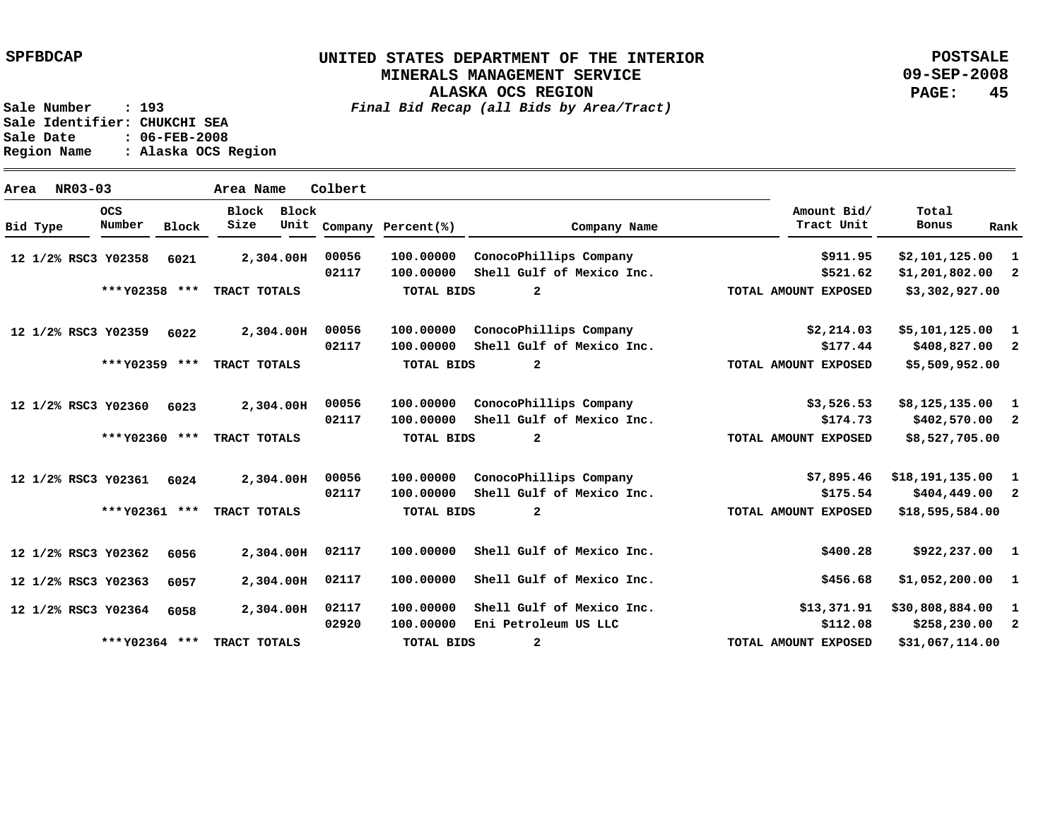SPFBDCAP

# UNITED STATES DEPARTMENT OF THE INTERIOR
## MINERALS MANAGEMENT SERVICE
## ALASKA OCS REGION
*Final Bid Recap (all Bids by Area/Tract)*

POSTSALE
09-SEP-2008

Sale Number : 193
Sale Identifier: CHUKCHI SEA
Sale Date : 06-FEB-2008
Region Name : Alaska OCS Region

Area NR03-03 Area Name Colbert

| Bid Type | OCS Number | Block | Block Size | Block Unit | Company | Percent(%) | Company Name | Amount Bid/ Tract Unit | Total Bonus | Rank |
|---|---|---|---|---|---|---|---|---|---|---|
| 12 1/2% RSC3 | Y02358 | 6021 | 2,304.00 | H | 00056 | 100.00000 | ConocoPhillips Company | $911.95 | $2,101,125.00 | 1 |
| | | | | | 02117 | 100.00000 | Shell Gulf of Mexico Inc. | $521.62 | $1,201,802.00 | 2 |
| | ***Y02358 *** | | TRACT TOTALS | | | TOTAL BIDS | 2 | TOTAL AMOUNT EXPOSED | $3,302,927.00 | |
| 12 1/2% RSC3 | Y02359 | 6022 | 2,304.00 | H | 00056 | 100.00000 | ConocoPhillips Company | $2,214.03 | $5,101,125.00 | 1 |
| | | | | | 02117 | 100.00000 | Shell Gulf of Mexico Inc. | $177.44 | $408,827.00 | 2 |
| | ***Y02359 *** | | TRACT TOTALS | | | TOTAL BIDS | 2 | TOTAL AMOUNT EXPOSED | $5,509,952.00 | |
| 12 1/2% RSC3 | Y02360 | 6023 | 2,304.00 | H | 00056 | 100.00000 | ConocoPhillips Company | $3,526.53 | $8,125,135.00 | 1 |
| | | | | | 02117 | 100.00000 | Shell Gulf of Mexico Inc. | $174.73 | $402,570.00 | 2 |
| | ***Y02360 *** | | TRACT TOTALS | | | TOTAL BIDS | 2 | TOTAL AMOUNT EXPOSED | $8,527,705.00 | |
| 12 1/2% RSC3 | Y02361 | 6024 | 2,304.00 | H | 00056 | 100.00000 | ConocoPhillips Company | $7,895.46 | $18,191,135.00 | 1 |
| | | | | | 02117 | 100.00000 | Shell Gulf of Mexico Inc. | $175.54 | $404,449.00 | 2 |
| | ***Y02361 *** | | TRACT TOTALS | | | TOTAL BIDS | 2 | TOTAL AMOUNT EXPOSED | $18,595,584.00 | |
| 12 1/2% RSC3 | Y02362 | 6056 | 2,304.00 | H | 02117 | 100.00000 | Shell Gulf of Mexico Inc. | $400.28 | $922,237.00 | 1 |
| 12 1/2% RSC3 | Y02363 | 6057 | 2,304.00 | H | 02117 | 100.00000 | Shell Gulf of Mexico Inc. | $456.68 | $1,052,200.00 | 1 |
| 12 1/2% RSC3 | Y02364 | 6058 | 2,304.00 | H | 02117 | 100.00000 | Shell Gulf of Mexico Inc. | $13,371.91 | $30,808,884.00 | 1 |
| | | | | | 02920 | 100.00000 | Eni Petroleum US LLC | $112.08 | $258,230.00 | 2 |
| | ***Y02364 *** | | TRACT TOTALS | | | TOTAL BIDS | 2 | TOTAL AMOUNT EXPOSED | $31,067,114.00 | |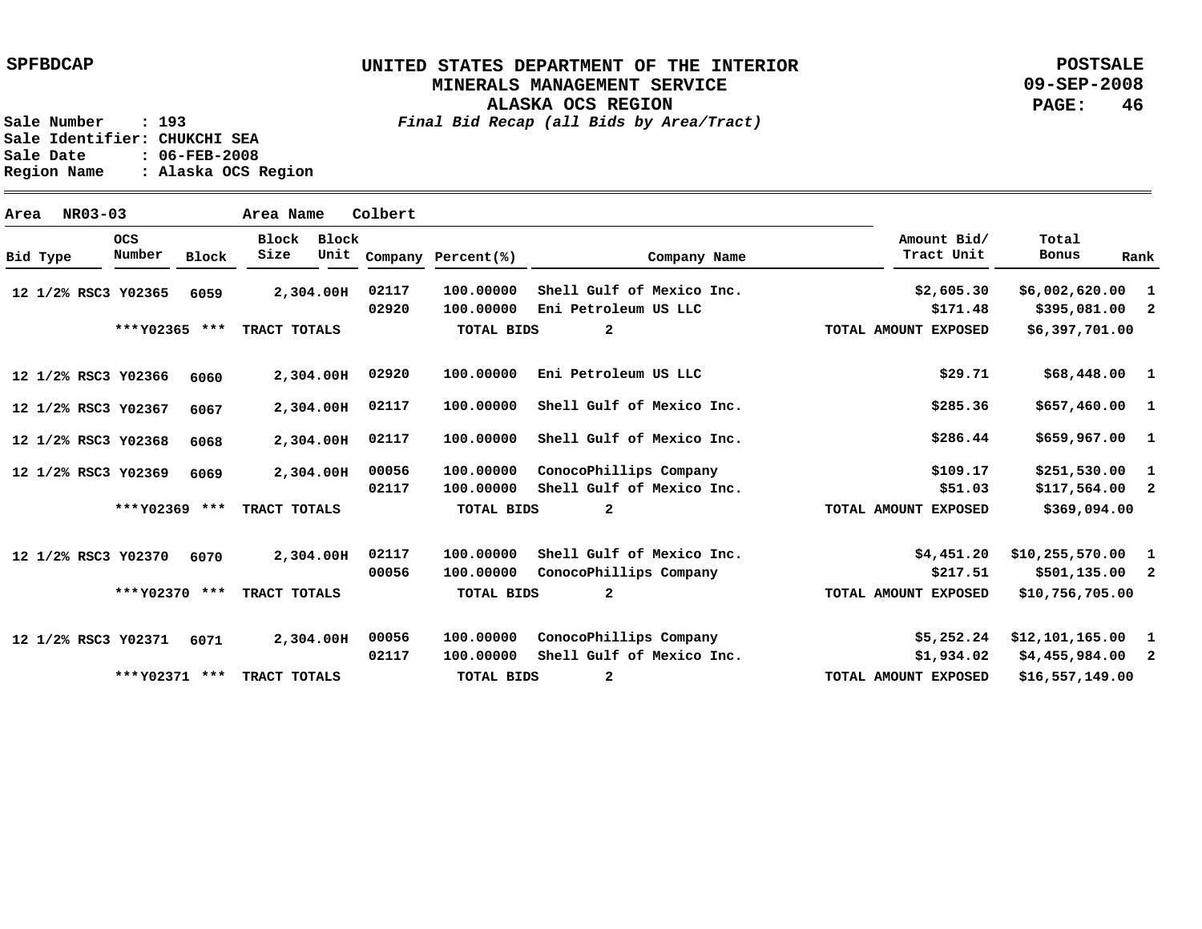SPFBDCAP

# UNITED STATES DEPARTMENT OF THE INTERIOR
## MINERALS MANAGEMENT SERVICE
## ALASKA OCS REGION

*Final Bid Recap (all Bids by Area/Tract)*

POSTSALE
09-SEP-2008

Sale Number : 193
Sale Identifier: CHUKCHI SEA
Sale Date : 06-FEB-2008
Region Name : Alaska OCS Region

**Area** NR03-03 **Area Name** Colbert

| Bid Type | OCS Number | Block | Block Size | Block Unit | Company | Percent(%) | Company Name | Amount Bid/ Tract Unit | Total Bonus | Rank |
|---|---|---|---|---|---|---|---|---|---|---|
| 12 1/2% RSC3 | Y02365 | 6059 | 2,304.00 | H | 02117 | 100.00000 | Shell Gulf of Mexico Inc. | $2,605.30 | $6,002,620.00 | 1 |
| | | | | | 02920 | 100.00000 | Eni Petroleum US LLC | $171.48 | $395,081.00 | 2 |
| | ***Y02365 *** | | TRACT TOTALS | | | TOTAL BIDS | 2 | TOTAL AMOUNT EXPOSED | $6,397,701.00 | |
| 12 1/2% RSC3 | Y02366 | 6060 | 2,304.00 | H | 02920 | 100.00000 | Eni Petroleum US LLC | $29.71 | $68,448.00 | 1 |
| 12 1/2% RSC3 | Y02367 | 6067 | 2,304.00 | H | 02117 | 100.00000 | Shell Gulf of Mexico Inc. | $285.36 | $657,460.00 | 1 |
| 12 1/2% RSC3 | Y02368 | 6068 | 2,304.00 | H | 02117 | 100.00000 | Shell Gulf of Mexico Inc. | $286.44 | $659,967.00 | 1 |
| 12 1/2% RSC3 | Y02369 | 6069 | 2,304.00 | H | 00056 | 100.00000 | ConocoPhillips Company | $109.17 | $251,530.00 | 1 |
| | | | | | 02117 | 100.00000 | Shell Gulf of Mexico Inc. | $51.03 | $117,564.00 | 2 |
| | ***Y02369 *** | | TRACT TOTALS | | | TOTAL BIDS | 2 | TOTAL AMOUNT EXPOSED | $369,094.00 | |
| 12 1/2% RSC3 | Y02370 | 6070 | 2,304.00 | H | 02117 | 100.00000 | Shell Gulf of Mexico Inc. | $4,451.20 | $10,255,570.00 | 1 |
| | | | | | 00056 | 100.00000 | ConocoPhillips Company | $217.51 | $501,135.00 | 2 |
| | ***Y02370 *** | | TRACT TOTALS | | | TOTAL BIDS | 2 | TOTAL AMOUNT EXPOSED | $10,756,705.00 | |
| 12 1/2% RSC3 | Y02371 | 6071 | 2,304.00 | H | 00056 | 100.00000 | ConocoPhillips Company | $5,252.24 | $12,101,165.00 | 1 |
| | | | | | 02117 | 100.00000 | Shell Gulf of Mexico Inc. | $1,934.02 | $4,455,984.00 | 2 |
| | ***Y02371 *** | | TRACT TOTALS | | | TOTAL BIDS | 2 | TOTAL AMOUNT EXPOSED | $16,557,149.00 | |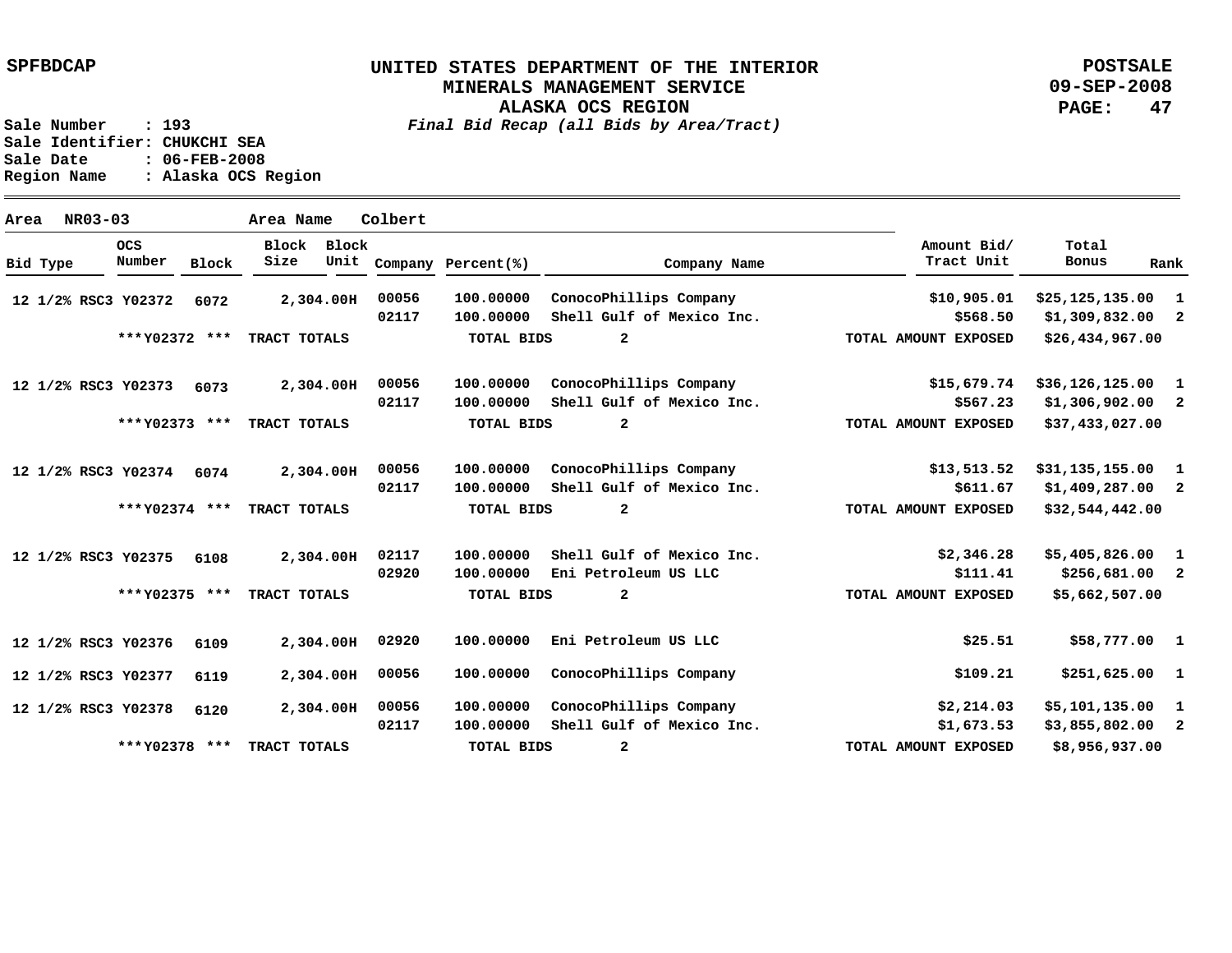UNITED STATES DEPARTMENT OF THE INTERIOR
MINERALS MANAGEMENT SERVICE
ALASKA OCS REGION
*Final Bid Recap (all Bids by Area/Tract)*

SPFBDCAP

POSTSALE
09-SEP-2008

Sale Number : 193
Sale Identifier: CHUKCHI SEA
Sale Date : 06-FEB-2008
Region Name : Alaska OCS Region

Area NR03-03 Area Name Colbert

| Bid Type | OCS Number | Block | Block Size | Block Unit | Company | Percent(%) | Company Name | Amount Bid/ Tract Unit | Total Bonus | Rank |
|---|---|---|---|---|---|---|---|---|---|---|
| 12 1/2% RSC3 | Y02372 | 6072 | 2,304.00 | H | 00056 | 100.00000 | ConocoPhillips Company | $10,905.01 | $25,125,135.00 | 1 |
| | | | | | 02117 | 100.00000 | Shell Gulf of Mexico Inc. | $568.50 | $1,309,832.00 | 2 |
| | ***Y02372 *** | | TRACT TOTALS | | | TOTAL BIDS | 2 | TOTAL AMOUNT EXPOSED | $26,434,967.00 | |
| 12 1/2% RSC3 | Y02373 | 6073 | 2,304.00 | H | 00056 | 100.00000 | ConocoPhillips Company | $15,679.74 | $36,126,125.00 | 1 |
| | | | | | 02117 | 100.00000 | Shell Gulf of Mexico Inc. | $567.23 | $1,306,902.00 | 2 |
| | ***Y02373 *** | | TRACT TOTALS | | | TOTAL BIDS | 2 | TOTAL AMOUNT EXPOSED | $37,433,027.00 | |
| 12 1/2% RSC3 | Y02374 | 6074 | 2,304.00 | H | 00056 | 100.00000 | ConocoPhillips Company | $13,513.52 | $31,135,155.00 | 1 |
| | | | | | 02117 | 100.00000 | Shell Gulf of Mexico Inc. | $611.67 | $1,409,287.00 | 2 |
| | ***Y02374 *** | | TRACT TOTALS | | | TOTAL BIDS | 2 | TOTAL AMOUNT EXPOSED | $32,544,442.00 | |
| 12 1/2% RSC3 | Y02375 | 6108 | 2,304.00 | H | 02117 | 100.00000 | Shell Gulf of Mexico Inc. | $2,346.28 | $5,405,826.00 | 1 |
| | | | | | 02920 | 100.00000 | Eni Petroleum US LLC | $111.41 | $256,681.00 | 2 |
| | ***Y02375 *** | | TRACT TOTALS | | | TOTAL BIDS | 2 | TOTAL AMOUNT EXPOSED | $5,662,507.00 | |
| 12 1/2% RSC3 | Y02376 | 6109 | 2,304.00 | H | 02920 | 100.00000 | Eni Petroleum US LLC | $25.51 | $58,777.00 | 1 |
| 12 1/2% RSC3 | Y02377 | 6119 | 2,304.00 | H | 00056 | 100.00000 | ConocoPhillips Company | $109.21 | $251,625.00 | 1 |
| 12 1/2% RSC3 | Y02378 | 6120 | 2,304.00 | H | 00056 | 100.00000 | ConocoPhillips Company | $2,214.03 | $5,101,135.00 | 1 |
| | | | | | 02117 | 100.00000 | Shell Gulf of Mexico Inc. | $1,673.53 | $3,855,802.00 | 2 |
| | ***Y02378 *** | | TRACT TOTALS | | | TOTAL BIDS | 2 | TOTAL AMOUNT EXPOSED | $8,956,937.00 | |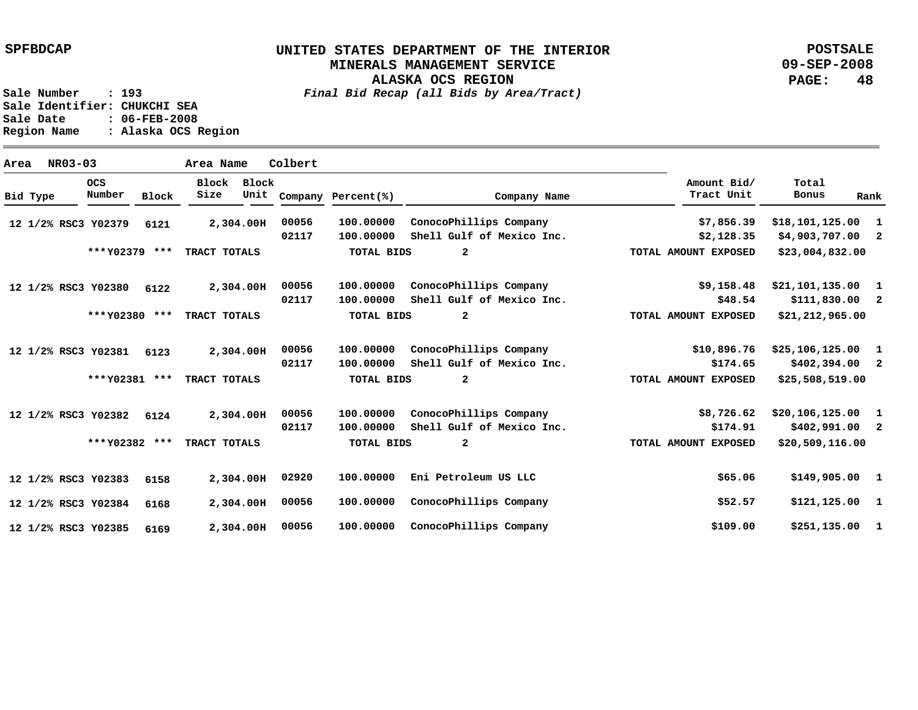SPFBDCAP

**UNITED STATES DEPARTMENT OF THE INTERIOR**
**MINERALS MANAGEMENT SERVICE**
**ALASKA OCS REGION**
*Final Bid Recap (all Bids by Area/Tract)*

POSTSALE
09-SEP-2008

Sale Number : 193
Sale Identifier: CHUKCHI SEA
Sale Date : 06-FEB-2008
Region Name : Alaska OCS Region

Area NR03-03 Area Name Colbert

| Bid Type | OCS Number | Block | Block Size | Block Unit | Company | Percent(%) | Company Name | Amount Bid/ Tract Unit | Total Bonus | Rank |
|---|---|---|---|---|---|---|---|---|---|---|
| 12 1/2% RSC3 | Y02379 | 6121 | 2,304.00 | H | 00056 | 100.00000 | ConocoPhillips Company | $7,856.39 | $18,101,125.00 | 1 |
| | | | | | 02117 | 100.00000 | Shell Gulf of Mexico Inc. | $2,128.35 | $4,903,707.00 | 2 |
| | ***Y02379 *** | | TRACT TOTALS | | | TOTAL BIDS | 2 | TOTAL AMOUNT EXPOSED | $23,004,832.00 | |
| 12 1/2% RSC3 | Y02380 | 6122 | 2,304.00 | H | 00056 | 100.00000 | ConocoPhillips Company | $9,158.48 | $21,101,135.00 | 1 |
| | | | | | 02117 | 100.00000 | Shell Gulf of Mexico Inc. | $48.54 | $111,830.00 | 2 |
| | ***Y02380 *** | | TRACT TOTALS | | | TOTAL BIDS | 2 | TOTAL AMOUNT EXPOSED | $21,212,965.00 | |
| 12 1/2% RSC3 | Y02381 | 6123 | 2,304.00 | H | 00056 | 100.00000 | ConocoPhillips Company | $10,896.76 | $25,106,125.00 | 1 |
| | | | | | 02117 | 100.00000 | Shell Gulf of Mexico Inc. | $174.65 | $402,394.00 | 2 |
| | ***Y02381 *** | | TRACT TOTALS | | | TOTAL BIDS | 2 | TOTAL AMOUNT EXPOSED | $25,508,519.00 | |
| 12 1/2% RSC3 | Y02382 | 6124 | 2,304.00 | H | 00056 | 100.00000 | ConocoPhillips Company | $8,726.62 | $20,106,125.00 | 1 |
| | | | | | 02117 | 100.00000 | Shell Gulf of Mexico Inc. | $174.91 | $402,991.00 | 2 |
| | ***Y02382 *** | | TRACT TOTALS | | | TOTAL BIDS | 2 | TOTAL AMOUNT EXPOSED | $20,509,116.00 | |
| 12 1/2% RSC3 | Y02383 | 6158 | 2,304.00 | H | 02920 | 100.00000 | Eni Petroleum US LLC | $65.06 | $149,905.00 | 1 |
| 12 1/2% RSC3 | Y02384 | 6168 | 2,304.00 | H | 00056 | 100.00000 | ConocoPhillips Company | $52.57 | $121,125.00 | 1 |
| 12 1/2% RSC3 | Y02385 | 6169 | 2,304.00 | H | 00056 | 100.00000 | ConocoPhillips Company | $109.00 | $251,135.00 | 1 |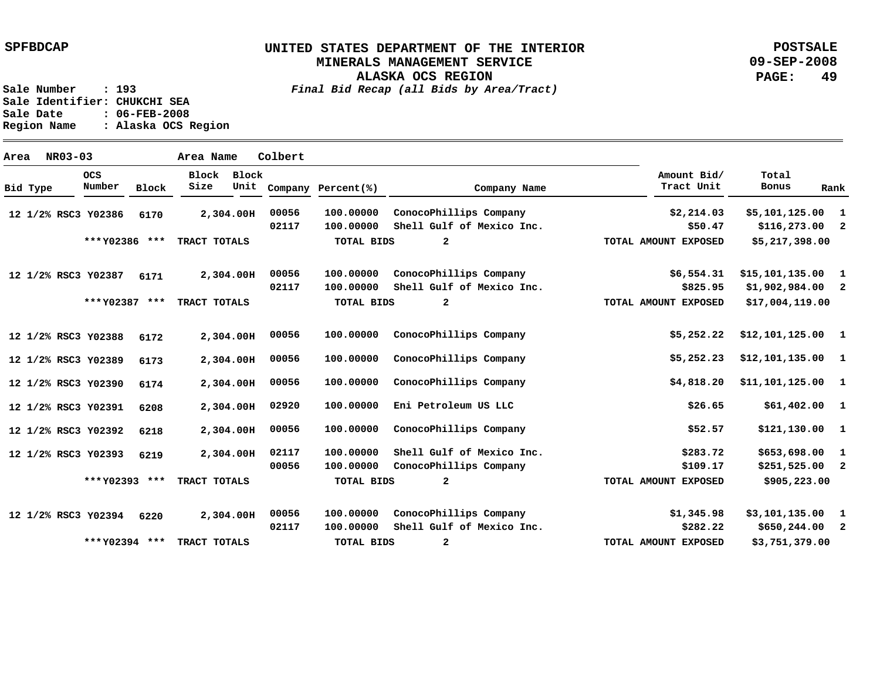**SPFBDCAP**

# UNITED STATES DEPARTMENT OF THE INTERIOR
## MINERALS MANAGEMENT SERVICE
## ALASKA OCS REGION
*Final Bid Recap (all Bids by Area/Tract)*

**POSTSALE**
**09-SEP-2008**

Sale Number : 193
Sale Identifier: CHUKCHI SEA
Sale Date : 06-FEB-2008
Region Name : Alaska OCS Region

Area NR03-03 Area Name Colbert

| Bid Type | OCS Number | Block | Block Size | Block Unit | Company | Percent(%) | Company Name | Amount Bid/ Tract Unit | Total Bonus | Rank |
|---|---|---|---|---|---|---|---|---|---|---|
| 12 1/2% RSC3 | Y02386 | 6170 | 2,304.00H | | 00056 | 100.00000 | ConocoPhillips Company | $2,214.03 | $5,101,125.00 | 1 |
| | | | | | 02117 | 100.00000 | Shell Gulf of Mexico Inc. | $50.47 | $116,273.00 | 2 |
| | ***Y02386 *** | | TRACT TOTALS | | | TOTAL BIDS | 2 | TOTAL AMOUNT EXPOSED | $5,217,398.00 | |
| 12 1/2% RSC3 | Y02387 | 6171 | 2,304.00H | | 00056 | 100.00000 | ConocoPhillips Company | $6,554.31 | $15,101,135.00 | 1 |
| | | | | | 02117 | 100.00000 | Shell Gulf of Mexico Inc. | $825.95 | $1,902,984.00 | 2 |
| | ***Y02387 *** | | TRACT TOTALS | | | TOTAL BIDS | 2 | TOTAL AMOUNT EXPOSED | $17,004,119.00 | |
| 12 1/2% RSC3 | Y02388 | 6172 | 2,304.00H | | 00056 | 100.00000 | ConocoPhillips Company | $5,252.22 | $12,101,125.00 | 1 |
| 12 1/2% RSC3 | Y02389 | 6173 | 2,304.00H | | 00056 | 100.00000 | ConocoPhillips Company | $5,252.23 | $12,101,135.00 | 1 |
| 12 1/2% RSC3 | Y02390 | 6174 | 2,304.00H | | 00056 | 100.00000 | ConocoPhillips Company | $4,818.20 | $11,101,125.00 | 1 |
| 12 1/2% RSC3 | Y02391 | 6208 | 2,304.00H | | 02920 | 100.00000 | Eni Petroleum US LLC | $26.65 | $61,402.00 | 1 |
| 12 1/2% RSC3 | Y02392 | 6218 | 2,304.00H | | 00056 | 100.00000 | ConocoPhillips Company | $52.57 | $121,130.00 | 1 |
| 12 1/2% RSC3 | Y02393 | 6219 | 2,304.00H | | 02117 | 100.00000 | Shell Gulf of Mexico Inc. | $283.72 | $653,698.00 | 1 |
| | | | | | 00056 | 100.00000 | ConocoPhillips Company | $109.17 | $251,525.00 | 2 |
| | ***Y02393 *** | | TRACT TOTALS | | | TOTAL BIDS | 2 | TOTAL AMOUNT EXPOSED | $905,223.00 | |
| 12 1/2% RSC3 | Y02394 | 6220 | 2,304.00H | | 00056 | 100.00000 | ConocoPhillips Company | $1,345.98 | $3,101,135.00 | 1 |
| | | | | | 02117 | 100.00000 | Shell Gulf of Mexico Inc. | $282.22 | $650,244.00 | 2 |
| | ***Y02394 *** | | TRACT TOTALS | | | TOTAL BIDS | 2 | TOTAL AMOUNT EXPOSED | $3,751,379.00 | |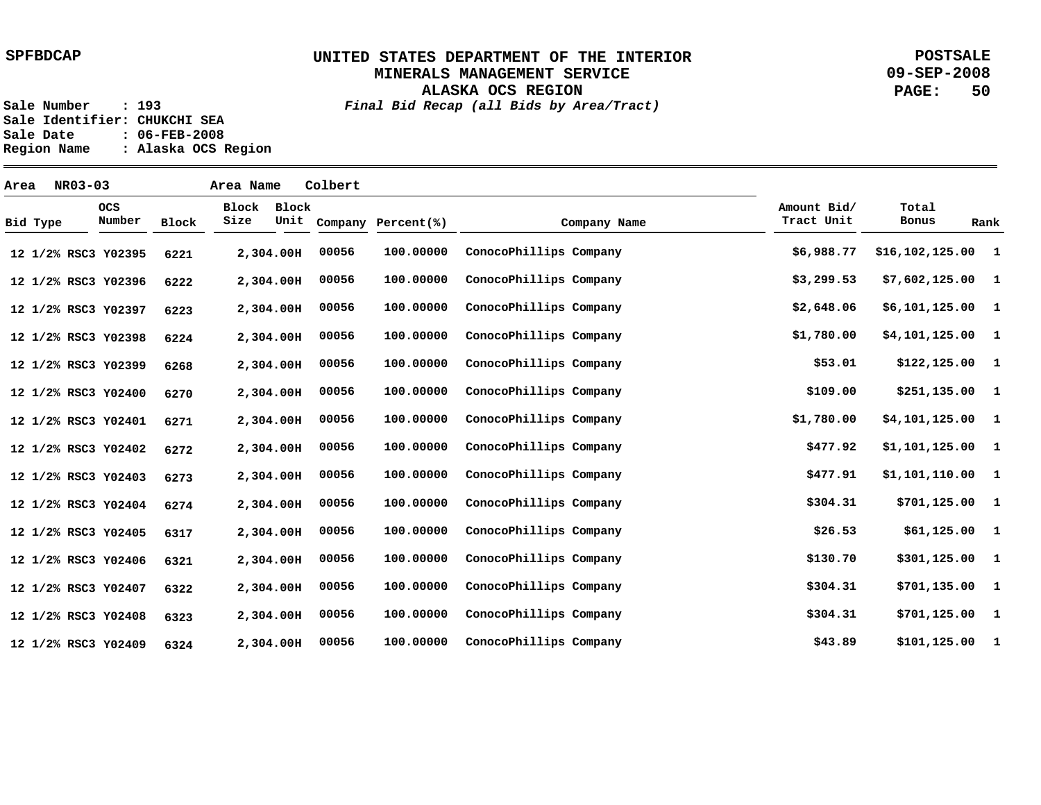SPFBDCAP

# UNITED STATES DEPARTMENT OF THE INTERIOR
## MINERALS MANAGEMENT SERVICE
## ALASKA OCS REGION

*Final Bid Recap (all Bids by Area/Tract)*

POSTSALE
09-SEP-2008

Sale Number : 193
Sale Identifier: CHUKCHI SEA
Sale Date : 06-FEB-2008
Region Name : Alaska OCS Region

Area NR03-03 Area Name Colbert

| Bid Type | OCS Number | Block | Block Size | Block Unit | Company | Percent(%) | Company Name | Amount Bid/ Tract Unit | Total Bonus | Rank |
|---|---|---|---|---|---|---|---|---|---|---|
| 12 1/2% RSC3 | Y02395 | 6221 | 2,304.00 | H | 00056 | 100.00000 | ConocoPhillips Company | $6,988.77 | $16,102,125.00 | 1 |
| 12 1/2% RSC3 | Y02396 | 6222 | 2,304.00 | H | 00056 | 100.00000 | ConocoPhillips Company | $3,299.53 | $7,602,125.00 | 1 |
| 12 1/2% RSC3 | Y02397 | 6223 | 2,304.00 | H | 00056 | 100.00000 | ConocoPhillips Company | $2,648.06 | $6,101,125.00 | 1 |
| 12 1/2% RSC3 | Y02398 | 6224 | 2,304.00 | H | 00056 | 100.00000 | ConocoPhillips Company | $1,780.00 | $4,101,125.00 | 1 |
| 12 1/2% RSC3 | Y02399 | 6268 | 2,304.00 | H | 00056 | 100.00000 | ConocoPhillips Company | $53.01 | $122,125.00 | 1 |
| 12 1/2% RSC3 | Y02400 | 6270 | 2,304.00 | H | 00056 | 100.00000 | ConocoPhillips Company | $109.00 | $251,135.00 | 1 |
| 12 1/2% RSC3 | Y02401 | 6271 | 2,304.00 | H | 00056 | 100.00000 | ConocoPhillips Company | $1,780.00 | $4,101,125.00 | 1 |
| 12 1/2% RSC3 | Y02402 | 6272 | 2,304.00 | H | 00056 | 100.00000 | ConocoPhillips Company | $477.92 | $1,101,125.00 | 1 |
| 12 1/2% RSC3 | Y02403 | 6273 | 2,304.00 | H | 00056 | 100.00000 | ConocoPhillips Company | $477.91 | $1,101,110.00 | 1 |
| 12 1/2% RSC3 | Y02404 | 6274 | 2,304.00 | H | 00056 | 100.00000 | ConocoPhillips Company | $304.31 | $701,125.00 | 1 |
| 12 1/2% RSC3 | Y02405 | 6317 | 2,304.00 | H | 00056 | 100.00000 | ConocoPhillips Company | $26.53 | $61,125.00 | 1 |
| 12 1/2% RSC3 | Y02406 | 6321 | 2,304.00 | H | 00056 | 100.00000 | ConocoPhillips Company | $130.70 | $301,125.00 | 1 |
| 12 1/2% RSC3 | Y02407 | 6322 | 2,304.00 | H | 00056 | 100.00000 | ConocoPhillips Company | $304.31 | $701,135.00 | 1 |
| 12 1/2% RSC3 | Y02408 | 6323 | 2,304.00 | H | 00056 | 100.00000 | ConocoPhillips Company | $304.31 | $701,125.00 | 1 |
| 12 1/2% RSC3 | Y02409 | 6324 | 2,304.00 | H | 00056 | 100.00000 | ConocoPhillips Company | $43.89 | $101,125.00 | 1 |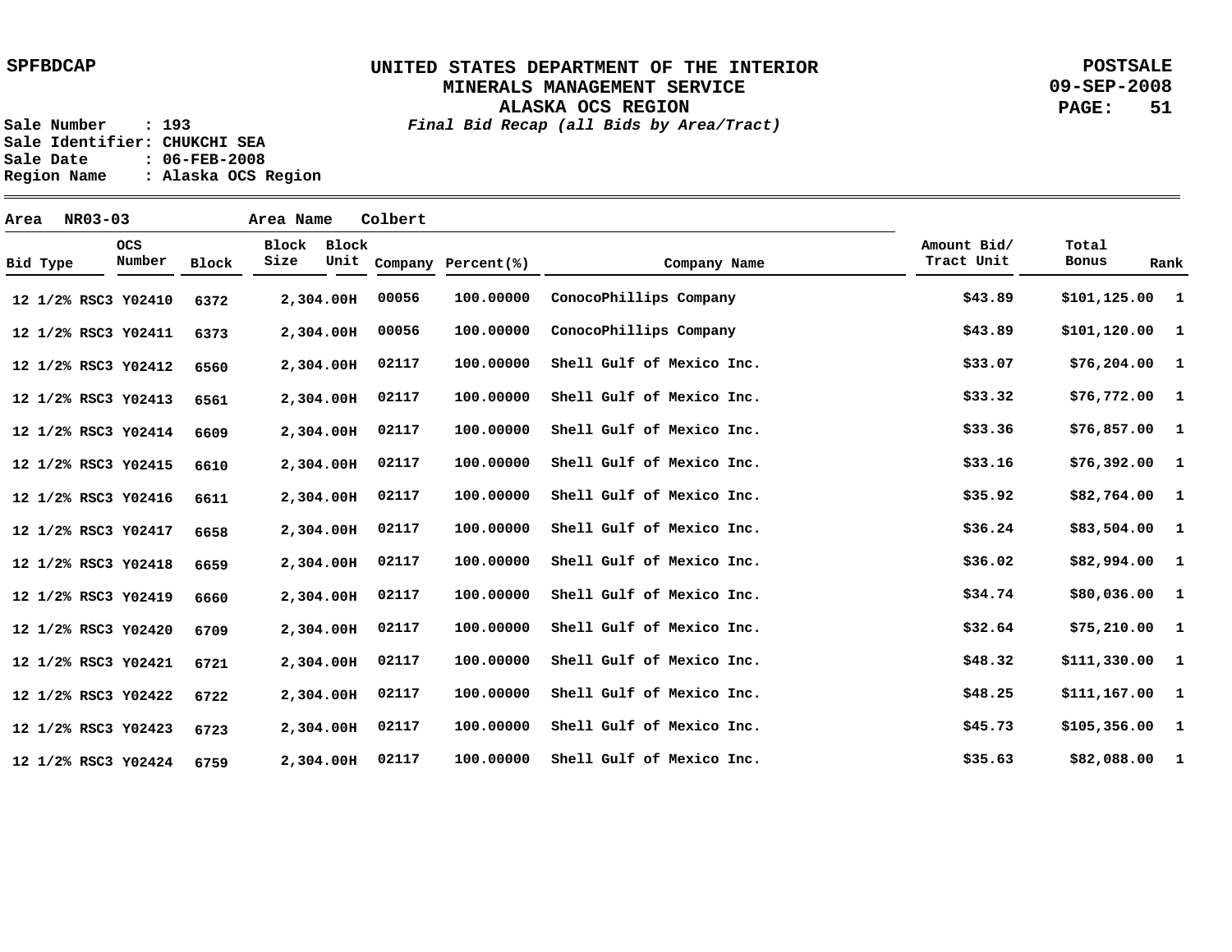SPFBDCAP

# UNITED STATES DEPARTMENT OF THE INTERIOR
## MINERALS MANAGEMENT SERVICE
## ALASKA OCS REGION
*Final Bid Recap (all Bids by Area/Tract)*

POSTSALE
09-SEP-2008

Sale Number : 193
Sale Identifier: CHUKCHI SEA
Sale Date : 06-FEB-2008
Region Name : Alaska OCS Region

**Area** NR03-03 **Area Name** Colbert

| Bid Type | OCS Number | Block | Block Size | Block Unit | Company | Percent(%) | Company Name | Amount Bid/ Tract Unit | Total Bonus | Rank |
|---|---|---|---|---|---|---|---|---|---|---|
| 12 1/2% RSC3 | Y02410 | 6372 | 2,304.00 | H | 00056 | 100.00000 | ConocoPhillips Company | $43.89 | $101,125.00 | 1 |
| 12 1/2% RSC3 | Y02411 | 6373 | 2,304.00 | H | 00056 | 100.00000 | ConocoPhillips Company | $43.89 | $101,120.00 | 1 |
| 12 1/2% RSC3 | Y02412 | 6560 | 2,304.00 | H | 02117 | 100.00000 | Shell Gulf of Mexico Inc. | $33.07 | $76,204.00 | 1 |
| 12 1/2% RSC3 | Y02413 | 6561 | 2,304.00 | H | 02117 | 100.00000 | Shell Gulf of Mexico Inc. | $33.32 | $76,772.00 | 1 |
| 12 1/2% RSC3 | Y02414 | 6609 | 2,304.00 | H | 02117 | 100.00000 | Shell Gulf of Mexico Inc. | $33.36 | $76,857.00 | 1 |
| 12 1/2% RSC3 | Y02415 | 6610 | 2,304.00 | H | 02117 | 100.00000 | Shell Gulf of Mexico Inc. | $33.16 | $76,392.00 | 1 |
| 12 1/2% RSC3 | Y02416 | 6611 | 2,304.00 | H | 02117 | 100.00000 | Shell Gulf of Mexico Inc. | $35.92 | $82,764.00 | 1 |
| 12 1/2% RSC3 | Y02417 | 6658 | 2,304.00 | H | 02117 | 100.00000 | Shell Gulf of Mexico Inc. | $36.24 | $83,504.00 | 1 |
| 12 1/2% RSC3 | Y02418 | 6659 | 2,304.00 | H | 02117 | 100.00000 | Shell Gulf of Mexico Inc. | $36.02 | $82,994.00 | 1 |
| 12 1/2% RSC3 | Y02419 | 6660 | 2,304.00 | H | 02117 | 100.00000 | Shell Gulf of Mexico Inc. | $34.74 | $80,036.00 | 1 |
| 12 1/2% RSC3 | Y02420 | 6709 | 2,304.00 | H | 02117 | 100.00000 | Shell Gulf of Mexico Inc. | $32.64 | $75,210.00 | 1 |
| 12 1/2% RSC3 | Y02421 | 6721 | 2,304.00 | H | 02117 | 100.00000 | Shell Gulf of Mexico Inc. | $48.32 | $111,330.00 | 1 |
| 12 1/2% RSC3 | Y02422 | 6722 | 2,304.00 | H | 02117 | 100.00000 | Shell Gulf of Mexico Inc. | $48.25 | $111,167.00 | 1 |
| 12 1/2% RSC3 | Y02423 | 6723 | 2,304.00 | H | 02117 | 100.00000 | Shell Gulf of Mexico Inc. | $45.73 | $105,356.00 | 1 |
| 12 1/2% RSC3 | Y02424 | 6759 | 2,304.00 | H | 02117 | 100.00000 | Shell Gulf of Mexico Inc. | $35.63 | $82,088.00 | 1 |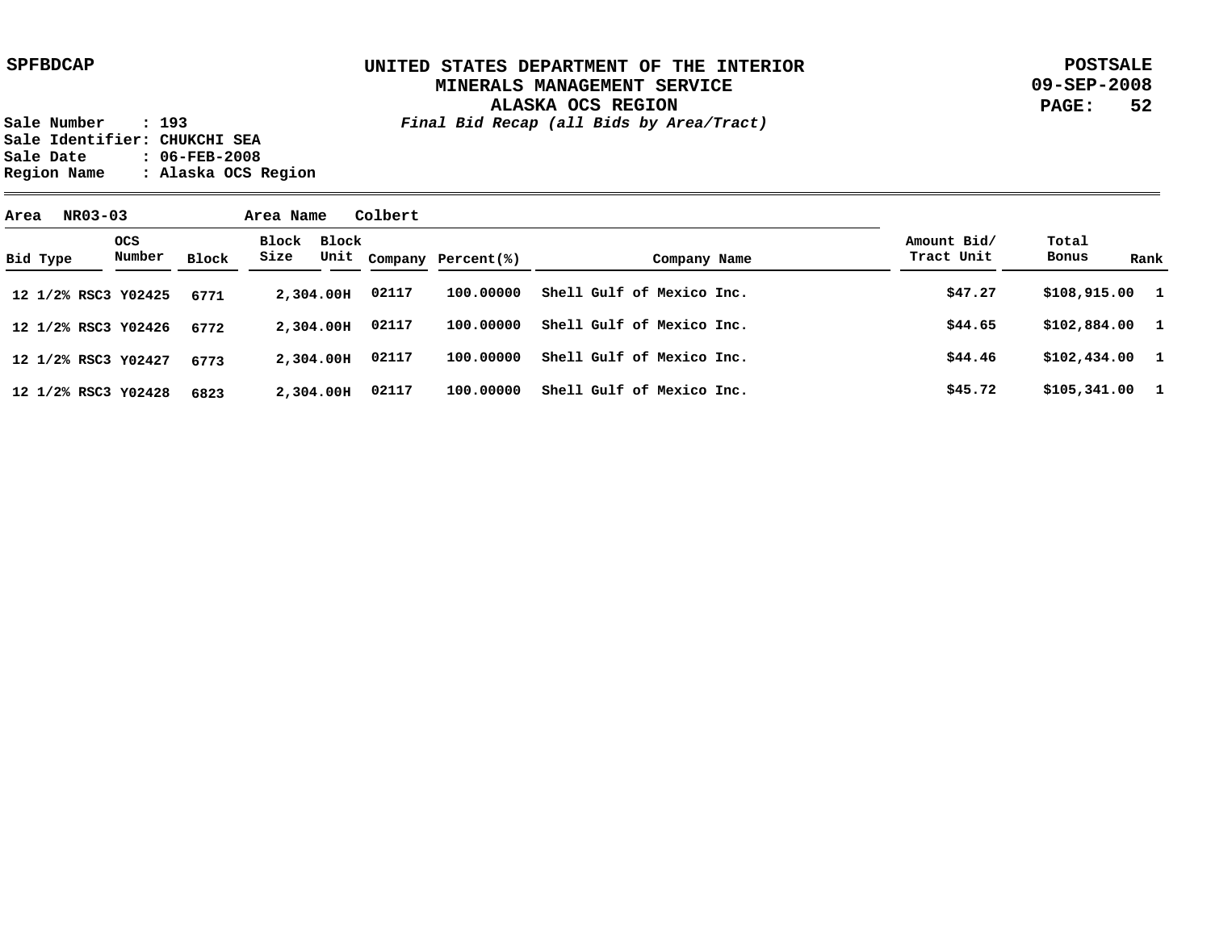SPFBDCAP

# UNITED STATES DEPARTMENT OF THE INTERIOR
## MINERALS MANAGEMENT SERVICE
## ALASKA OCS REGION

POSTSALE
09-SEP-2008

*Final Bid Recap (all Bids by Area/Tract)*

Sale Number : 193
Sale Identifier: CHUKCHI SEA
Sale Date : 06-FEB-2008
Region Name : Alaska OCS Region

**Area** NR03-03 **Area Name** Colbert

| Bid Type | OCS Number | Block | Block Size | Block Unit | Company | Percent(%) | Company Name | Amount Bid/ Tract Unit | Total Bonus | Rank |
|---|---|---|---|---|---|---|---|---|---|---|
| 12 1/2% RSC3 | Y02425 | 6771 | 2,304.00 | H | 02117 | 100.00000 | Shell Gulf of Mexico Inc. | $47.27 | $108,915.00 | 1 |
| 12 1/2% RSC3 | Y02426 | 6772 | 2,304.00 | H | 02117 | 100.00000 | Shell Gulf of Mexico Inc. | $44.65 | $102,884.00 | 1 |
| 12 1/2% RSC3 | Y02427 | 6773 | 2,304.00 | H | 02117 | 100.00000 | Shell Gulf of Mexico Inc. | $44.46 | $102,434.00 | 1 |
| 12 1/2% RSC3 | Y02428 | 6823 | 2,304.00 | H | 02117 | 100.00000 | Shell Gulf of Mexico Inc. | $45.72 | $105,341.00 | 1 |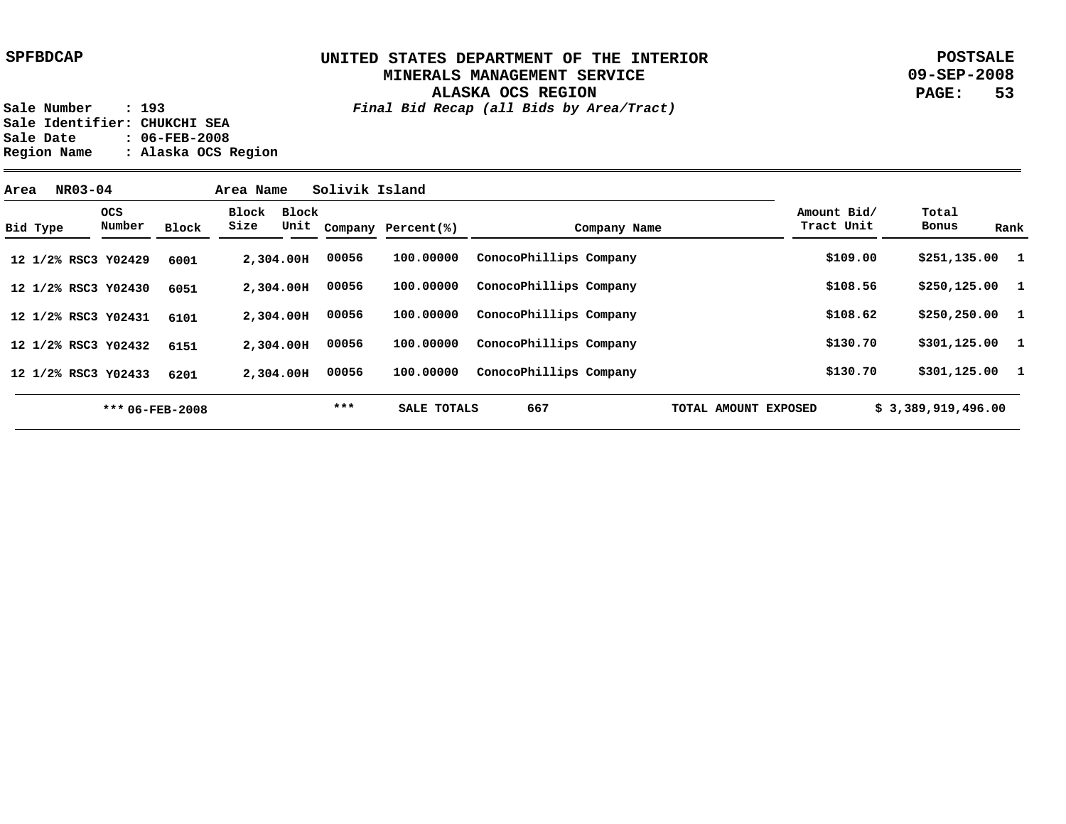SPFBDCAP

# UNITED STATES DEPARTMENT OF THE INTERIOR
## MINERALS MANAGEMENT SERVICE
## ALASKA OCS REGION

*Final Bid Recap (all Bids by Area/Tract)*

POSTSALE
09-SEP-2008

Sale Number : 193
Sale Identifier: CHUKCHI SEA
Sale Date : 06-FEB-2008
Region Name : Alaska OCS Region

**Area** NR03-04 **Area Name** Solivik Island

| Bid Type | OCS Number | Block | Block Size | Block Unit | Company | Percent(%) | Company Name | Amount Bid/ Tract Unit | Total Bonus | Rank |
|---|---|---|---|---|---|---|---|---|---|---|
| 12 1/2% RSC3 | Y02429 | 6001 | 2,304.00 | H | 00056 | 100.00000 | ConocoPhillips Company | $109.00 | $251,135.00 | 1 |
| 12 1/2% RSC3 | Y02430 | 6051 | 2,304.00 | H | 00056 | 100.00000 | ConocoPhillips Company | $108.56 | $250,125.00 | 1 |
| 12 1/2% RSC3 | Y02431 | 6101 | 2,304.00 | H | 00056 | 100.00000 | ConocoPhillips Company | $108.62 | $250,250.00 | 1 |
| 12 1/2% RSC3 | Y02432 | 6151 | 2,304.00 | H | 00056 | 100.00000 | ConocoPhillips Company | $130.70 | $301,125.00 | 1 |
| 12 1/2% RSC3 | Y02433 | 6201 | 2,304.00 | H | 00056 | 100.00000 | ConocoPhillips Company | $130.70 | $301,125.00 | 1 |

*** 06-FEB-2008 *** SALE TOTALS 667 TOTAL AMOUNT EXPOSED $ 3,389,919,496.00